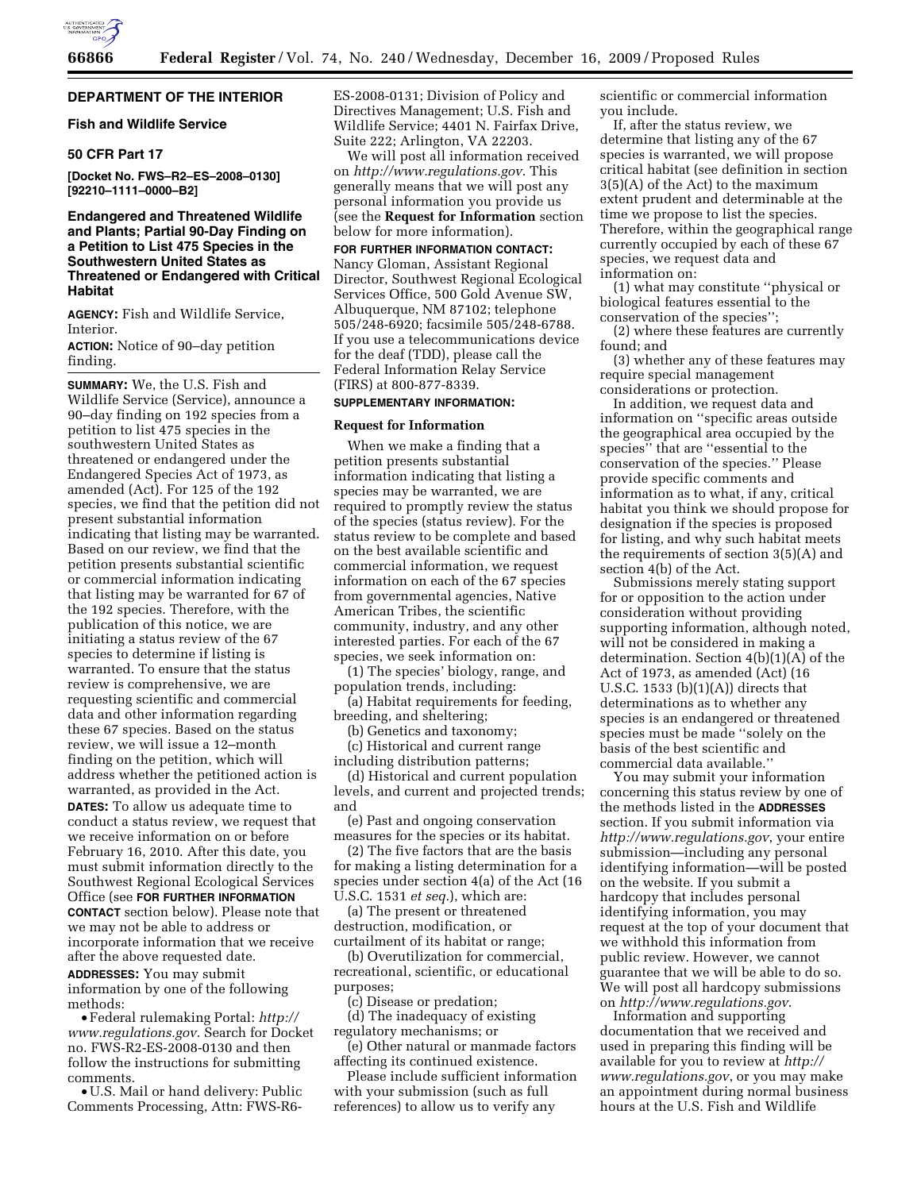## DEPARTMENT OF THE INTERIOR

### Fish and Wildlife Service

### 50 CFR Part 17

**[Docket No. FWS–R2–ES–2008–0130] [92210–1111–0000–B2]**

### Endangered and Threatened Wildlife and Plants; Partial 90-Day Finding on a Petition to List 475 Species in the Southwestern United States as Threatened or Endangered with Critical Habitat

**AGENCY:** Fish and Wildlife Service, Interior.

**ACTION:** Notice of 90–day petition finding.

**SUMMARY:** We, the U.S. Fish and Wildlife Service (Service), announce a 90–day finding on 192 species from a petition to list 475 species in the southwestern United States as threatened or endangered under the Endangered Species Act of 1973, as amended (Act). For 125 of the 192 species, we find that the petition did not present substantial information indicating that listing may be warranted. Based on our review, we find that the petition presents substantial scientific or commercial information indicating that listing may be warranted for 67 of the 192 species. Therefore, with the publication of this notice, we are initiating a status review of the 67 species to determine if listing is warranted. To ensure that the status review is comprehensive, we are requesting scientific and commercial data and other information regarding these 67 species. Based on the status review, we will issue a 12–month finding on the petition, which will address whether the petitioned action is warranted, as provided in the Act.

**DATES:** To allow us adequate time to conduct a status review, we request that we receive information on or before February 16, 2010. After this date, you must submit information directly to the Southwest Regional Ecological Services Office (see **FOR FURTHER INFORMATION CONTACT** section below). Please note that we may not be able to address or incorporate information that we receive after the above requested date.

**ADDRESSES:** You may submit information by one of the following methods:

- Federal rulemaking Portal: *http://www.regulations.gov*. Search for Docket no. FWS-R2-ES-2008-0130 and then follow the instructions for submitting comments.
- U.S. Mail or hand delivery: Public Comments Processing, Attn: FWS-R6-ES-2008-0131; Division of Policy and Directives Management; U.S. Fish and Wildlife Service; 4401 N. Fairfax Drive, Suite 222; Arlington, VA 22203.

We will post all information received on *http://www.regulations.gov*. This generally means that we will post any personal information you provide us (see the **Request for Information** section below for more information).

**FOR FURTHER INFORMATION CONTACT:** Nancy Gloman, Assistant Regional Director, Southwest Regional Ecological Services Office, 500 Gold Avenue SW, Albuquerque, NM 87102; telephone 505/248-6920; facsimile 505/248-6788. If you use a telecommunications device for the deaf (TDD), please call the Federal Information Relay Service (FIRS) at 800-877-8339.

**SUPPLEMENTARY INFORMATION:**

#### Request for Information

When we make a finding that a petition presents substantial information indicating that listing a species may be warranted, we are required to promptly review the status of the species (status review). For the status review to be complete and based on the best available scientific and commercial information, we request information on each of the 67 species from governmental agencies, Native American Tribes, the scientific community, industry, and any other interested parties. For each of the 67 species, we seek information on:

(1) The species' biology, range, and population trends, including:

(a) Habitat requirements for feeding, breeding, and sheltering;

(b) Genetics and taxonomy;

(c) Historical and current range including distribution patterns;

(d) Historical and current population levels, and current and projected trends; and

(e) Past and ongoing conservation measures for the species or its habitat.

(2) The five factors that are the basis for making a listing determination for a species under section 4(a) of the Act (16 U.S.C. 1531 *et seq.*), which are:

(a) The present or threatened destruction, modification, or curtailment of its habitat or range;

(b) Overutilization for commercial, recreational, scientific, or educational purposes;

(c) Disease or predation;

(d) The inadequacy of existing regulatory mechanisms; or

(e) Other natural or manmade factors affecting its continued existence.

Please include sufficient information with your submission (such as full references) to allow us to verify any scientific or commercial information you include.

If, after the status review, we determine that listing any of the 67 species is warranted, we will propose critical habitat (see definition in section 3(5)(A) of the Act) to the maximum extent prudent and determinable at the time we propose to list the species. Therefore, within the geographical range currently occupied by each of these 67 species, we request data and information on:

(1) what may constitute "physical or biological features essential to the conservation of the species";

(2) where these features are currently found; and

(3) whether any of these features may require special management considerations or protection.

In addition, we request data and information on "specific areas outside the geographical area occupied by the species" that are "essential to the conservation of the species." Please provide specific comments and information as to what, if any, critical habitat you think we should propose for designation if the species is proposed for listing, and why such habitat meets the requirements of section 3(5)(A) and section 4(b) of the Act.

Submissions merely stating support for or opposition to the action under consideration without providing supporting information, although noted, will not be considered in making a determination. Section 4(b)(1)(A) of the Act of 1973, as amended (Act) (16 U.S.C. 1533 (b)(1)(A)) directs that determinations as to whether any species is an endangered or threatened species must be made "solely on the basis of the best scientific and commercial data available."

You may submit your information concerning this status review by one of the methods listed in the **ADDRESSES** section. If you submit information via *http://www.regulations.gov*, your entire submission—including any personal identifying information—will be posted on the website. If you submit a hardcopy that includes personal identifying information, you may request at the top of your document that we withhold this information from public review. However, we cannot guarantee that we will be able to do so. We will post all hardcopy submissions on *http://www.regulations.gov*.

Information and supporting documentation that we received and used in preparing this finding will be available for you to review at *http://www.regulations.gov*, or you may make an appointment during normal business hours at the U.S. Fish and Wildlife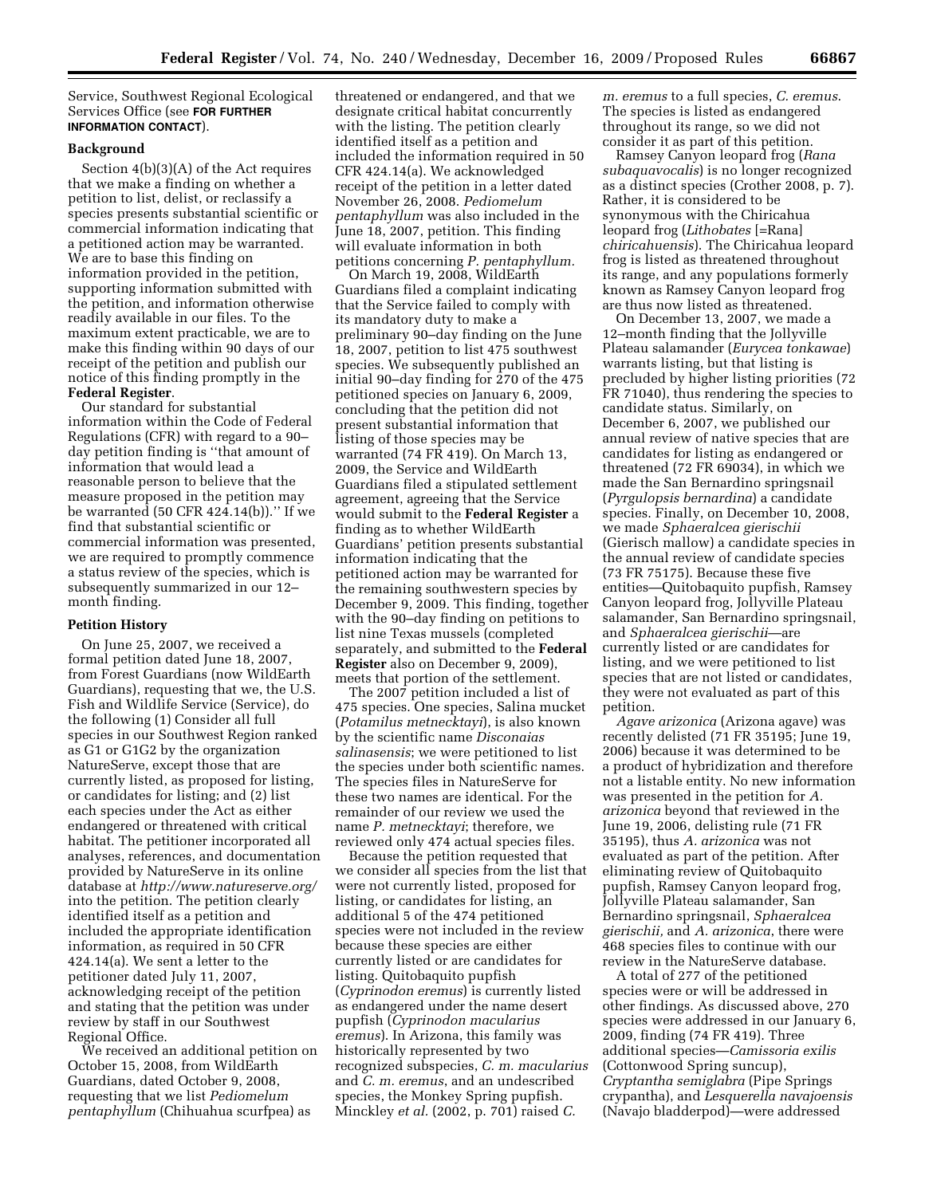Service, Southwest Regional Ecological Services Office (see **FOR FURTHER INFORMATION CONTACT**).

## Background

Section 4(b)(3)(A) of the Act requires that we make a finding on whether a petition to list, delist, or reclassify a species presents substantial scientific or commercial information indicating that a petitioned action may be warranted. We are to base this finding on information provided in the petition, supporting information submitted with the petition, and information otherwise readily available in our files. To the maximum extent practicable, we are to make this finding within 90 days of our receipt of the petition and publish our notice of this finding promptly in the **Federal Register**.

Our standard for substantial information within the Code of Federal Regulations (CFR) with regard to a 90–day petition finding is ''that amount of information that would lead a reasonable person to believe that the measure proposed in the petition may be warranted (50 CFR 424.14(b)).'' If we find that substantial scientific or commercial information was presented, we are required to promptly commence a status review of the species, which is subsequently summarized in our 12–month finding.

## Petition History

On June 25, 2007, we received a formal petition dated June 18, 2007, from Forest Guardians (now WildEarth Guardians), requesting that we, the U.S. Fish and Wildlife Service (Service), do the following (1) Consider all full species in our Southwest Region ranked as G1 or G1G2 by the organization NatureServe, except those that are currently listed, as proposed for listing, or candidates for listing; and (2) list each species under the Act as either endangered or threatened with critical habitat. The petitioner incorporated all analyses, references, and documentation provided by NatureServe in its online database at *http://www.natureserve.org/* into the petition. The petition clearly identified itself as a petition and included the appropriate identification information, as required in 50 CFR 424.14(a). We sent a letter to the petitioner dated July 11, 2007, acknowledging receipt of the petition and stating that the petition was under review by staff in our Southwest Regional Office.

We received an additional petition on October 15, 2008, from WildEarth Guardians, dated October 9, 2008, requesting that we list *Pediomelum pentaphyllum* (Chihuahua scurfpea) as threatened or endangered, and that we designate critical habitat concurrently with the listing. The petition clearly identified itself as a petition and included the information required in 50 CFR 424.14(a). We acknowledged receipt of the petition in a letter dated November 26, 2008. *Pediomelum pentaphyllum* was also included in the June 18, 2007, petition. This finding will evaluate information in both petitions concerning *P. pentaphyllum.*

On March 19, 2008, WildEarth Guardians filed a complaint indicating that the Service failed to comply with its mandatory duty to make a preliminary 90–day finding on the June 18, 2007, petition to list 475 southwest species. We subsequently published an initial 90–day finding for 270 of the 475 petitioned species on January 6, 2009, concluding that the petition did not present substantial information that listing of those species may be warranted (74 FR 419). On March 13, 2009, the Service and WildEarth Guardians filed a stipulated settlement agreement, agreeing that the Service would submit to the **Federal Register** a finding as to whether WildEarth Guardians' petition presents substantial information indicating that the petitioned action may be warranted for the remaining southwestern species by December 9, 2009. This finding, together with the 90–day finding on petitions to list nine Texas mussels (completed separately, and submitted to the **Federal Register** also on December 9, 2009), meets that portion of the settlement.

The 2007 petition included a list of 475 species. One species, Salina mucket (*Potamilus metnecktayi*), is also known by the scientific name *Disconaias salinasensis*; we were petitioned to list the species under both scientific names. The species files in NatureServe for these two names are identical. For the remainder of our review we used the name *P. metnecktayi*; therefore, we reviewed only 474 actual species files.

Because the petition requested that we consider all species from the list that were not currently listed, proposed for listing, or candidates for listing, an additional 5 of the 474 petitioned species were not included in the review because these species are either currently listed or are candidates for listing. Quitobaquito pupfish (*Cyprinodon eremus*) is currently listed as endangered under the name desert pupfish (*Cyprinodon macularius eremus*). In Arizona, this family was historically represented by two recognized subspecies, *C. m. macularius* and *C. m. eremus*, and an undescribed species, the Monkey Spring pupfish. Minckley *et al.* (2002, p. 701) raised *C. m. eremus* to a full species, *C. eremus*. The species is listed as endangered throughout its range, so we did not consider it as part of this petition.

Ramsey Canyon leopard frog (*Rana subaquavocalis*) is no longer recognized as a distinct species (Crother 2008, p. 7). Rather, it is considered to be synonymous with the Chiricahua leopard frog (*Lithobates* [=Rana] *chiricahuensis*). The Chiricahua leopard frog is listed as threatened throughout its range, and any populations formerly known as Ramsey Canyon leopard frog are thus now listed as threatened.

On December 13, 2007, we made a 12–month finding that the Jollyville Plateau salamander (*Eurycea tonkawae*) warrants listing, but that listing is precluded by higher listing priorities (72 FR 71040), thus rendering the species to candidate status. Similarly, on December 6, 2007, we published our annual review of native species that are candidates for listing as endangered or threatened (72 FR 69034), in which we made the San Bernardino springsnail (*Pyrgulopsis bernardina*) a candidate species. Finally, on December 10, 2008, we made *Sphaeralcea gierischii* (Gierisch mallow) a candidate species in the annual review of candidate species (73 FR 75175). Because these five entities—Quitobaquito pupfish, Ramsey Canyon leopard frog, Jollyville Plateau salamander, San Bernardino springsnail, and *Sphaeralcea gierischii*—are currently listed or are candidates for listing, and we were petitioned to list species that are not listed or candidates, they were not evaluated as part of this petition.

*Agave arizonica* (Arizona agave) was recently delisted (71 FR 35195; June 19, 2006) because it was determined to be a product of hybridization and therefore not a listable entity. No new information was presented in the petition for *A. arizonica* beyond that reviewed in the June 19, 2006, delisting rule (71 FR 35195), thus *A. arizonica* was not evaluated as part of the petition. After eliminating review of Quitobaquito pupfish, Ramsey Canyon leopard frog, Jollyville Plateau salamander, San Bernardino springsnail, *Sphaeralcea gierischii,* and *A. arizonica*, there were 468 species files to continue with our review in the NatureServe database.

A total of 277 of the petitioned species were or will be addressed in other findings. As discussed above, 270 species were addressed in our January 6, 2009, finding (74 FR 419). Three additional species—*Camissoria exilis* (Cottonwood Spring suncup), *Cryptantha semiglabra* (Pipe Springs crypantha), and *Lesquerella navajoensis* (Navajo bladderpod)—were addressed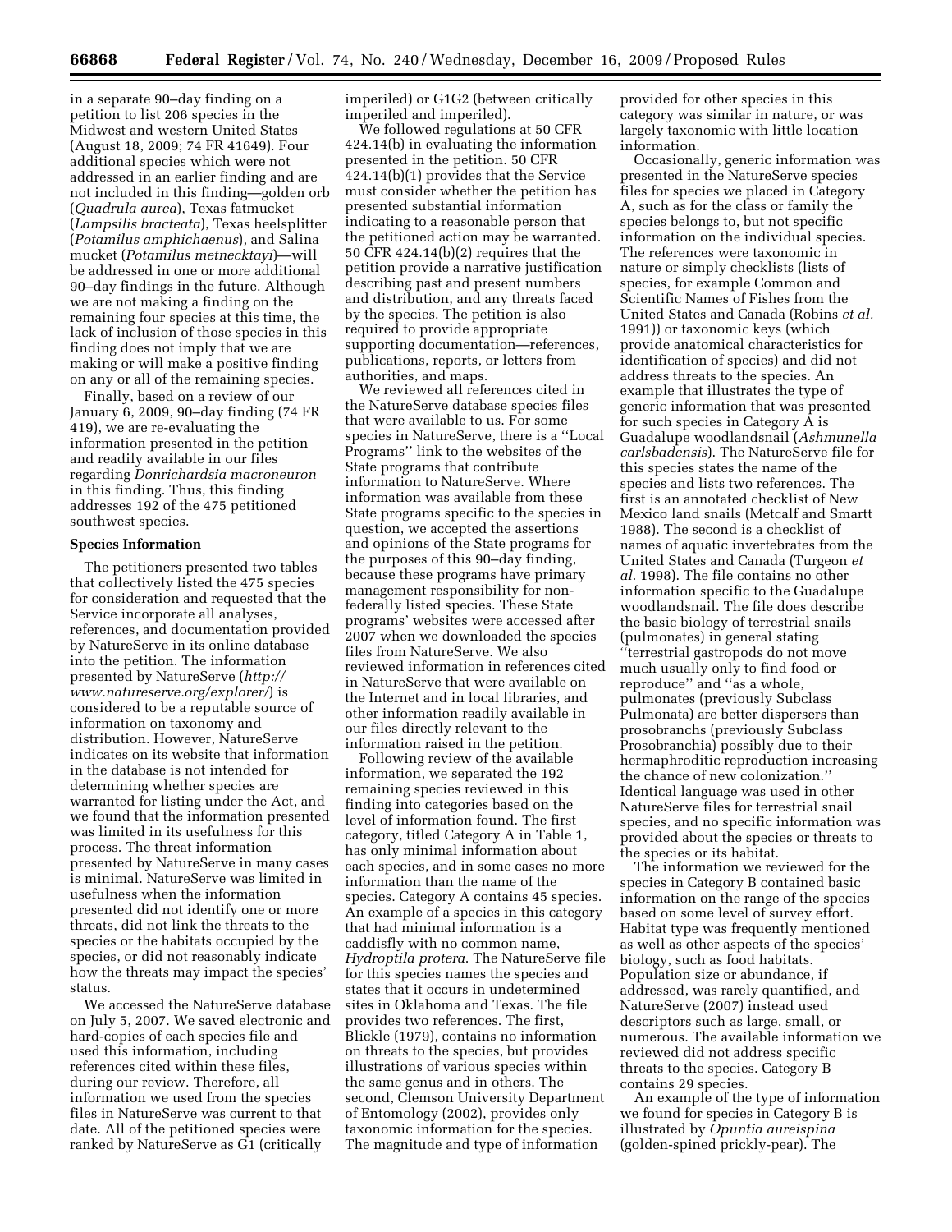in a separate 90–day finding on a petition to list 206 species in the Midwest and western United States (August 18, 2009; 74 FR 41649). Four additional species which were not addressed in an earlier finding and are not included in this finding—golden orb (*Quadrula aurea*), Texas fatmucket (*Lampsilis bracteata*), Texas heelsplitter (*Potamilus amphichaenus*), and Salina mucket (*Potamilus metnecktayi*)—will be addressed in one or more additional 90–day findings in the future. Although we are not making a finding on the remaining four species at this time, the lack of inclusion of those species in this finding does not imply that we are making or will make a positive finding on any or all of the remaining species.

Finally, based on a review of our January 6, 2009, 90–day finding (74 FR 419), we are re-evaluating the information presented in the petition and readily available in our files regarding *Donrichardsia macroneuron* in this finding. Thus, this finding addresses 192 of the 475 petitioned southwest species.

**Species Information**

The petitioners presented two tables that collectively listed the 475 species for consideration and requested that the Service incorporate all analyses, references, and documentation provided by NatureServe in its online database into the petition. The information presented by NatureServe (*http://www.natureserve.org/explorer/*) is considered to be a reputable source of information on taxonomy and distribution. However, NatureServe indicates on its website that information in the database is not intended for determining whether species are warranted for listing under the Act, and we found that the information presented was limited in its usefulness for this process. The threat information presented by NatureServe in many cases is minimal. NatureServe was limited in usefulness when the information presented did not identify one or more threats, did not link the threats to the species or the habitats occupied by the species, or did not reasonably indicate how the threats may impact the species' status.

We accessed the NatureServe database on July 5, 2007. We saved electronic and hard-copies of each species file and used this information, including references cited within these files, during our review. Therefore, all information we used from the species files in NatureServe was current to that date. All of the petitioned species were ranked by NatureServe as G1 (critically imperiled) or G1G2 (between critically imperiled and imperiled).

We followed regulations at 50 CFR 424.14(b) in evaluating the information presented in the petition. 50 CFR 424.14(b)(1) provides that the Service must consider whether the petition has presented substantial information indicating to a reasonable person that the petitioned action may be warranted. 50 CFR 424.14(b)(2) requires that the petition provide a narrative justification describing past and present numbers and distribution, and any threats faced by the species. The petition is also required to provide appropriate supporting documentation—references, publications, reports, or letters from authorities, and maps.

We reviewed all references cited in the NatureServe database species files that were available to us. For some species in NatureServe, there is a ''Local Programs'' link to the websites of the State programs that contribute information to NatureServe. Where information was available from these State programs specific to the species in question, we accepted the assertions and opinions of the State programs for the purposes of this 90–day finding, because these programs have primary management responsibility for non-federally listed species. These State programs' websites were accessed after 2007 when we downloaded the species files from NatureServe. We also reviewed information in references cited in NatureServe that were available on the Internet and in local libraries, and other information readily available in our files directly relevant to the information raised in the petition.

Following review of the available information, we separated the 192 remaining species reviewed in this finding into categories based on the level of information found. The first category, titled Category A in Table 1, has only minimal information about each species, and in some cases no more information than the name of the species. Category A contains 45 species. An example of a species in this category that had minimal information is a caddisfly with no common name, *Hydroptila protera*. The NatureServe file for this species names the species and states that it occurs in undetermined sites in Oklahoma and Texas. The file provides two references. The first, Blickle (1979), contains no information on threats to the species, but provides illustrations of various species within the same genus and in others. The second, Clemson University Department of Entomology (2002), provides only taxonomic information for the species. The magnitude and type of information provided for other species in this category was similar in nature, or was largely taxonomic with little location information.

Occasionally, generic information was presented in the NatureServe species files for species we placed in Category A, such as for the class or family the species belongs to, but not specific information on the individual species. The references were taxonomic in nature or simply checklists (lists of species, for example Common and Scientific Names of Fishes from the United States and Canada (Robins *et al.* 1991)) or taxonomic keys (which provide anatomical characteristics for identification of species) and did not address threats to the species. An example that illustrates the type of generic information that was presented for such species in Category A is Guadalupe woodlandsnail (*Ashmunella carlsbadensis*). The NatureServe file for this species states the name of the species and lists two references. The first is an annotated checklist of New Mexico land snails (Metcalf and Smartt 1988). The second is a checklist of names of aquatic invertebrates from the United States and Canada (Turgeon *et al.* 1998). The file contains no other information specific to the Guadalupe woodlandsnail. The file does describe the basic biology of terrestrial snails (pulmonates) in general stating ''terrestrial gastropods do not move much usually only to find food or reproduce'' and ''as a whole, pulmonates (previously Subclass Pulmonata) are better dispersers than prosobranchs (previously Subclass Prosobranchia) possibly due to their hermaphroditic reproduction increasing the chance of new colonization.'' Identical language was used in other NatureServe files for terrestrial snail species, and no specific information was provided about the species or threats to the species or its habitat.

The information we reviewed for the species in Category B contained basic information on the range of the species based on some level of survey effort. Habitat type was frequently mentioned as well as other aspects of the species' biology, such as food habitats. Population size or abundance, if addressed, was rarely quantified, and NatureServe (2007) instead used descriptors such as large, small, or numerous. The available information we reviewed did not address specific threats to the species. Category B contains 29 species.

An example of the type of information we found for species in Category B is illustrated by *Opuntia aureispina* (golden-spined prickly-pear). The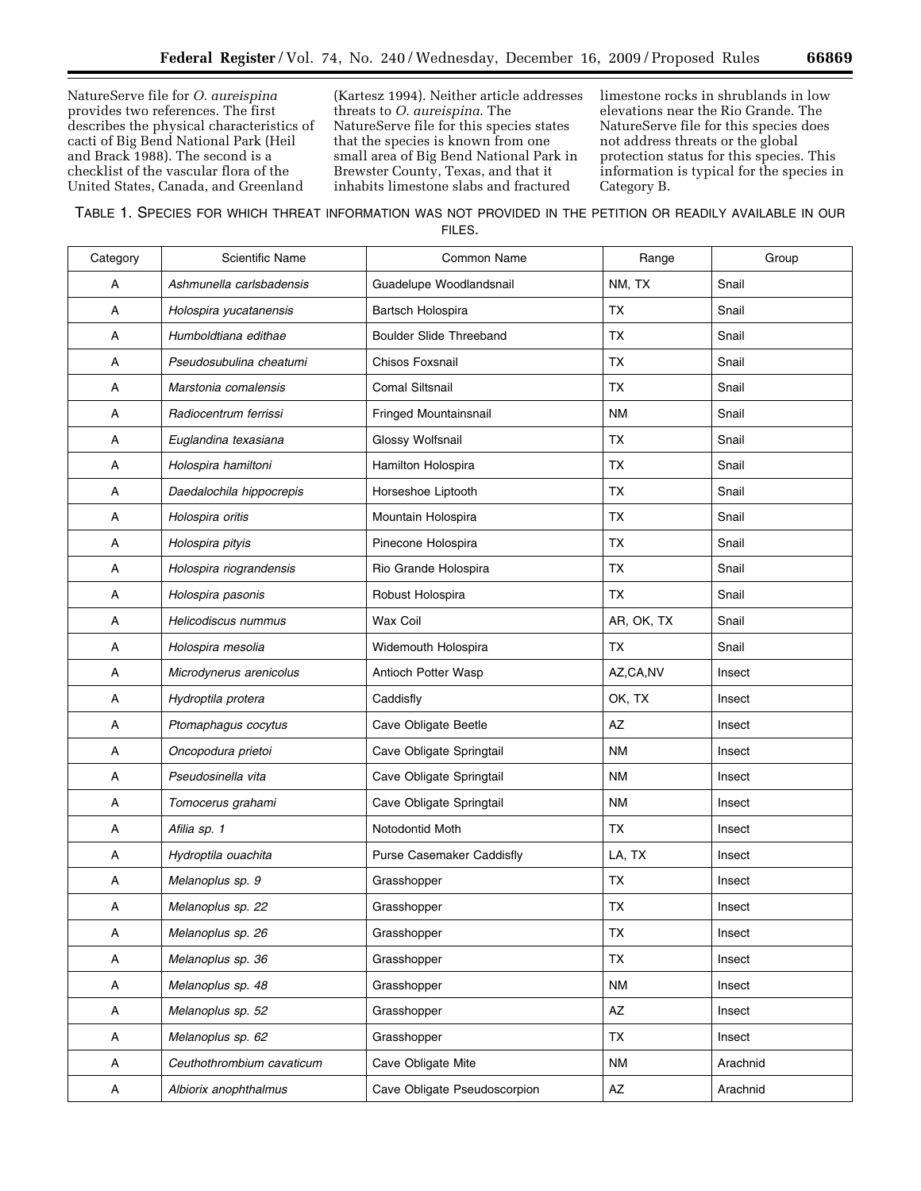NatureServe file for *O. aureispina* provides two references. The first describes the physical characteristics of cacti of Big Bend National Park (Heil and Brack 1988). The second is a checklist of the vascular flora of the United States, Canada, and Greenland (Kartesz 1994). Neither article addresses threats to *O. aureispina*. The NatureServe file for this species states that the species is known from one small area of Big Bend National Park in Brewster County, Texas, and that it inhabits limestone slabs and fractured limestone rocks in shrublands in low elevations near the Rio Grande. The NatureServe file for this species does not address threats or the global protection status for this species. This information is typical for the species in Category B.

TABLE 1. SPECIES FOR WHICH THREAT INFORMATION WAS NOT PROVIDED IN THE PETITION OR READILY AVAILABLE IN OUR FILES.

| Category | Scientific Name | Common Name | Range | Group |
|---|---|---|---|---|
| A | *Ashmunella carlsbadensis* | Guadelupe Woodlandsnail | NM, TX | Snail |
| A | *Holospira yucatanensis* | Bartsch Holospira | TX | Snail |
| A | *Humboldtiana edithae* | Boulder Slide Threeband | TX | Snail |
| A | *Pseudosubulina cheatumi* | Chisos Foxsnail | TX | Snail |
| A | *Marstonia comalensis* | Comal Siltsnail | TX | Snail |
| A | *Radiocentrum ferrissi* | Fringed Mountainsnail | NM | Snail |
| A | *Euglandina texasiana* | Glossy Wolfsnail | TX | Snail |
| A | *Holospira hamiltoni* | Hamilton Holospira | TX | Snail |
| A | *Daedalochila hippocrepis* | Horseshoe Liptooth | TX | Snail |
| A | *Holospira oritis* | Mountain Holospira | TX | Snail |
| A | *Holospira pityis* | Pinecone Holospira | TX | Snail |
| A | *Holospira riograndensis* | Rio Grande Holospira | TX | Snail |
| A | *Holospira pasonis* | Robust Holospira | TX | Snail |
| A | *Helicodiscus nummus* | Wax Coil | AR, OK, TX | Snail |
| A | *Holospira mesolia* | Widemouth Holospira | TX | Snail |
| A | *Microdynerus arenicolus* | Antioch Potter Wasp | AZ,CA,NV | Insect |
| A | *Hydroptila protera* | Caddisfly | OK, TX | Insect |
| A | *Ptomaphagus cocytus* | Cave Obligate Beetle | AZ | Insect |
| A | *Oncopodura prietoi* | Cave Obligate Springtail | NM | Insect |
| A | *Pseudosinella vita* | Cave Obligate Springtail | NM | Insect |
| A | *Tomocerus grahami* | Cave Obligate Springtail | NM | Insect |
| A | *Afilia sp. 1* | Notodontid Moth | TX | Insect |
| A | *Hydroptila ouachita* | Purse Casemaker Caddisfly | LA, TX | Insect |
| A | *Melanoplus sp. 9* | Grasshopper | TX | Insect |
| A | *Melanoplus sp. 22* | Grasshopper | TX | Insect |
| A | *Melanoplus sp. 26* | Grasshopper | TX | Insect |
| A | *Melanoplus sp. 36* | Grasshopper | TX | Insect |
| A | *Melanoplus sp. 48* | Grasshopper | NM | Insect |
| A | *Melanoplus sp. 52* | Grasshopper | AZ | Insect |
| A | *Melanoplus sp. 62* | Grasshopper | TX | Insect |
| A | *Ceuthothrombium cavaticum* | Cave Obligate Mite | NM | Arachnid |
| A | *Albiorix anophthalmus* | Cave Obligate Pseudoscorpion | AZ | Arachnid |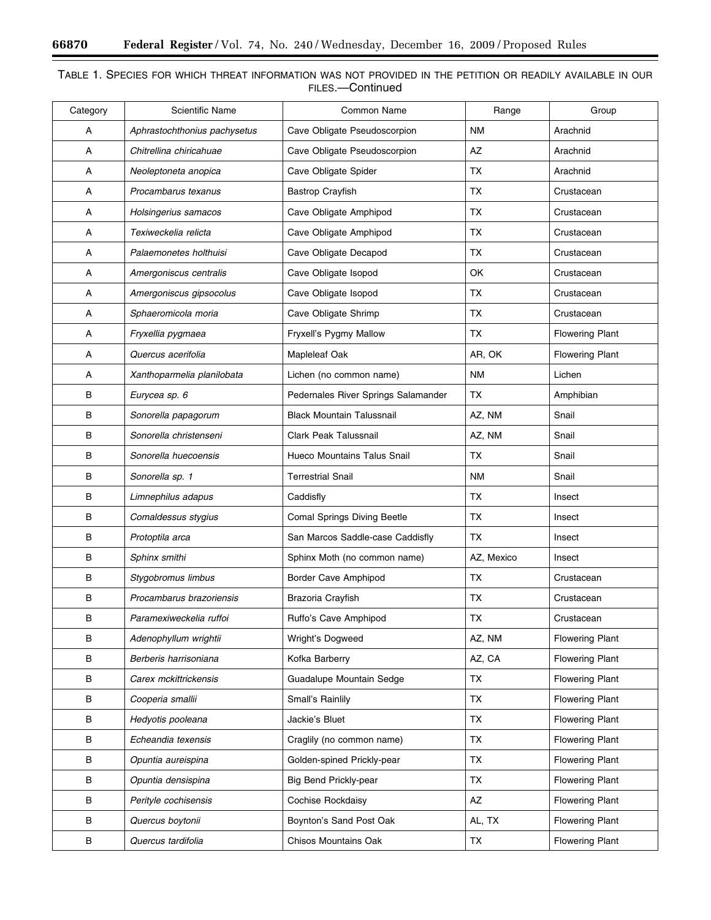TABLE 1. SPECIES FOR WHICH THREAT INFORMATION WAS NOT PROVIDED IN THE PETITION OR READILY AVAILABLE IN OUR FILES.—Continued

| Category | Scientific Name | Common Name | Range | Group |
|---|---|---|---|---|
| A | *Aphrastochthonius pachysetus* | Cave Obligate Pseudoscorpion | NM | Arachnid |
| A | *Chitrellina chiricahuae* | Cave Obligate Pseudoscorpion | AZ | Arachnid |
| A | *Neoleptoneta anopica* | Cave Obligate Spider | TX | Arachnid |
| A | *Procambarus texanus* | Bastrop Crayfish | TX | Crustacean |
| A | *Holsingerius samacos* | Cave Obligate Amphipod | TX | Crustacean |
| A | *Texiweckelia relicta* | Cave Obligate Amphipod | TX | Crustacean |
| A | *Palaemonetes holthuisi* | Cave Obligate Decapod | TX | Crustacean |
| A | *Amergoniscus centralis* | Cave Obligate Isopod | OK | Crustacean |
| A | *Amergoniscus gipsocolus* | Cave Obligate Isopod | TX | Crustacean |
| A | *Sphaeromicola moria* | Cave Obligate Shrimp | TX | Crustacean |
| A | *Fryxellia pygmaea* | Fryxell's Pygmy Mallow | TX | Flowering Plant |
| A | *Quercus acerifolia* | Mapleleaf Oak | AR, OK | Flowering Plant |
| A | *Xanthoparmelia planilobata* | Lichen (no common name) | NM | Lichen |
| B | *Eurycea sp. 6* | Pedernales River Springs Salamander | TX | Amphibian |
| B | *Sonorella papagorum* | Black Mountain Talussnail | AZ, NM | Snail |
| B | *Sonorella christenseni* | Clark Peak Talussnail | AZ, NM | Snail |
| B | *Sonorella huecoensis* | Hueco Mountains Talus Snail | TX | Snail |
| B | *Sonorella sp. 1* | Terrestrial Snail | NM | Snail |
| B | *Limnephilus adapus* | Caddisfly | TX | Insect |
| B | *Comaldessus stygius* | Comal Springs Diving Beetle | TX | Insect |
| B | *Protoptila arca* | San Marcos Saddle-case Caddisfly | TX | Insect |
| B | *Sphinx smithi* | Sphinx Moth (no common name) | AZ, Mexico | Insect |
| B | *Stygobromus limbus* | Border Cave Amphipod | TX | Crustacean |
| B | *Procambarus brazoriensis* | Brazoria Crayfish | TX | Crustacean |
| B | *Paramexiweckelia ruffoi* | Ruffo's Cave Amphipod | TX | Crustacean |
| B | *Adenophyllum wrightii* | Wright's Dogweed | AZ, NM | Flowering Plant |
| B | *Berberis harrisoniana* | Kofka Barberry | AZ, CA | Flowering Plant |
| B | *Carex mckittrickensis* | Guadalupe Mountain Sedge | TX | Flowering Plant |
| B | *Cooperia smallii* | Small's Rainlily | TX | Flowering Plant |
| B | *Hedyotis pooleana* | Jackie's Bluet | TX | Flowering Plant |
| B | *Echeandia texensis* | Craglily (no common name) | TX | Flowering Plant |
| B | *Opuntia aureispina* | Golden-spined Prickly-pear | TX | Flowering Plant |
| B | *Opuntia densispina* | Big Bend Prickly-pear | TX | Flowering Plant |
| B | *Perityle cochisensis* | Cochise Rockdaisy | AZ | Flowering Plant |
| B | *Quercus boytonii* | Boynton's Sand Post Oak | AL, TX | Flowering Plant |
| B | *Quercus tardifolia* | Chisos Mountains Oak | TX | Flowering Plant |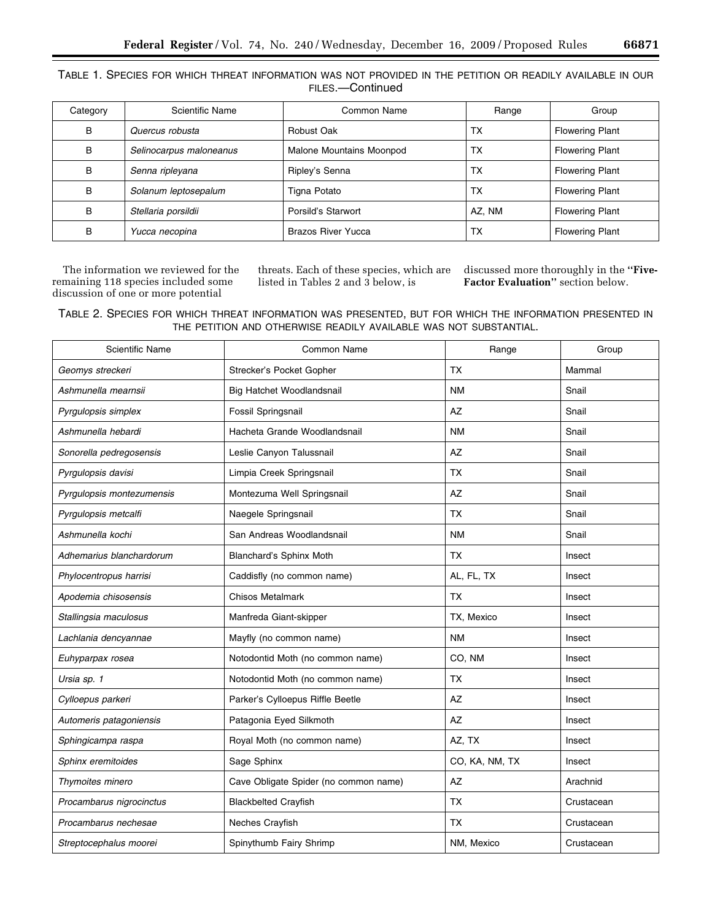TABLE 1. SPECIES FOR WHICH THREAT INFORMATION WAS NOT PROVIDED IN THE PETITION OR READILY AVAILABLE IN OUR FILES.—Continued

| Category | Scientific Name | Common Name | Range | Group |
| --- | --- | --- | --- | --- |
| B | *Quercus robusta* | Robust Oak | TX | Flowering Plant |
| B | *Selinocarpus maloneanus* | Malone Mountains Moonpod | TX | Flowering Plant |
| B | *Senna ripleyana* | Ripley's Senna | TX | Flowering Plant |
| B | *Solanum leptosepalum* | Tigna Potato | TX | Flowering Plant |
| B | *Stellaria porsildii* | Porsild's Starwort | AZ, NM | Flowering Plant |
| B | *Yucca necopina* | Brazos River Yucca | TX | Flowering Plant |

The information we reviewed for the remaining 118 species included some discussion of one or more potential threats. Each of these species, which are listed in Tables 2 and 3 below, is discussed more thoroughly in the "**Five-Factor Evaluation**" section below.

TABLE 2. SPECIES FOR WHICH THREAT INFORMATION WAS PRESENTED, BUT FOR WHICH THE INFORMATION PRESENTED IN THE PETITION AND OTHERWISE READILY AVAILABLE WAS NOT SUBSTANTIAL.

| Scientific Name | Common Name | Range | Group |
| --- | --- | --- | --- |
| *Geomys streckeri* | Strecker's Pocket Gopher | TX | Mammal |
| *Ashmunella mearnsii* | Big Hatchet Woodlandsnail | NM | Snail |
| *Pyrgulopsis simplex* | Fossil Springsnail | AZ | Snail |
| *Ashmunella hebardi* | Hacheta Grande Woodlandsnail | NM | Snail |
| *Sonorella pedregosensis* | Leslie Canyon Talussnail | AZ | Snail |
| *Pyrgulopsis davisi* | Limpia Creek Springsnail | TX | Snail |
| *Pyrgulopsis montezumensis* | Montezuma Well Springsnail | AZ | Snail |
| *Pyrgulopsis metcalfi* | Naegele Springsnail | TX | Snail |
| *Ashmunella kochi* | San Andreas Woodlandsnail | NM | Snail |
| *Adhemarius blanchardorum* | Blanchard's Sphinx Moth | TX | Insect |
| *Phylocentropus harrisi* | Caddisfly (no common name) | AL, FL, TX | Insect |
| *Apodemia chisosensis* | Chisos Metalmark | TX | Insect |
| *Stallingsia maculosus* | Manfreda Giant-skipper | TX, Mexico | Insect |
| *Lachlania dencyannae* | Mayfly (no common name) | NM | Insect |
| *Euhyparpax rosea* | Notodontid Moth (no common name) | CO, NM | Insect |
| *Ursia sp. 1* | Notodontid Moth (no common name) | TX | Insect |
| *Cylloepus parkeri* | Parker's Cylloepus Riffle Beetle | AZ | Insect |
| *Automeris patagoniensis* | Patagonia Eyed Silkmoth | AZ | Insect |
| *Sphingicampa raspa* | Royal Moth (no common name) | AZ, TX | Insect |
| *Sphinx eremitoides* | Sage Sphinx | CO, KA, NM, TX | Insect |
| *Thymoites minero* | Cave Obligate Spider (no common name) | AZ | Arachnid |
| *Procambarus nigrocinctus* | Blackbelted Crayfish | TX | Crustacean |
| *Procambarus nechesae* | Neches Crayfish | TX | Crustacean |
| *Streptocephalus moorei* | Spinythumb Fairy Shrimp | NM, Mexico | Crustacean |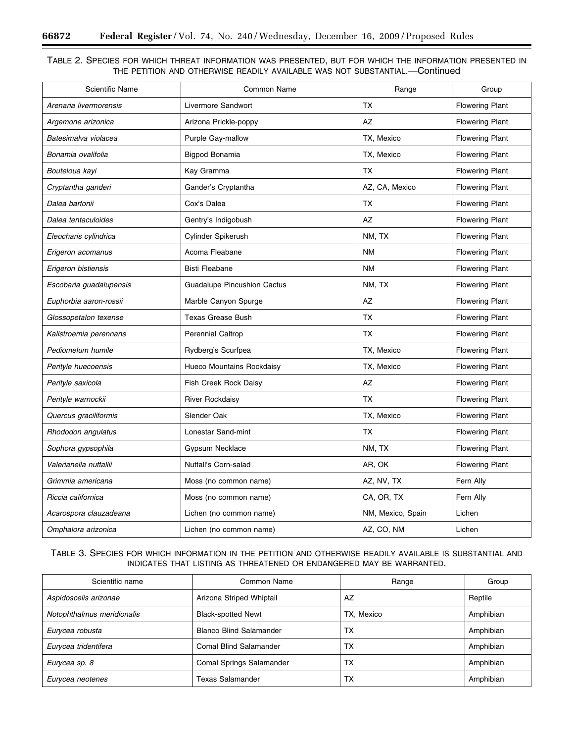TABLE 2. SPECIES FOR WHICH THREAT INFORMATION WAS PRESENTED, BUT FOR WHICH THE INFORMATION PRESENTED IN THE PETITION AND OTHERWISE READILY AVAILABLE WAS NOT SUBSTANTIAL.—Continued

| Scientific Name | Common Name | Range | Group |
|---|---|---|---|
| *Arenaria livermorensis* | Livermore Sandwort | TX | Flowering Plant |
| *Argemone arizonica* | Arizona Prickle-poppy | AZ | Flowering Plant |
| *Batesimalva violacea* | Purple Gay-mallow | TX, Mexico | Flowering Plant |
| *Bonamia ovalifolia* | Bigpod Bonamia | TX, Mexico | Flowering Plant |
| *Bouteloua kayi* | Kay Gramma | TX | Flowering Plant |
| *Cryptantha ganderi* | Gander's Cryptantha | AZ, CA, Mexico | Flowering Plant |
| *Dalea bartonii* | Cox's Dalea | TX | Flowering Plant |
| *Dalea tentaculoides* | Gentry's Indigobush | AZ | Flowering Plant |
| *Eleocharis cylindrica* | Cylinder Spikerush | NM, TX | Flowering Plant |
| *Erigeron acomanus* | Acoma Fleabane | NM | Flowering Plant |
| *Erigeron bistiensis* | Bisti Fleabane | NM | Flowering Plant |
| *Escobaria guadalupensis* | Guadalupe Pincushion Cactus | NM, TX | Flowering Plant |
| *Euphorbia aaron-rossii* | Marble Canyon Spurge | AZ | Flowering Plant |
| *Glossopetalon texense* | Texas Grease Bush | TX | Flowering Plant |
| *Kallstroemia perennans* | Perennial Caltrop | TX | Flowering Plant |
| *Pediomelum humile* | Rydberg's Scurfpea | TX, Mexico | Flowering Plant |
| *Perityle huecoensis* | Hueco Mountains Rockdaisy | TX, Mexico | Flowering Plant |
| *Perityle saxicola* | Fish Creek Rock Daisy | AZ | Flowering Plant |
| *Perityle warnockii* | River Rockdaisy | TX | Flowering Plant |
| *Quercus graciliformis* | Slender Oak | TX, Mexico | Flowering Plant |
| *Rhododon angulatus* | Lonestar Sand-mint | TX | Flowering Plant |
| *Sophora gypsophila* | Gypsum Necklace | NM, TX | Flowering Plant |
| *Valerianella nuttallii* | Nuttall's Corn-salad | AR, OK | Flowering Plant |
| *Grimmia americana* | Moss (no common name) | AZ, NV, TX | Fern Ally |
| *Riccia californica* | Moss (no common name) | CA, OR, TX | Fern Ally |
| *Acarospora clauzadeana* | Lichen (no common name) | NM, Mexico, Spain | Lichen |
| *Omphalora arizonica* | Lichen (no common name) | AZ, CO, NM | Lichen |

TABLE 3. SPECIES FOR WHICH INFORMATION IN THE PETITION AND OTHERWISE READILY AVAILABLE IS SUBSTANTIAL AND INDICATES THAT LISTING AS THREATENED OR ENDANGERED MAY BE WARRANTED.

| Scientific name | Common Name | Range | Group |
|---|---|---|---|
| *Aspidoscelis arizonae* | Arizona Striped Whiptail | AZ | Reptile |
| *Notophthalmus meridionalis* | Black-spotted Newt | TX, Mexico | Amphibian |
| *Eurycea robusta* | Blanco Blind Salamander | TX | Amphibian |
| *Eurycea tridentifera* | Comal Blind Salamander | TX | Amphibian |
| *Eurycea sp. 8* | Comal Springs Salamander | TX | Amphibian |
| *Eurycea neotenes* | Texas Salamander | TX | Amphibian |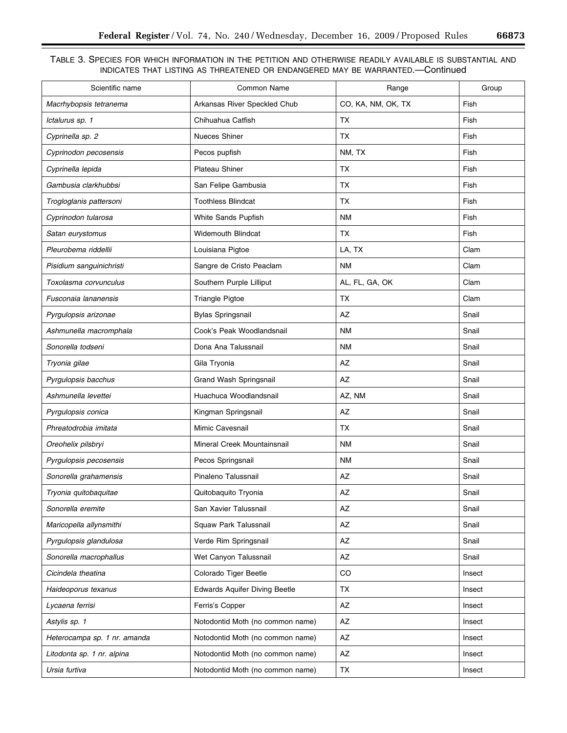TABLE 3. SPECIES FOR WHICH INFORMATION IN THE PETITION AND OTHERWISE READILY AVAILABLE IS SUBSTANTIAL AND INDICATES THAT LISTING AS THREATENED OR ENDANGERED MAY BE WARRANTED.—Continued

| Scientific name | Common Name | Range | Group |
|---|---|---|---|
| *Macrhybopsis tetranema* | Arkansas River Speckled Chub | CO, KA, NM, OK, TX | Fish |
| *Ictalurus sp. 1* | Chihuahua Catfish | TX | Fish |
| *Cyprinella sp. 2* | Nueces Shiner | TX | Fish |
| *Cyprinodon pecosensis* | Pecos pupfish | NM, TX | Fish |
| *Cyprinella lepida* | Plateau Shiner | TX | Fish |
| *Gambusia clarkhubbsi* | San Felipe Gambusia | TX | Fish |
| *Trogloglanis pattersoni* | Toothless Blindcat | TX | Fish |
| *Cyprinodon tularosa* | White Sands Pupfish | NM | Fish |
| *Satan eurystomus* | Widemouth Blindcat | TX | Fish |
| *Pleurobema riddellii* | Louisiana Pigtoe | LA, TX | Clam |
| *Pisidium sanguinichristi* | Sangre de Cristo Peaclam | NM | Clam |
| *Toxolasma corvunculus* | Southern Purple Lilliput | AL, FL, GA, OK | Clam |
| *Fusconaia lananensis* | Triangle Pigtoe | TX | Clam |
| *Pyrgulopsis arizonae* | Bylas Springsnail | AZ | Snail |
| *Ashmunella macromphala* | Cook's Peak Woodlandsnail | NM | Snail |
| *Sonorella todseni* | Dona Ana Talussnail | NM | Snail |
| *Tryonia gilae* | Gila Tryonia | AZ | Snail |
| *Pyrgulopsis bacchus* | Grand Wash Springsnail | AZ | Snail |
| *Ashmunella levettei* | Huachuca Woodlandsnail | AZ, NM | Snail |
| *Pyrgulopsis conica* | Kingman Springsnail | AZ | Snail |
| *Phreatodrobia imitata* | Mimic Cavesnail | TX | Snail |
| *Oreohelix pilsbryi* | Mineral Creek Mountainsnail | NM | Snail |
| *Pyrgulopsis pecosensis* | Pecos Springsnail | NM | Snail |
| *Sonorella grahamensis* | Pinaleno Talussnail | AZ | Snail |
| *Tryonia quitobaquitae* | Quitobaquito Tryonia | AZ | Snail |
| *Sonorella eremite* | San Xavier Talussnail | AZ | Snail |
| *Maricopella allynsmithi* | Squaw Park Talussnail | AZ | Snail |
| *Pyrgulopsis glandulosa* | Verde Rim Springsnail | AZ | Snail |
| *Sonorella macrophallus* | Wet Canyon Talussnail | AZ | Snail |
| *Cicindela theatina* | Colorado Tiger Beetle | CO | Insect |
| *Haideoporus texanus* | Edwards Aquifer Diving Beetle | TX | Insect |
| *Lycaena ferrisi* | Ferris's Copper | AZ | Insect |
| *Astylis sp. 1* | Notodontid Moth (no common name) | AZ | Insect |
| *Heterocampa sp. 1 nr. amanda* | Notodontid Moth (no common name) | AZ | Insect |
| *Litodonta sp. 1 nr. alpina* | Notodontid Moth (no common name) | AZ | Insect |
| *Ursia furtiva* | Notodontid Moth (no common name) | TX | Insect |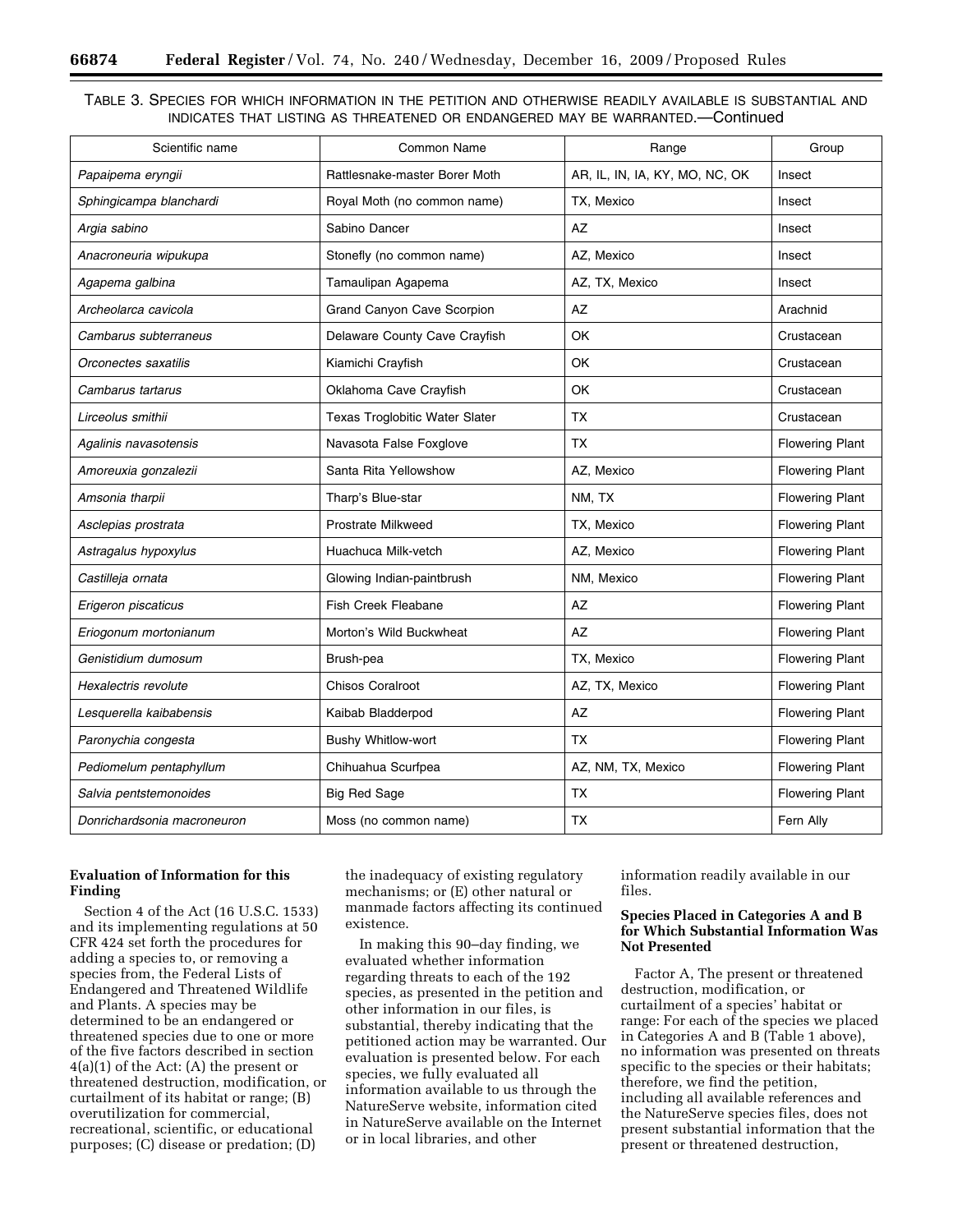TABLE 3. SPECIES FOR WHICH INFORMATION IN THE PETITION AND OTHERWISE READILY AVAILABLE IS SUBSTANTIAL AND INDICATES THAT LISTING AS THREATENED OR ENDANGERED MAY BE WARRANTED.—Continued

| Scientific name | Common Name | Range | Group |
|---|---|---|---|
| *Papaipema eryngii* | Rattlesnake-master Borer Moth | AR, IL, IN, IA, KY, MO, NC, OK | Insect |
| *Sphingicampa blanchardi* | Royal Moth (no common name) | TX, Mexico | Insect |
| *Argia sabino* | Sabino Dancer | AZ | Insect |
| *Anacroneuria wipukupa* | Stonefly (no common name) | AZ, Mexico | Insect |
| *Agapema galbina* | Tamaulipan Agapema | AZ, TX, Mexico | Insect |
| *Archeolarca cavicola* | Grand Canyon Cave Scorpion | AZ | Arachnid |
| *Cambarus subterraneus* | Delaware County Cave Crayfish | OK | Crustacean |
| *Orconectes saxatilis* | Kiamichi Crayfish | OK | Crustacean |
| *Cambarus tartarus* | Oklahoma Cave Crayfish | OK | Crustacean |
| *Lirceolus smithii* | Texas Troglobitic Water Slater | TX | Crustacean |
| *Agalinis navasotensis* | Navasota False Foxglove | TX | Flowering Plant |
| *Amoreuxia gonzalezii* | Santa Rita Yellowshow | AZ, Mexico | Flowering Plant |
| *Amsonia tharpii* | Tharp's Blue-star | NM, TX | Flowering Plant |
| *Asclepias prostrata* | Prostrate Milkweed | TX, Mexico | Flowering Plant |
| *Astragalus hypoxylus* | Huachuca Milk-vetch | AZ, Mexico | Flowering Plant |
| *Castilleja ornata* | Glowing Indian-paintbrush | NM, Mexico | Flowering Plant |
| *Erigeron piscaticus* | Fish Creek Fleabane | AZ | Flowering Plant |
| *Eriogonum mortonianum* | Morton's Wild Buckwheat | AZ | Flowering Plant |
| *Genistidium dumosum* | Brush-pea | TX, Mexico | Flowering Plant |
| *Hexalectris revolute* | Chisos Coralroot | AZ, TX, Mexico | Flowering Plant |
| *Lesquerella kaibabensis* | Kaibab Bladderpod | AZ | Flowering Plant |
| *Paronychia congesta* | Bushy Whitlow-wort | TX | Flowering Plant |
| *Pediomelum pentaphyllum* | Chihuahua Scurfpea | AZ, NM, TX, Mexico | Flowering Plant |
| *Salvia pentstemonoides* | Big Red Sage | TX | Flowering Plant |
| *Donrichardsonia macroneuron* | Moss (no common name) | TX | Fern Ally |

**Evaluation of Information for this Finding**

Section 4 of the Act (16 U.S.C. 1533) and its implementing regulations at 50 CFR 424 set forth the procedures for adding a species to, or removing a species from, the Federal Lists of Endangered and Threatened Wildlife and Plants. A species may be determined to be an endangered or threatened species due to one or more of the five factors described in section 4(a)(1) of the Act: (A) the present or threatened destruction, modification, or curtailment of its habitat or range; (B) overutilization for commercial, recreational, scientific, or educational purposes; (C) disease or predation; (D) the inadequacy of existing regulatory mechanisms; or (E) other natural or manmade factors affecting its continued existence.

In making this 90–day finding, we evaluated whether information regarding threats to each of the 192 species, as presented in the petition and other information in our files, is substantial, thereby indicating that the petitioned action may be warranted. Our evaluation is presented below. For each species, we fully evaluated all information available to us through the NatureServe website, information cited in NatureServe available on the Internet or in local libraries, and other information readily available in our files.

**Species Placed in Categories A and B for Which Substantial Information Was Not Presented**

Factor A, The present or threatened destruction, modification, or curtailment of a species' habitat or range: For each of the species we placed in Categories A and B (Table 1 above), no information was presented on threats specific to the species or their habitats; therefore, we find the petition, including all available references and the NatureServe species files, does not present substantial information that the present or threatened destruction,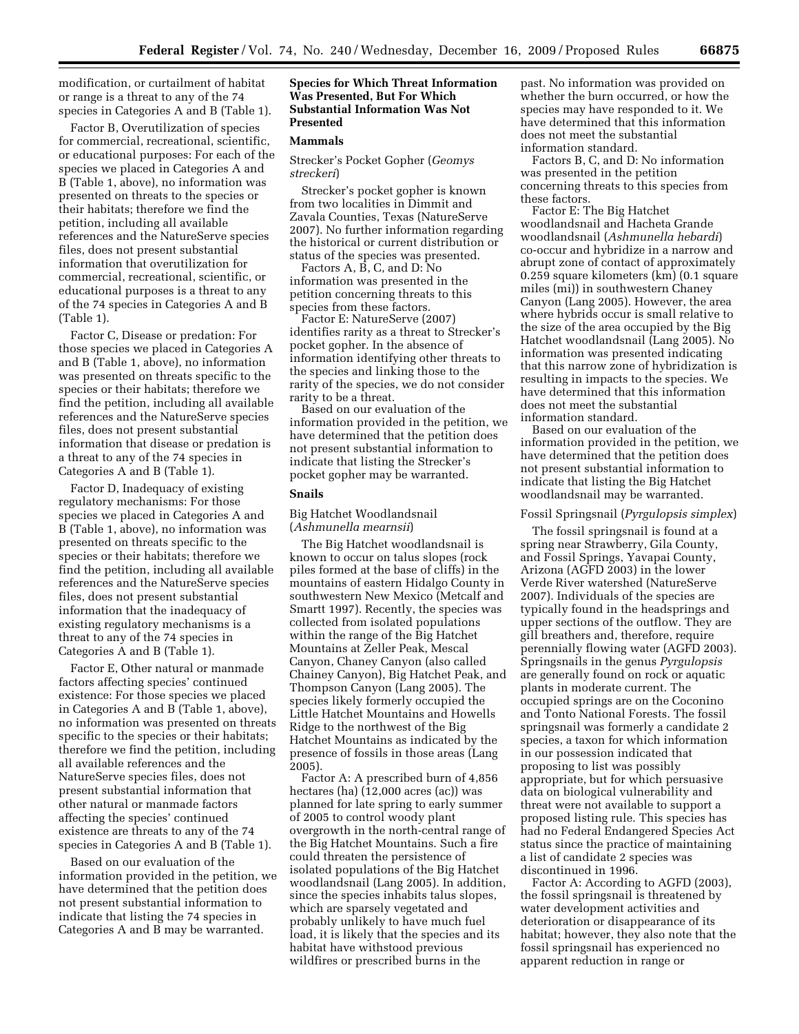modification, or curtailment of habitat or range is a threat to any of the 74 species in Categories A and B (Table 1).

Factor B, Overutilization of species for commercial, recreational, scientific, or educational purposes: For each of the species we placed in Categories A and B (Table 1, above), no information was presented on threats to the species or their habitats; therefore we find the petition, including all available references and the NatureServe species files, does not present substantial information that overutilization for commercial, recreational, scientific, or educational purposes is a threat to any of the 74 species in Categories A and B (Table 1).

Factor C, Disease or predation: For those species we placed in Categories A and B (Table 1, above), no information was presented on threats specific to the species or their habitats; therefore we find the petition, including all available references and the NatureServe species files, does not present substantial information that disease or predation is a threat to any of the 74 species in Categories A and B (Table 1).

Factor D, Inadequacy of existing regulatory mechanisms: For those species we placed in Categories A and B (Table 1, above), no information was presented on threats specific to the species or their habitats; therefore we find the petition, including all available references and the NatureServe species files, does not present substantial information that the inadequacy of existing regulatory mechanisms is a threat to any of the 74 species in Categories A and B (Table 1).

Factor E, Other natural or manmade factors affecting species' continued existence: For those species we placed in Categories A and B (Table 1, above), no information was presented on threats specific to the species or their habitats; therefore we find the petition, including all available references and the NatureServe species files, does not present substantial information that other natural or manmade factors affecting the species' continued existence are threats to any of the 74 species in Categories A and B (Table 1).

Based on our evaluation of the information provided in the petition, we have determined that the petition does not present substantial information to indicate that listing the 74 species in Categories A and B may be warranted.

## Species for Which Threat Information Was Presented, But For Which Substantial Information Was Not Presented

### Mammals

Strecker's Pocket Gopher (*Geomys streckeri*)

Strecker's pocket gopher is known from two localities in Dimmit and Zavala Counties, Texas (NatureServe 2007). No further information regarding the historical or current distribution or status of the species was presented.

Factors A, B, C, and D: No information was presented in the petition concerning threats to this species from these factors.

Factor E: NatureServe (2007) identifies rarity as a threat to Strecker's pocket gopher. In the absence of information identifying other threats to the species and linking those to the rarity of the species, we do not consider rarity to be a threat.

Based on our evaluation of the information provided in the petition, we have determined that the petition does not present substantial information to indicate that listing the Strecker's pocket gopher may be warranted.

### Snails

Big Hatchet Woodlandsnail (*Ashmunella mearnsii*)

The Big Hatchet woodlandsnail is known to occur on talus slopes (rock piles formed at the base of cliffs) in the mountains of eastern Hidalgo County in southwestern New Mexico (Metcalf and Smartt 1997). Recently, the species was collected from isolated populations within the range of the Big Hatchet Mountains at Zeller Peak, Mescal Canyon, Chaney Canyon (also called Chainey Canyon), Big Hatchet Peak, and Thompson Canyon (Lang 2005). The species likely formerly occupied the Little Hatchet Mountains and Howells Ridge to the northwest of the Big Hatchet Mountains as indicated by the presence of fossils in those areas (Lang 2005).

Factor A: A prescribed burn of 4,856 hectares (ha) (12,000 acres (ac)) was planned for late spring to early summer of 2005 to control woody plant overgrowth in the north-central range of the Big Hatchet Mountains. Such a fire could threaten the persistence of isolated populations of the Big Hatchet woodlandsnail (Lang 2005). In addition, since the species inhabits talus slopes, which are sparsely vegetated and probably unlikely to have much fuel load, it is likely that the species and its habitat have withstood previous wildfires or prescribed burns in the past. No information was provided on whether the burn occurred, or how the species may have responded to it. We have determined that this information does not meet the substantial information standard.

Factors B, C, and D: No information was presented in the petition concerning threats to this species from these factors.

Factor E: The Big Hatchet woodlandsnail and Hacheta Grande woodlandsnail (*Ashmunella hebardi*) co-occur and hybridize in a narrow and abrupt zone of contact of approximately 0.259 square kilometers (km) (0.1 square miles (mi)) in southwestern Chaney Canyon (Lang 2005). However, the area where hybrids occur is small relative to the size of the area occupied by the Big Hatchet woodlandsnail (Lang 2005). No information was presented indicating that this narrow zone of hybridization is resulting in impacts to the species. We have determined that this information does not meet the substantial information standard.

Based on our evaluation of the information provided in the petition, we have determined that the petition does not present substantial information to indicate that listing the Big Hatchet woodlandsnail may be warranted.

Fossil Springsnail (*Pyrgulopsis simplex*)

The fossil springsnail is found at a spring near Strawberry, Gila County, and Fossil Springs, Yavapai County, Arizona (AGFD 2003) in the lower Verde River watershed (NatureServe 2007). Individuals of the species are typically found in the headsprings and upper sections of the outflow. They are gill breathers and, therefore, require perennially flowing water (AGFD 2003). Springsnails in the genus *Pyrgulopsis* are generally found on rock or aquatic plants in moderate current. The occupied springs are on the Coconino and Tonto National Forests. The fossil springsnail was formerly a candidate 2 species, a taxon for which information in our possession indicated that proposing to list was possibly appropriate, but for which persuasive data on biological vulnerability and threat were not available to support a proposed listing rule. This species has had no Federal Endangered Species Act status since the practice of maintaining a list of candidate 2 species was discontinued in 1996.

Factor A: According to AGFD (2003), the fossil springsnail is threatened by water development activities and deterioration or disappearance of its habitat; however, they also note that the fossil springsnail has experienced no apparent reduction in range or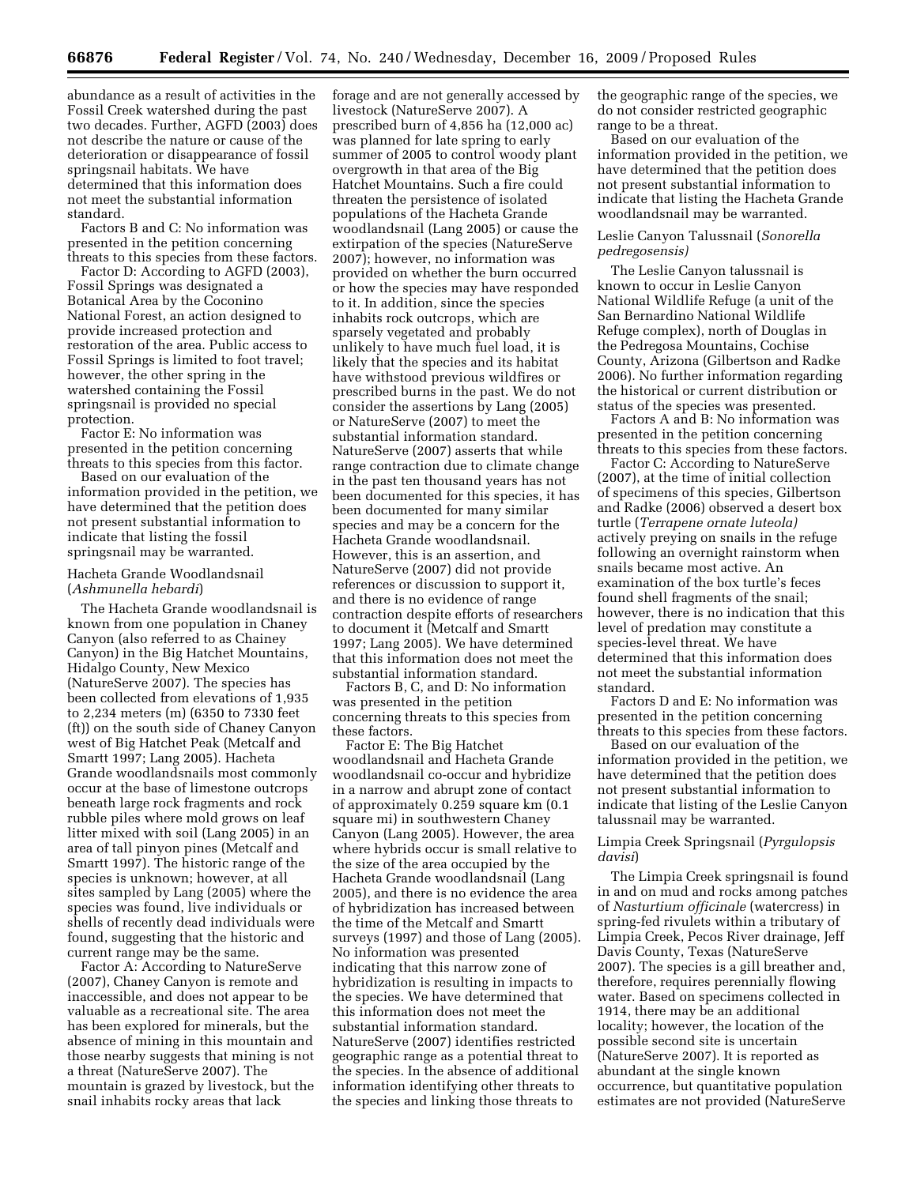abundance as a result of activities in the Fossil Creek watershed during the past two decades. Further, AGFD (2003) does not describe the nature or cause of the deterioration or disappearance of fossil springsnail habitats. We have determined that this information does not meet the substantial information standard.

Factors B and C: No information was presented in the petition concerning threats to this species from these factors.

Factor D: According to AGFD (2003), Fossil Springs was designated a Botanical Area by the Coconino National Forest, an action designed to provide increased protection and restoration of the area. Public access to Fossil Springs is limited to foot travel; however, the other spring in the watershed containing the Fossil springsnail is provided no special protection.

Factor E: No information was presented in the petition concerning threats to this species from this factor.

Based on our evaluation of the information provided in the petition, we have determined that the petition does not present substantial information to indicate that listing the fossil springsnail may be warranted.

### Hacheta Grande Woodlandsnail (*Ashmunella hebardi*)

The Hacheta Grande woodlandsnail is known from one population in Chaney Canyon (also referred to as Chainey Canyon) in the Big Hatchet Mountains, Hidalgo County, New Mexico (NatureServe 2007). The species has been collected from elevations of 1,935 to 2,234 meters (m) (6350 to 7330 feet (ft)) on the south side of Chaney Canyon west of Big Hatchet Peak (Metcalf and Smartt 1997; Lang 2005). Hacheta Grande woodlandsnails most commonly occur at the base of limestone outcrops beneath large rock fragments and rock rubble piles where mold grows on leaf litter mixed with soil (Lang 2005) in an area of tall pinyon pines (Metcalf and Smartt 1997). The historic range of the species is unknown; however, at all sites sampled by Lang (2005) where the species was found, live individuals or shells of recently dead individuals were found, suggesting that the historic and current range may be the same.

Factor A: According to NatureServe (2007), Chaney Canyon is remote and inaccessible, and does not appear to be valuable as a recreational site. The area has been explored for minerals, but the absence of mining in this mountain and those nearby suggests that mining is not a threat (NatureServe 2007). The mountain is grazed by livestock, but the snail inhabits rocky areas that lack forage and are not generally accessed by livestock (NatureServe 2007). A prescribed burn of 4,856 ha (12,000 ac) was planned for late spring to early summer of 2005 to control woody plant overgrowth in that area of the Big Hatchet Mountains. Such a fire could threaten the persistence of isolated populations of the Hacheta Grande woodlandsnail (Lang 2005) or cause the extirpation of the species (NatureServe 2007); however, no information was provided on whether the burn occurred or how the species may have responded to it. In addition, since the species inhabits rock outcrops, which are sparsely vegetated and probably unlikely to have much fuel load, it is likely that the species and its habitat have withstood previous wildfires or prescribed burns in the past. We do not consider the assertions by Lang (2005) or NatureServe (2007) to meet the substantial information standard. NatureServe (2007) asserts that while range contraction due to climate change in the past ten thousand years has not been documented for this species, it has been documented for many similar species and may be a concern for the Hacheta Grande woodlandsnail. However, this is an assertion, and NatureServe (2007) did not provide references or discussion to support it, and there is no evidence of range contraction despite efforts of researchers to document it (Metcalf and Smartt 1997; Lang 2005). We have determined that this information does not meet the substantial information standard.

Factors B, C, and D: No information was presented in the petition concerning threats to this species from these factors.

Factor E: The Big Hatchet woodlandsnail and Hacheta Grande woodlandsnail co-occur and hybridize in a narrow and abrupt zone of contact of approximately 0.259 square km (0.1 square mi) in southwestern Chaney Canyon (Lang 2005). However, the area where hybrids occur is small relative to the size of the area occupied by the Hacheta Grande woodlandsnail (Lang 2005), and there is no evidence the area of hybridization has increased between the time of the Metcalf and Smartt surveys (1997) and those of Lang (2005). No information was presented indicating that this narrow zone of hybridization is resulting in impacts to the species. We have determined that this information does not meet the substantial information standard. NatureServe (2007) identifies restricted geographic range as a potential threat to the species. In the absence of additional information identifying other threats to the species and linking those threats to the geographic range of the species, we do not consider restricted geographic range to be a threat.

Based on our evaluation of the information provided in the petition, we have determined that the petition does not present substantial information to indicate that listing the Hacheta Grande woodlandsnail may be warranted.

### Leslie Canyon Talussnail (*Sonorella pedregosensis)*

The Leslie Canyon talussnail is known to occur in Leslie Canyon National Wildlife Refuge (a unit of the San Bernardino National Wildlife Refuge complex), north of Douglas in the Pedregosa Mountains, Cochise County, Arizona (Gilbertson and Radke 2006). No further information regarding the historical or current distribution or status of the species was presented.

Factors A and B: No information was presented in the petition concerning threats to this species from these factors.

Factor C: According to NatureServe (2007), at the time of initial collection of specimens of this species, Gilbertson and Radke (2006) observed a desert box turtle (*Terrapene ornate luteola)* actively preying on snails in the refuge following an overnight rainstorm when snails became most active. An examination of the box turtle's feces found shell fragments of the snail; however, there is no indication that this level of predation may constitute a species-level threat. We have determined that this information does not meet the substantial information standard.

Factors D and E: No information was presented in the petition concerning threats to this species from these factors.

Based on our evaluation of the information provided in the petition, we have determined that the petition does not present substantial information to indicate that listing of the Leslie Canyon talussnail may be warranted.

### Limpia Creek Springsnail (*Pyrgulopsis davisi*)

The Limpia Creek springsnail is found in and on mud and rocks among patches of *Nasturtium officinale* (watercress) in spring-fed rivulets within a tributary of Limpia Creek, Pecos River drainage, Jeff Davis County, Texas (NatureServe 2007). The species is a gill breather and, therefore, requires perennially flowing water. Based on specimens collected in 1914, there may be an additional locality; however, the location of the possible second site is uncertain (NatureServe 2007). It is reported as abundant at the single known occurrence, but quantitative population estimates are not provided (NatureServe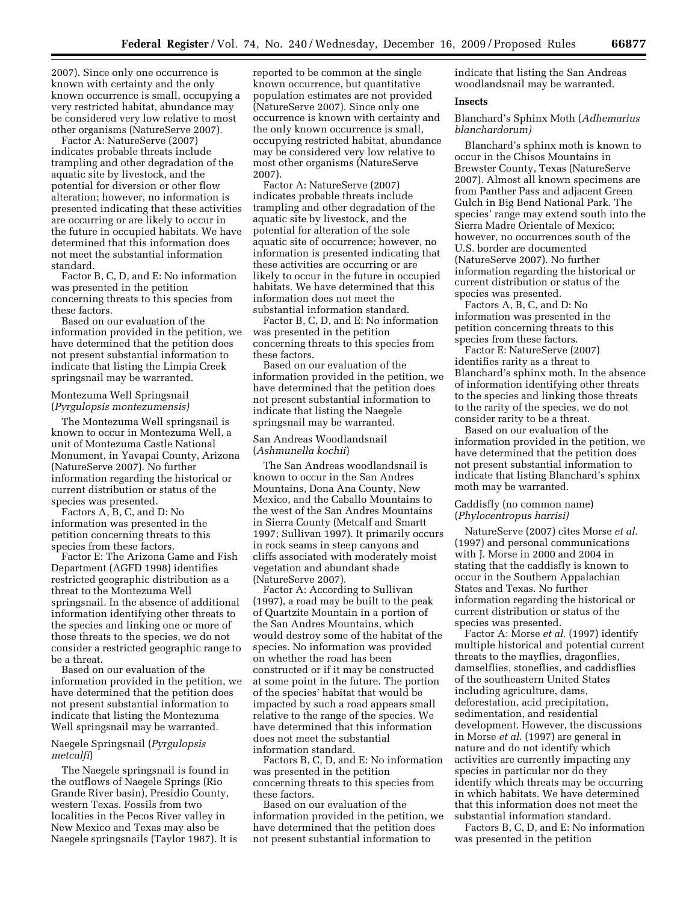2007). Since only one occurrence is known with certainty and the only known occurrence is small, occupying a very restricted habitat, abundance may be considered very low relative to most other organisms (NatureServe 2007).

Factor A: NatureServe (2007) indicates probable threats include trampling and other degradation of the aquatic site by livestock, and the potential for diversion or other flow alteration; however, no information is presented indicating that these activities are occurring or are likely to occur in the future in occupied habitats. We have determined that this information does not meet the substantial information standard.

Factor B, C, D, and E: No information was presented in the petition concerning threats to this species from these factors.

Based on our evaluation of the information provided in the petition, we have determined that the petition does not present substantial information to indicate that listing the Limpia Creek springsnail may be warranted.

Montezuma Well Springsnail (*Pyrgulopsis montezumensis)*

The Montezuma Well springsnail is known to occur in Montezuma Well, a unit of Montezuma Castle National Monument, in Yavapai County, Arizona (NatureServe 2007). No further information regarding the historical or current distribution or status of the species was presented.

Factors A, B, C, and D: No information was presented in the petition concerning threats to this species from these factors.

Factor E: The Arizona Game and Fish Department (AGFD 1998) identifies restricted geographic distribution as a threat to the Montezuma Well springsnail. In the absence of additional information identifying other threats to the species and linking one or more of those threats to the species, we do not consider a restricted geographic range to be a threat.

Based on our evaluation of the information provided in the petition, we have determined that the petition does not present substantial information to indicate that listing the Montezuma Well springsnail may be warranted.

Naegele Springsnail (*Pyrgulopsis metcalfi*)

The Naegele springsnail is found in the outflows of Naegele Springs (Rio Grande River basin), Presidio County, western Texas. Fossils from two localities in the Pecos River valley in New Mexico and Texas may also be Naegele springsnails (Taylor 1987). It is reported to be common at the single known occurrence, but quantitative population estimates are not provided (NatureServe 2007). Since only one occurrence is known with certainty and the only known occurrence is small, occupying restricted habitat, abundance may be considered very low relative to most other organisms (NatureServe 2007).

Factor A: NatureServe (2007) indicates probable threats include trampling and other degradation of the aquatic site by livestock, and the potential for alteration of the sole aquatic site of occurrence; however, no information is presented indicating that these activities are occurring or are likely to occur in the future in occupied habitats. We have determined that this information does not meet the substantial information standard.

Factor B, C, D, and E: No information was presented in the petition concerning threats to this species from these factors.

Based on our evaluation of the information provided in the petition, we have determined that the petition does not present substantial information to indicate that listing the Naegele springsnail may be warranted.

San Andreas Woodlandsnail (*Ashmunella kochii*)

The San Andreas woodlandsnail is known to occur in the San Andres Mountains, Dona Ana County, New Mexico, and the Caballo Mountains to the west of the San Andres Mountains in Sierra County (Metcalf and Smartt 1997; Sullivan 1997). It primarily occurs in rock seams in steep canyons and cliffs associated with moderately moist vegetation and abundant shade (NatureServe 2007).

Factor A: According to Sullivan (1997), a road may be built to the peak of Quartzite Mountain in a portion of the San Andres Mountains, which would destroy some of the habitat of the species. No information was provided on whether the road has been constructed or if it may be constructed at some point in the future. The portion of the species' habitat that would be impacted by such a road appears small relative to the range of the species. We have determined that this information does not meet the substantial information standard.

Factors B, C, D, and E: No information was presented in the petition concerning threats to this species from these factors.

Based on our evaluation of the information provided in the petition, we have determined that the petition does not present substantial information to indicate that listing the San Andreas woodlandsnail may be warranted.

**Insects**

Blanchard's Sphinx Moth (*Adhemarius blanchardorum)*

Blanchard's sphinx moth is known to occur in the Chisos Mountains in Brewster County, Texas (NatureServe 2007). Almost all known specimens are from Panther Pass and adjacent Green Gulch in Big Bend National Park. The species' range may extend south into the Sierra Madre Orientale of Mexico; however, no occurrences south of the U.S. border are documented (NatureServe 2007). No further information regarding the historical or current distribution or status of the species was presented.

Factors A, B, C, and D: No information was presented in the petition concerning threats to this species from these factors.

Factor E: NatureServe (2007) identifies rarity as a threat to Blanchard's sphinx moth. In the absence of information identifying other threats to the species and linking those threats to the rarity of the species, we do not consider rarity to be a threat.

Based on our evaluation of the information provided in the petition, we have determined that the petition does not present substantial information to indicate that listing Blanchard's sphinx moth may be warranted.

Caddisfly (no common name) (*Phylocentropus harrisi)*

NatureServe (2007) cites Morse *et al.* (1997) and personal communications with J. Morse in 2000 and 2004 in stating that the caddisfly is known to occur in the Southern Appalachian States and Texas. No further information regarding the historical or current distribution or status of the species was presented.

Factor A: Morse *et al.* (1997) identify multiple historical and potential current threats to the mayflies, dragonflies, damselflies, stoneflies, and caddisflies of the southeastern United States including agriculture, dams, deforestation, acid precipitation, sedimentation, and residential development. However, the discussions in Morse *et al.* (1997) are general in nature and do not identify which activities are currently impacting any species in particular nor do they identify which threats may be occurring in which habitats. We have determined that this information does not meet the substantial information standard.

Factors B, C, D, and E: No information was presented in the petition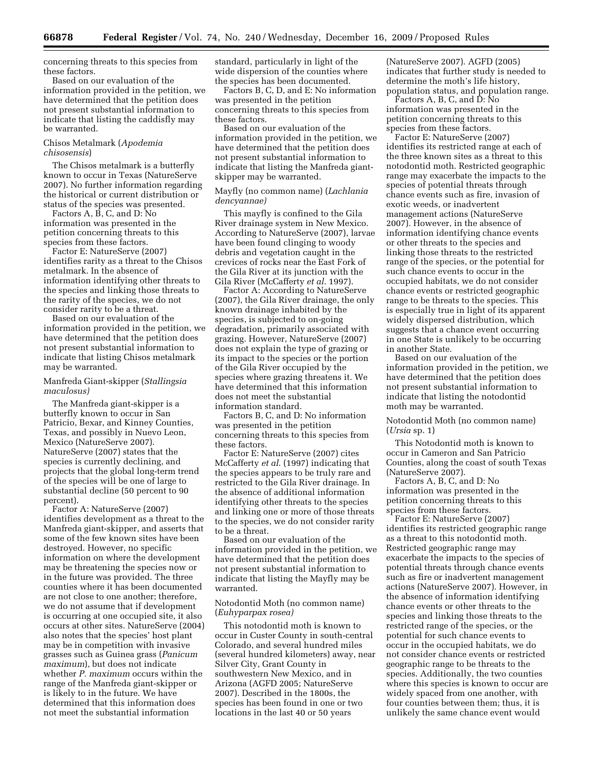concerning threats to this species from these factors.

Based on our evaluation of the information provided in the petition, we have determined that the petition does not present substantial information to indicate that listing the caddisfly may be warranted.

### Chisos Metalmark (*Apodemia chisosensis*)

The Chisos metalmark is a butterfly known to occur in Texas (NatureServe 2007). No further information regarding the historical or current distribution or status of the species was presented.

Factors A, B, C, and D: No information was presented in the petition concerning threats to this species from these factors.

Factor E: NatureServe (2007) identifies rarity as a threat to the Chisos metalmark. In the absence of information identifying other threats to the species and linking those threats to the rarity of the species, we do not consider rarity to be a threat.

Based on our evaluation of the information provided in the petition, we have determined that the petition does not present substantial information to indicate that listing Chisos metalmark may be warranted.

### Manfreda Giant-skipper (*Stallingsia maculosus)*

The Manfreda giant-skipper is a butterfly known to occur in San Patricio, Bexar, and Kinney Counties, Texas, and possibly in Nuevo Leon, Mexico (NatureServe 2007). NatureServe (2007) states that the species is currently declining, and projects that the global long-term trend of the species will be one of large to substantial decline (50 percent to 90 percent).

Factor A: NatureServe (2007) identifies development as a threat to the Manfreda giant-skipper, and asserts that some of the few known sites have been destroyed. However, no specific information on where the development may be threatening the species now or in the future was provided. The three counties where it has been documented are not close to one another; therefore, we do not assume that if development is occurring at one occupied site, it also occurs at other sites. NatureServe (2004) also notes that the species' host plant may be in competition with invasive grasses such as Guinea grass (*Panicum maximum*), but does not indicate whether *P. maximum* occurs within the range of the Manfreda giant-skipper or is likely to in the future. We have determined that this information does not meet the substantial information standard, particularly in light of the wide dispersion of the counties where the species has been documented.

Factors B, C, D, and E: No information was presented in the petition concerning threats to this species from these factors.

Based on our evaluation of the information provided in the petition, we have determined that the petition does not present substantial information to indicate that listing the Manfreda giant-skipper may be warranted.

### Mayfly (no common name) (*Lachlania dencyannae)*

This mayfly is confined to the Gila River drainage system in New Mexico. According to NatureServe (2007), larvae have been found clinging to woody debris and vegetation caught in the crevices of rocks near the East Fork of the Gila River at its junction with the Gila River (McCafferty *et al.* 1997).

Factor A: According to NatureServe (2007), the Gila River drainage, the only known drainage inhabited by the species, is subjected to on-going degradation, primarily associated with grazing. However, NatureServe (2007) does not explain the type of grazing or its impact to the species or the portion of the Gila River occupied by the species where grazing threatens it. We have determined that this information does not meet the substantial information standard.

Factors B, C, and D: No information was presented in the petition concerning threats to this species from these factors.

Factor E: NatureServe (2007) cites McCafferty *et al.* (1997) indicating that the species appears to be truly rare and restricted to the Gila River drainage. In the absence of additional information identifying other threats to the species and linking one or more of those threats to the species, we do not consider rarity to be a threat.

Based on our evaluation of the information provided in the petition, we have determined that the petition does not present substantial information to indicate that listing the Mayfly may be warranted.

### Notodontid Moth (no common name) (*Euhyparpax rosea)*

This notodontid moth is known to occur in Custer County in south-central Colorado, and several hundred miles (several hundred kilometers) away, near Silver City, Grant County in southwestern New Mexico, and in Arizona (AGFD 2005; NatureServe 2007). Described in the 1800s, the species has been found in one or two locations in the last 40 or 50 years (NatureServe 2007). AGFD (2005) indicates that further study is needed to determine the moth's life history, population status, and population range.

Factors A, B, C, and D: No information was presented in the petition concerning threats to this species from these factors.

Factor E: NatureServe (2007) identifies its restricted range at each of the three known sites as a threat to this notodontid moth. Restricted geographic range may exacerbate the impacts to the species of potential threats through chance events such as fire, invasion of exotic weeds, or inadvertent management actions (NatureServe 2007). However, in the absence of information identifying chance events or other threats to the species and linking those threats to the restricted range of the species, or the potential for such chance events to occur in the occupied habitats, we do not consider chance events or restricted geographic range to be threats to the species. This is especially true in light of its apparent widely dispersed distribution, which suggests that a chance event occurring in one State is unlikely to be occurring in another State.

Based on our evaluation of the information provided in the petition, we have determined that the petition does not present substantial information to indicate that listing the notodontid moth may be warranted.

### Notodontid Moth (no common name) (*Ursia* sp. 1)

This Notodontid moth is known to occur in Cameron and San Patricio Counties, along the coast of south Texas (NatureServe 2007).

Factors A, B, C, and D: No information was presented in the petition concerning threats to this species from these factors.

Factor E: NatureServe (2007) identifies its restricted geographic range as a threat to this notodontid moth. Restricted geographic range may exacerbate the impacts to the species of potential threats through chance events such as fire or inadvertent management actions (NatureServe 2007). However, in the absence of information identifying chance events or other threats to the species and linking those threats to the restricted range of the species, or the potential for such chance events to occur in the occupied habitats, we do not consider chance events or restricted geographic range to be threats to the species. Additionally, the two counties where this species is known to occur are widely spaced from one another, with four counties between them; thus, it is unlikely the same chance event would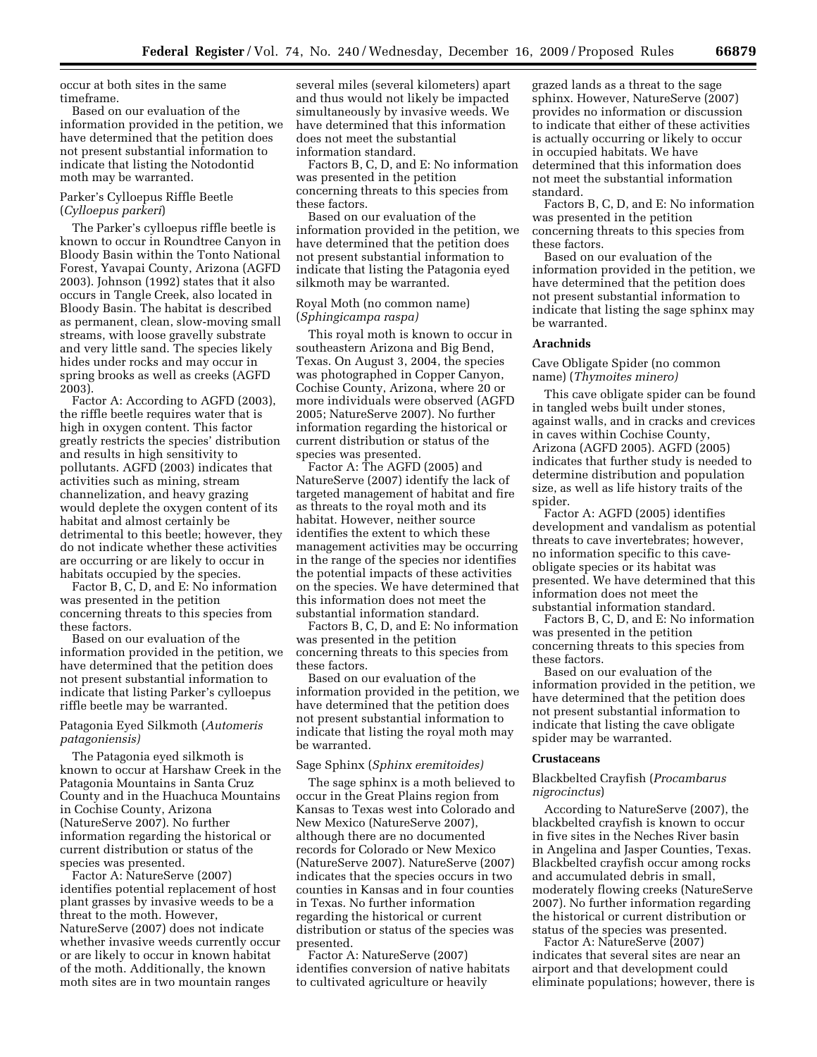occur at both sites in the same timeframe.

Based on our evaluation of the information provided in the petition, we have determined that the petition does not present substantial information to indicate that listing the Notodontid moth may be warranted.

Parker's Cylloepus Riffle Beetle (*Cylloepus parkeri*)

The Parker's cylloepus riffle beetle is known to occur in Roundtree Canyon in Bloody Basin within the Tonto National Forest, Yavapai County, Arizona (AGFD 2003). Johnson (1992) states that it also occurs in Tangle Creek, also located in Bloody Basin. The habitat is described as permanent, clean, slow-moving small streams, with loose gravelly substrate and very little sand. The species likely hides under rocks and may occur in spring brooks as well as creeks (AGFD 2003).

Factor A: According to AGFD (2003), the riffle beetle requires water that is high in oxygen content. This factor greatly restricts the species' distribution and results in high sensitivity to pollutants. AGFD (2003) indicates that activities such as mining, stream channelization, and heavy grazing would deplete the oxygen content of its habitat and almost certainly be detrimental to this beetle; however, they do not indicate whether these activities are occurring or are likely to occur in habitats occupied by the species.

Factor B, C, D, and E: No information was presented in the petition concerning threats to this species from these factors.

Based on our evaluation of the information provided in the petition, we have determined that the petition does not present substantial information to indicate that listing Parker's cylloepus riffle beetle may be warranted.

Patagonia Eyed Silkmoth (*Automeris patagoniensis)*

The Patagonia eyed silkmoth is known to occur at Harshaw Creek in the Patagonia Mountains in Santa Cruz County and in the Huachuca Mountains in Cochise County, Arizona (NatureServe 2007). No further information regarding the historical or current distribution or status of the species was presented.

Factor A: NatureServe (2007) identifies potential replacement of host plant grasses by invasive weeds to be a threat to the moth. However, NatureServe (2007) does not indicate whether invasive weeds currently occur or are likely to occur in known habitat of the moth. Additionally, the known moth sites are in two mountain ranges several miles (several kilometers) apart and thus would not likely be impacted simultaneously by invasive weeds. We have determined that this information does not meet the substantial information standard.

Factors B, C, D, and E: No information was presented in the petition concerning threats to this species from these factors.

Based on our evaluation of the information provided in the petition, we have determined that the petition does not present substantial information to indicate that listing the Patagonia eyed silkmoth may be warranted.

Royal Moth (no common name) (*Sphingicampa raspa)*

This royal moth is known to occur in southeastern Arizona and Big Bend, Texas. On August 3, 2004, the species was photographed in Copper Canyon, Cochise County, Arizona, where 20 or more individuals were observed (AGFD 2005; NatureServe 2007). No further information regarding the historical or current distribution or status of the species was presented.

Factor A: The AGFD (2005) and NatureServe (2007) identify the lack of targeted management of habitat and fire as threats to the royal moth and its habitat. However, neither source identifies the extent to which these management activities may be occurring in the range of the species nor identifies the potential impacts of these activities on the species. We have determined that this information does not meet the substantial information standard.

Factors B, C, D, and E: No information was presented in the petition concerning threats to this species from these factors.

Based on our evaluation of the information provided in the petition, we have determined that the petition does not present substantial information to indicate that listing the royal moth may be warranted.

Sage Sphinx (*Sphinx eremitoides)*

The sage sphinx is a moth believed to occur in the Great Plains region from Kansas to Texas west into Colorado and New Mexico (NatureServe 2007), although there are no documented records for Colorado or New Mexico (NatureServe 2007). NatureServe (2007) indicates that the species occurs in two counties in Kansas and in four counties in Texas. No further information regarding the historical or current distribution or status of the species was presented.

Factor A: NatureServe (2007) identifies conversion of native habitats to cultivated agriculture or heavily grazed lands as a threat to the sage sphinx. However, NatureServe (2007) provides no information or discussion to indicate that either of these activities is actually occurring or likely to occur in occupied habitats. We have determined that this information does not meet the substantial information standard.

Factors B, C, D, and E: No information was presented in the petition concerning threats to this species from these factors.

Based on our evaluation of the information provided in the petition, we have determined that the petition does not present substantial information to indicate that listing the sage sphinx may be warranted.

**Arachnids**

Cave Obligate Spider (no common name) (*Thymoites minero)*

This cave obligate spider can be found in tangled webs built under stones, against walls, and in cracks and crevices in caves within Cochise County, Arizona (AGFD 2005). AGFD (2005) indicates that further study is needed to determine distribution and population size, as well as life history traits of the spider.

Factor A: AGFD (2005) identifies development and vandalism as potential threats to cave invertebrates; however, no information specific to this cave-obligate species or its habitat was presented. We have determined that this information does not meet the substantial information standard.

Factors B, C, D, and E: No information was presented in the petition concerning threats to this species from these factors.

Based on our evaluation of the information provided in the petition, we have determined that the petition does not present substantial information to indicate that listing the cave obligate spider may be warranted.

**Crustaceans**

Blackbelted Crayfish (*Procambarus nigrocinctus*)

According to NatureServe (2007), the blackbelted crayfish is known to occur in five sites in the Neches River basin in Angelina and Jasper Counties, Texas. Blackbelted crayfish occur among rocks and accumulated debris in small, moderately flowing creeks (NatureServe 2007). No further information regarding the historical or current distribution or status of the species was presented.

Factor A: NatureServe (2007) indicates that several sites are near an airport and that development could eliminate populations; however, there is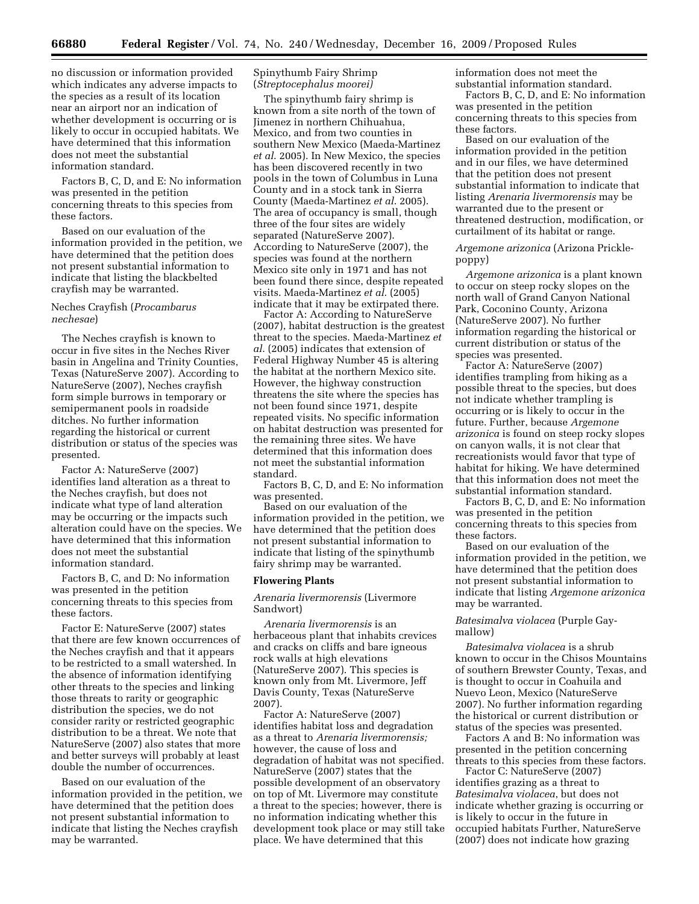no discussion or information provided which indicates any adverse impacts to the species as a result of its location near an airport nor an indication of whether development is occurring or is likely to occur in occupied habitats. We have determined that this information does not meet the substantial information standard.

Factors B, C, D, and E: No information was presented in the petition concerning threats to this species from these factors.

Based on our evaluation of the information provided in the petition, we have determined that the petition does not present substantial information to indicate that listing the blackbelted crayfish may be warranted.

Neches Crayfish (*Procambarus nechesae*)

The Neches crayfish is known to occur in five sites in the Neches River basin in Angelina and Trinity Counties, Texas (NatureServe 2007). According to NatureServe (2007), Neches crayfish form simple burrows in temporary or semipermanent pools in roadside ditches. No further information regarding the historical or current distribution or status of the species was presented.

Factor A: NatureServe (2007) identifies land alteration as a threat to the Neches crayfish, but does not indicate what type of land alteration may be occurring or the impacts such alteration could have on the species. We have determined that this information does not meet the substantial information standard.

Factors B, C, and D: No information was presented in the petition concerning threats to this species from these factors.

Factor E: NatureServe (2007) states that there are few known occurrences of the Neches crayfish and that it appears to be restricted to a small watershed. In the absence of information identifying other threats to the species and linking those threats to rarity or geographic distribution the species, we do not consider rarity or restricted geographic distribution to be a threat. We note that NatureServe (2007) also states that more and better surveys will probably at least double the number of occurrences.

Based on our evaluation of the information provided in the petition, we have determined that the petition does not present substantial information to indicate that listing the Neches crayfish may be warranted.

Spinythumb Fairy Shrimp (*Streptocephalus moorei*)

The spinythumb fairy shrimp is known from a site north of the town of Jimenez in northern Chihuahua, Mexico, and from two counties in southern New Mexico (Maeda-Martinez *et al.* 2005). In New Mexico, the species has been discovered recently in two pools in the town of Columbus in Luna County and in a stock tank in Sierra County (Maeda-Martinez *et al.* 2005). The area of occupancy is small, though three of the four sites are widely separated (NatureServe 2007). According to NatureServe (2007), the species was found at the northern Mexico site only in 1971 and has not been found there since, despite repeated visits. Maeda-Martinez *et al.* (2005) indicate that it may be extirpated there.

Factor A: According to NatureServe (2007), habitat destruction is the greatest threat to the species. Maeda-Martinez *et al.* (2005) indicates that extension of Federal Highway Number 45 is altering the habitat at the northern Mexico site. However, the highway construction threatens the site where the species has not been found since 1971, despite repeated visits. No specific information on habitat destruction was presented for the remaining three sites. We have determined that this information does not meet the substantial information standard.

Factors B, C, D, and E: No information was presented.

Based on our evaluation of the information provided in the petition, we have determined that the petition does not present substantial information to indicate that listing of the spinythumb fairy shrimp may be warranted.

**Flowering Plants**

*Arenaria livermorensis* (Livermore Sandwort)

*Arenaria livermorensis* is an herbaceous plant that inhabits crevices and cracks on cliffs and bare igneous rock walls at high elevations (NatureServe 2007). This species is known only from Mt. Livermore, Jeff Davis County, Texas (NatureServe 2007).

Factor A: NatureServe (2007) identifies habitat loss and degradation as a threat to *Arenaria livermorensis;* however, the cause of loss and degradation of habitat was not specified. NatureServe (2007) states that the possible development of an observatory on top of Mt. Livermore may constitute a threat to the species; however, there is no information indicating whether this development took place or may still take place. We have determined that this information does not meet the substantial information standard.

Factors B, C, D, and E: No information was presented in the petition concerning threats to this species from these factors.

Based on our evaluation of the information provided in the petition and in our files, we have determined that the petition does not present substantial information to indicate that listing *Arenaria livermorensis* may be warranted due to the present or threatened destruction, modification, or curtailment of its habitat or range.

*Argemone arizonica* (Arizona Prickle-poppy)

*Argemone arizonica* is a plant known to occur on steep rocky slopes on the north wall of Grand Canyon National Park, Coconino County, Arizona (NatureServe 2007). No further information regarding the historical or current distribution or status of the species was presented.

Factor A: NatureServe (2007) identifies trampling from hiking as a possible threat to the species, but does not indicate whether trampling is occurring or is likely to occur in the future. Further, because *Argemone arizonica* is found on steep rocky slopes on canyon walls, it is not clear that recreationists would favor that type of habitat for hiking. We have determined that this information does not meet the substantial information standard.

Factors B, C, D, and E: No information was presented in the petition concerning threats to this species from these factors.

Based on our evaluation of the information provided in the petition, we have determined that the petition does not present substantial information to indicate that listing *Argemone arizonica* may be warranted.

*Batesimalva violacea* (Purple Gay-mallow)

*Batesimalva violacea* is a shrub known to occur in the Chisos Mountains of southern Brewster County, Texas, and is thought to occur in Coahuila and Nuevo Leon, Mexico (NatureServe 2007). No further information regarding the historical or current distribution or status of the species was presented.

Factors A and B: No information was presented in the petition concerning threats to this species from these factors.

Factor C: NatureServe (2007) identifies grazing as a threat to *Batesimalva violacea*, but does not indicate whether grazing is occurring or is likely to occur in the future in occupied habitats Further, NatureServe (2007) does not indicate how grazing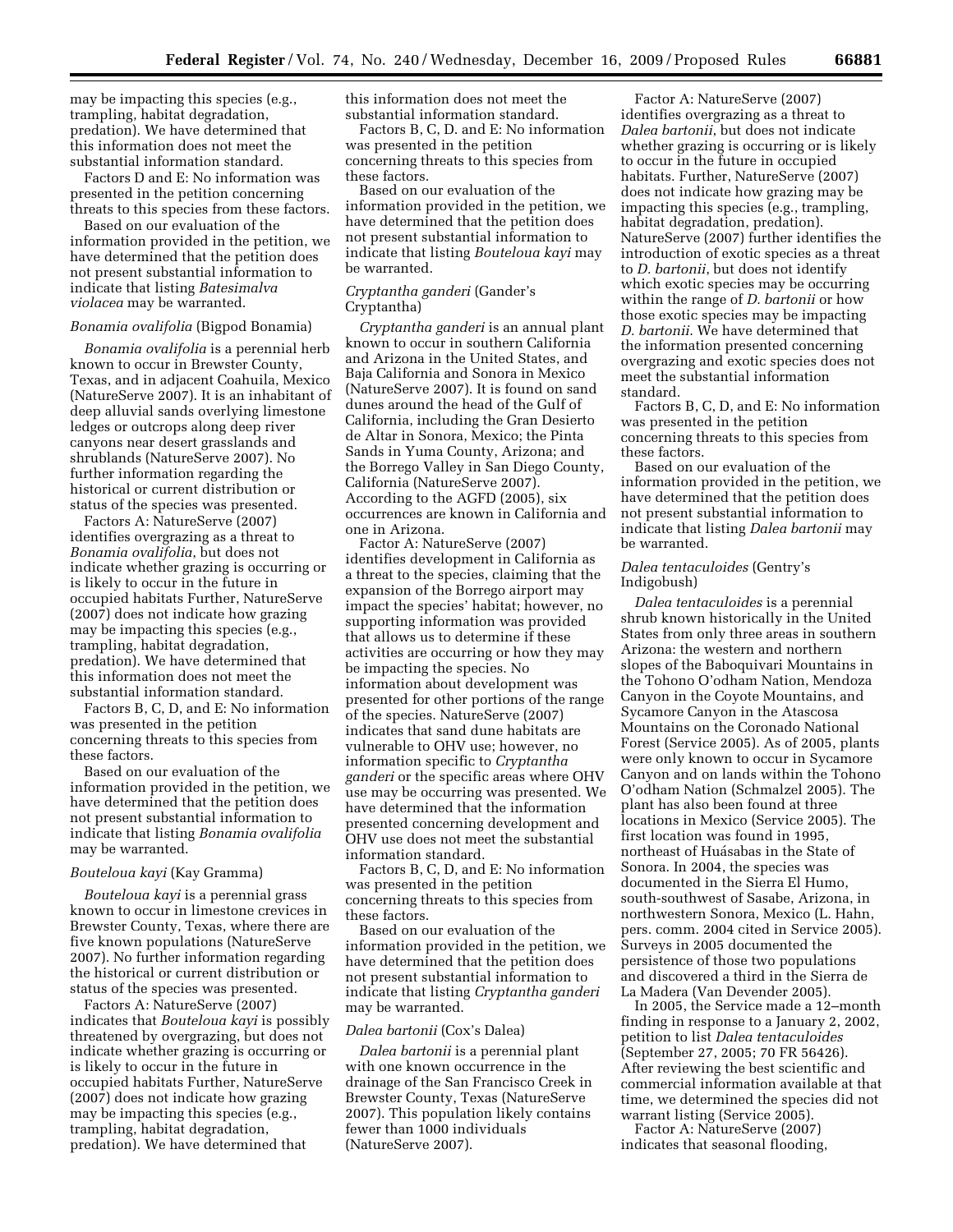may be impacting this species (e.g., trampling, habitat degradation, predation). We have determined that this information does not meet the substantial information standard.

Factors D and E: No information was presented in the petition concerning threats to this species from these factors.

Based on our evaluation of the information provided in the petition, we have determined that the petition does not present substantial information to indicate that listing *Batesimalva violacea* may be warranted.

### *Bonamia ovalifolia* (Bigpod Bonamia)

*Bonamia ovalifolia* is a perennial herb known to occur in Brewster County, Texas, and in adjacent Coahuila, Mexico (NatureServe 2007). It is an inhabitant of deep alluvial sands overlying limestone ledges or outcrops along deep river canyons near desert grasslands and shrublands (NatureServe 2007). No further information regarding the historical or current distribution or status of the species was presented.

Factors A: NatureServe (2007) identifies overgrazing as a threat to *Bonamia ovalifolia*, but does not indicate whether grazing is occurring or is likely to occur in the future in occupied habitats Further, NatureServe (2007) does not indicate how grazing may be impacting this species (e.g., trampling, habitat degradation, predation). We have determined that this information does not meet the substantial information standard.

Factors B, C, D, and E: No information was presented in the petition concerning threats to this species from these factors.

Based on our evaluation of the information provided in the petition, we have determined that the petition does not present substantial information to indicate that listing *Bonamia ovalifolia* may be warranted.

### *Bouteloua kayi* (Kay Gramma)

*Bouteloua kayi* is a perennial grass known to occur in limestone crevices in Brewster County, Texas, where there are five known populations (NatureServe 2007). No further information regarding the historical or current distribution or status of the species was presented.

Factors A: NatureServe (2007) indicates that *Bouteloua kayi* is possibly threatened by overgrazing, but does not indicate whether grazing is occurring or is likely to occur in the future in occupied habitats Further, NatureServe (2007) does not indicate how grazing may be impacting this species (e.g., trampling, habitat degradation, predation). We have determined that this information does not meet the substantial information standard.

Factors B, C, D, and E: No information was presented in the petition concerning threats to this species from these factors.

Based on our evaluation of the information provided in the petition, we have determined that the petition does not present substantial information to indicate that listing *Bouteloua kayi* may be warranted.

### *Cryptantha ganderi* (Gander's Cryptantha)

*Cryptantha ganderi* is an annual plant known to occur in southern California and Arizona in the United States, and Baja California and Sonora in Mexico (NatureServe 2007). It is found on sand dunes around the head of the Gulf of California, including the Gran Desierto de Altar in Sonora, Mexico; the Pinta Sands in Yuma County, Arizona; and the Borrego Valley in San Diego County, California (NatureServe 2007). According to the AGFD (2005), six occurrences are known in California and one in Arizona.

Factor A: NatureServe (2007) identifies development in California as a threat to the species, claiming that the expansion of the Borrego airport may impact the species' habitat; however, no supporting information was provided that allows us to determine if these activities are occurring or how they may be impacting the species. No information about development was presented for other portions of the range of the species. NatureServe (2007) indicates that sand dune habitats are vulnerable to OHV use; however, no information specific to *Cryptantha ganderi* or the specific areas where OHV use may be occurring was presented. We have determined that the information presented concerning development and OHV use does not meet the substantial information standard.

Factors B, C, D, and E: No information was presented in the petition concerning threats to this species from these factors.

Based on our evaluation of the information provided in the petition, we have determined that the petition does not present substantial information to indicate that listing *Cryptantha ganderi* may be warranted.

### *Dalea bartonii* (Cox's Dalea)

*Dalea bartonii* is a perennial plant with one known occurrence in the drainage of the San Francisco Creek in Brewster County, Texas (NatureServe 2007). This population likely contains fewer than 1000 individuals (NatureServe 2007).

Factor A: NatureServe (2007) identifies overgrazing as a threat to *Dalea bartonii*, but does not indicate whether grazing is occurring or is likely to occur in the future in occupied habitats. Further, NatureServe (2007) does not indicate how grazing may be impacting this species (e.g., trampling, habitat degradation, predation). NatureServe (2007) further identifies the introduction of exotic species as a threat to *D. bartonii*, but does not identify which exotic species may be occurring within the range of *D. bartonii* or how those exotic species may be impacting *D. bartonii*. We have determined that the information presented concerning overgrazing and exotic species does not meet the substantial information standard.

Factors B, C, D, and E: No information was presented in the petition concerning threats to this species from these factors.

Based on our evaluation of the information provided in the petition, we have determined that the petition does not present substantial information to indicate that listing *Dalea bartonii* may be warranted.

### *Dalea tentaculoides* (Gentry's Indigobush)

*Dalea tentaculoides* is a perennial shrub known historically in the United States from only three areas in southern Arizona: the western and northern slopes of the Baboquivari Mountains in the Tohono O'odham Nation, Mendoza Canyon in the Coyote Mountains, and Sycamore Canyon in the Atascosa Mountains on the Coronado National Forest (Service 2005). As of 2005, plants were only known to occur in Sycamore Canyon and on lands within the Tohono O'odham Nation (Schmalzel 2005). The plant has also been found at three locations in Mexico (Service 2005). The first location was found in 1995, northeast of Huásabas in the State of Sonora. In 2004, the species was documented in the Sierra El Humo, south-southwest of Sasabe, Arizona, in northwestern Sonora, Mexico (L. Hahn, pers. comm. 2004 cited in Service 2005). Surveys in 2005 documented the persistence of those two populations and discovered a third in the Sierra de La Madera (Van Devender 2005).

In 2005, the Service made a 12–month finding in response to a January 2, 2002, petition to list *Dalea tentaculoides* (September 27, 2005; 70 FR 56426). After reviewing the best scientific and commercial information available at that time, we determined the species did not warrant listing (Service 2005).

Factor A: NatureServe (2007) indicates that seasonal flooding,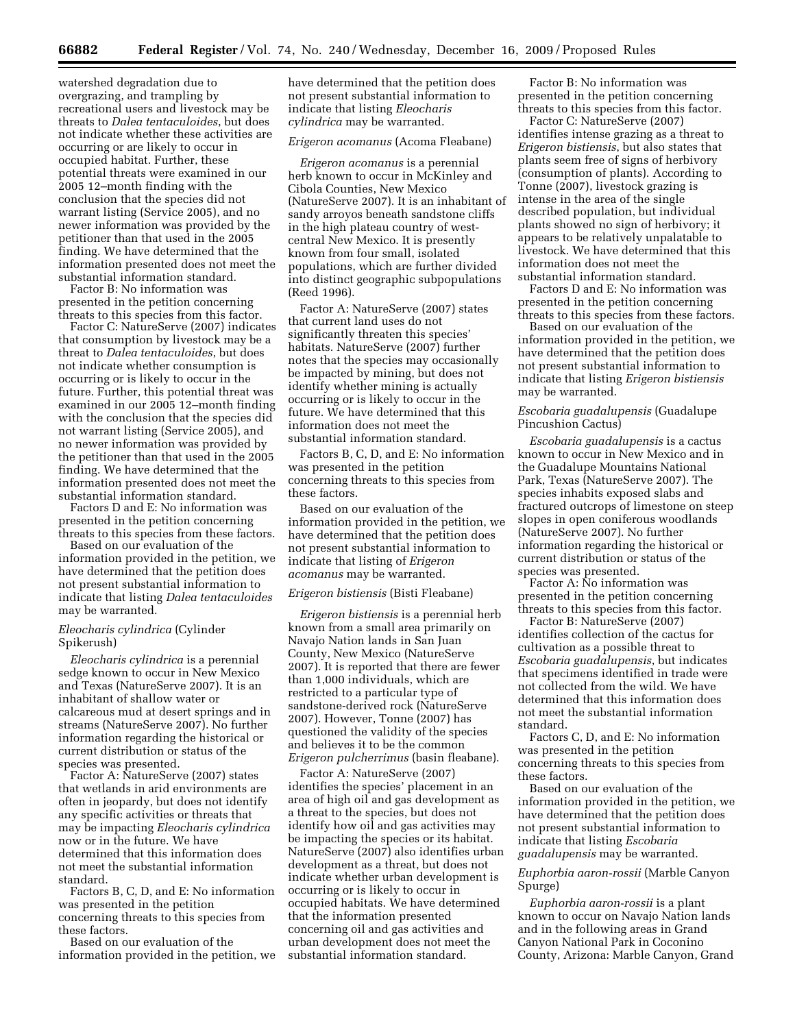watershed degradation due to overgrazing, and trampling by recreational users and livestock may be threats to *Dalea tentaculoides*, but does not indicate whether these activities are occurring or are likely to occur in occupied habitat. Further, these potential threats were examined in our 2005 12–month finding with the conclusion that the species did not warrant listing (Service 2005), and no newer information was provided by the petitioner than that used in the 2005 finding. We have determined that the information presented does not meet the substantial information standard.

Factor B: No information was presented in the petition concerning threats to this species from this factor.

Factor C: NatureServe (2007) indicates that consumption by livestock may be a threat to *Dalea tentaculoides*, but does not indicate whether consumption is occurring or is likely to occur in the future. Further, this potential threat was examined in our 2005 12–month finding with the conclusion that the species did not warrant listing (Service 2005), and no newer information was provided by the petitioner than that used in the 2005 finding. We have determined that the information presented does not meet the substantial information standard.

Factors D and E: No information was presented in the petition concerning threats to this species from these factors.

Based on our evaluation of the information provided in the petition, we have determined that the petition does not present substantial information to indicate that listing *Dalea tentaculoides* may be warranted.

*Eleocharis cylindrica* (Cylinder Spikerush)

*Eleocharis cylindrica* is a perennial sedge known to occur in New Mexico and Texas (NatureServe 2007). It is an inhabitant of shallow water or calcareous mud at desert springs and in streams (NatureServe 2007). No further information regarding the historical or current distribution or status of the species was presented.

Factor A: NatureServe (2007) states that wetlands in arid environments are often in jeopardy, but does not identify any specific activities or threats that may be impacting *Eleocharis cylindrica* now or in the future. We have determined that this information does not meet the substantial information standard.

Factors B, C, D, and E: No information was presented in the petition concerning threats to this species from these factors.

Based on our evaluation of the information provided in the petition, we have determined that the petition does not present substantial information to indicate that listing *Eleocharis cylindrica* may be warranted.

*Erigeron acomanus* (Acoma Fleabane)

*Erigeron acomanus* is a perennial herb known to occur in McKinley and Cibola Counties, New Mexico (NatureServe 2007). It is an inhabitant of sandy arroyos beneath sandstone cliffs in the high plateau country of west-central New Mexico. It is presently known from four small, isolated populations, which are further divided into distinct geographic subpopulations (Reed 1996).

Factor A: NatureServe (2007) states that current land uses do not significantly threaten this species' habitats. NatureServe (2007) further notes that the species may occasionally be impacted by mining, but does not identify whether mining is actually occurring or is likely to occur in the future. We have determined that this information does not meet the substantial information standard.

Factors B, C, D, and E: No information was presented in the petition concerning threats to this species from these factors.

Based on our evaluation of the information provided in the petition, we have determined that the petition does not present substantial information to indicate that listing of *Erigeron acomanus* may be warranted.

*Erigeron bistiensis* (Bisti Fleabane)

*Erigeron bistiensis* is a perennial herb known from a small area primarily on Navajo Nation lands in San Juan County, New Mexico (NatureServe 2007). It is reported that there are fewer than 1,000 individuals, which are restricted to a particular type of sandstone-derived rock (NatureServe 2007). However, Tonne (2007) has questioned the validity of the species and believes it to be the common *Erigeron pulcherrimus* (basin fleabane).

Factor A: NatureServe (2007) identifies the species' placement in an area of high oil and gas development as a threat to the species, but does not identify how oil and gas activities may be impacting the species or its habitat. NatureServe (2007) also identifies urban development as a threat, but does not indicate whether urban development is occurring or is likely to occur in occupied habitats. We have determined that the information presented concerning oil and gas activities and urban development does not meet the substantial information standard.

Factor B: No information was presented in the petition concerning threats to this species from this factor.

Factor C: NatureServe (2007) identifies intense grazing as a threat to *Erigeron bistiensis*, but also states that plants seem free of signs of herbivory (consumption of plants). According to Tonne (2007), livestock grazing is intense in the area of the single described population, but individual plants showed no sign of herbivory; it appears to be relatively unpalatable to livestock. We have determined that this information does not meet the substantial information standard.

Factors D and E: No information was presented in the petition concerning threats to this species from these factors.

Based on our evaluation of the information provided in the petition, we have determined that the petition does not present substantial information to indicate that listing *Erigeron bistiensis* may be warranted.

*Escobaria guadalupensis* (Guadalupe Pincushion Cactus)

*Escobaria guadalupensis* is a cactus known to occur in New Mexico and in the Guadalupe Mountains National Park, Texas (NatureServe 2007). The species inhabits exposed slabs and fractured outcrops of limestone on steep slopes in open coniferous woodlands (NatureServe 2007). No further information regarding the historical or current distribution or status of the species was presented.

Factor A: No information was presented in the petition concerning threats to this species from this factor.

Factor B: NatureServe (2007) identifies collection of the cactus for cultivation as a possible threat to *Escobaria guadalupensis*, but indicates that specimens identified in trade were not collected from the wild. We have determined that this information does not meet the substantial information standard.

Factors C, D, and E: No information was presented in the petition concerning threats to this species from these factors.

Based on our evaluation of the information provided in the petition, we have determined that the petition does not present substantial information to indicate that listing *Escobaria guadalupensis* may be warranted.

*Euphorbia aaron-rossii* (Marble Canyon Spurge)

*Euphorbia aaron-rossii* is a plant known to occur on Navajo Nation lands and in the following areas in Grand Canyon National Park in Coconino County, Arizona: Marble Canyon, Grand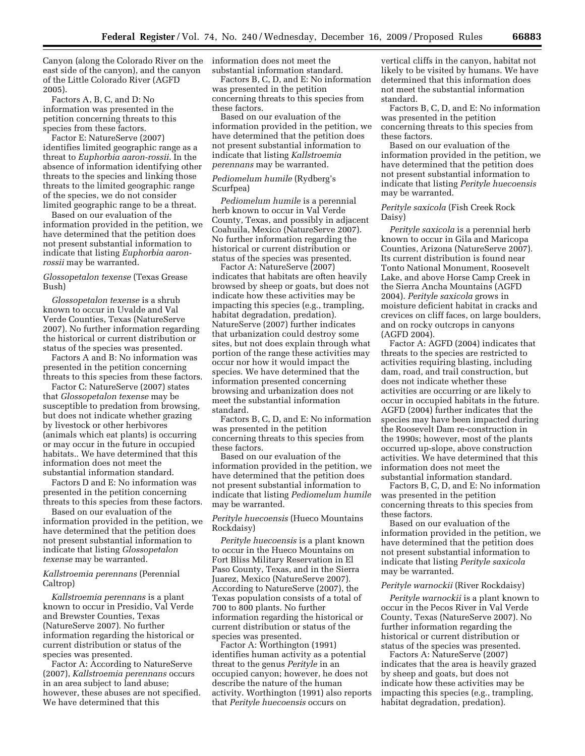Canyon (along the Colorado River on the east side of the canyon), and the canyon of the Little Colorado River (AGFD 2005).

Factors A, B, C, and D: No information was presented in the petition concerning threats to this species from these factors.

Factor E: NatureServe (2007) identifies limited geographic range as a threat to *Euphorbia aaron-rossii*. In the absence of information identifying other threats to the species and linking those threats to the limited geographic range of the species, we do not consider limited geographic range to be a threat.

Based on our evaluation of the information provided in the petition, we have determined that the petition does not present substantial information to indicate that listing *Euphorbia aaron-rossii* may be warranted.

### *Glossopetalon texense* (Texas Grease Bush)

*Glossopetalon texense* is a shrub known to occur in Uvalde and Val Verde Counties, Texas (NatureServe 2007). No further information regarding the historical or current distribution or status of the species was presented.

Factors A and B: No information was presented in the petition concerning threats to this species from these factors.

Factor C: NatureServe (2007) states that *Glossopetalon texense* may be susceptible to predation from browsing, but does not indicate whether grazing by livestock or other herbivores (animals which eat plants) is occurring or may occur in the future in occupied habitats.. We have determined that this information does not meet the substantial information standard.

Factors D and E: No information was presented in the petition concerning threats to this species from these factors.

Based on our evaluation of the information provided in the petition, we have determined that the petition does not present substantial information to indicate that listing *Glossopetalon texense* may be warranted.

### *Kallstroemia perennans* (Perennial Caltrop)

*Kallstroemia perennans* is a plant known to occur in Presidio, Val Verde and Brewster Counties, Texas (NatureServe 2007). No further information regarding the historical or current distribution or status of the species was presented.

Factor A: According to NatureServe (2007), *Kallstroemia perennans* occurs in an area subject to land abuse; however, these abuses are not specified. We have determined that this information does not meet the substantial information standard.

Factors B, C, D, and E: No information was presented in the petition concerning threats to this species from these factors.

Based on our evaluation of the information provided in the petition, we have determined that the petition does not present substantial information to indicate that listing *Kallstroemia perennans* may be warranted.

### *Pediomelum humile* (Rydberg's Scurfpea)

*Pediomelum humile* is a perennial herb known to occur in Val Verde County, Texas, and possibly in adjacent Coahuila, Mexico (NatureServe 2007). No further information regarding the historical or current distribution or status of the species was presented.

Factor A: NatureServe (2007) indicates that habitats are often heavily browsed by sheep or goats, but does not indicate how these activities may be impacting this species (e.g., trampling, habitat degradation, predation). NatureServe (2007) further indicates that urbanization could destroy some sites, but not does explain through what portion of the range these activities may occur nor how it would impact the species. We have determined that the information presented concerning browsing and urbanization does not meet the substantial information standard.

Factors B, C, D, and E: No information was presented in the petition concerning threats to this species from these factors.

Based on our evaluation of the information provided in the petition, we have determined that the petition does not present substantial information to indicate that listing *Pediomelum humile* may be warranted.

### *Perityle huecoensis* (Hueco Mountains Rockdaisy)

*Perityle huecoensis* is a plant known to occur in the Hueco Mountains on Fort Bliss Military Reservation in El Paso County, Texas, and in the Sierra Juarez, Mexico (NatureServe 2007). According to NatureServe (2007), the Texas population consists of a total of 700 to 800 plants. No further information regarding the historical or current distribution or status of the species was presented.

Factor A: Worthington (1991) identifies human activity as a potential threat to the genus *Perityle* in an occupied canyon; however, he does not describe the nature of the human activity. Worthington (1991) also reports that *Perityle huecoensis* occurs on vertical cliffs in the canyon, habitat not likely to be visited by humans. We have determined that this information does not meet the substantial information standard.

Factors B, C, D, and E: No information was presented in the petition concerning threats to this species from these factors.

Based on our evaluation of the information provided in the petition, we have determined that the petition does not present substantial information to indicate that listing *Perityle huecoensis* may be warranted.

### *Perityle saxicola* (Fish Creek Rock Daisy)

*Perityle saxicola* is a perennial herb known to occur in Gila and Maricopa Counties, Arizona (NatureServe 2007). Its current distribution is found near Tonto National Monument, Roosevelt Lake, and above Horse Camp Creek in the Sierra Ancha Mountains (AGFD 2004). *Perityle saxicola* grows in moisture deficient habitat in cracks and crevices on cliff faces, on large boulders, and on rocky outcrops in canyons (AGFD 2004).

Factor A: AGFD (2004) indicates that threats to the species are restricted to activities requiring blasting, including dam, road, and trail construction, but does not indicate whether these activities are occurring or are likely to occur in occupied habitats in the future. AGFD (2004) further indicates that the species may have been impacted during the Roosevelt Dam re-construction in the 1990s; however, most of the plants occurred up-slope, above construction activities. We have determined that this information does not meet the substantial information standard.

Factors B, C, D, and E: No information was presented in the petition concerning threats to this species from these factors.

Based on our evaluation of the information provided in the petition, we have determined that the petition does not present substantial information to indicate that listing *Perityle saxicola* may be warranted.

### *Perityle warnockii* (River Rockdaisy)

*Perityle warnockii* is a plant known to occur in the Pecos River in Val Verde County, Texas (NatureServe 2007). No further information regarding the historical or current distribution or status of the species was presented.

Factors A: NatureServe (2007) indicates that the area is heavily grazed by sheep and goats, but does not indicate how these activities may be impacting this species (e.g., trampling, habitat degradation, predation).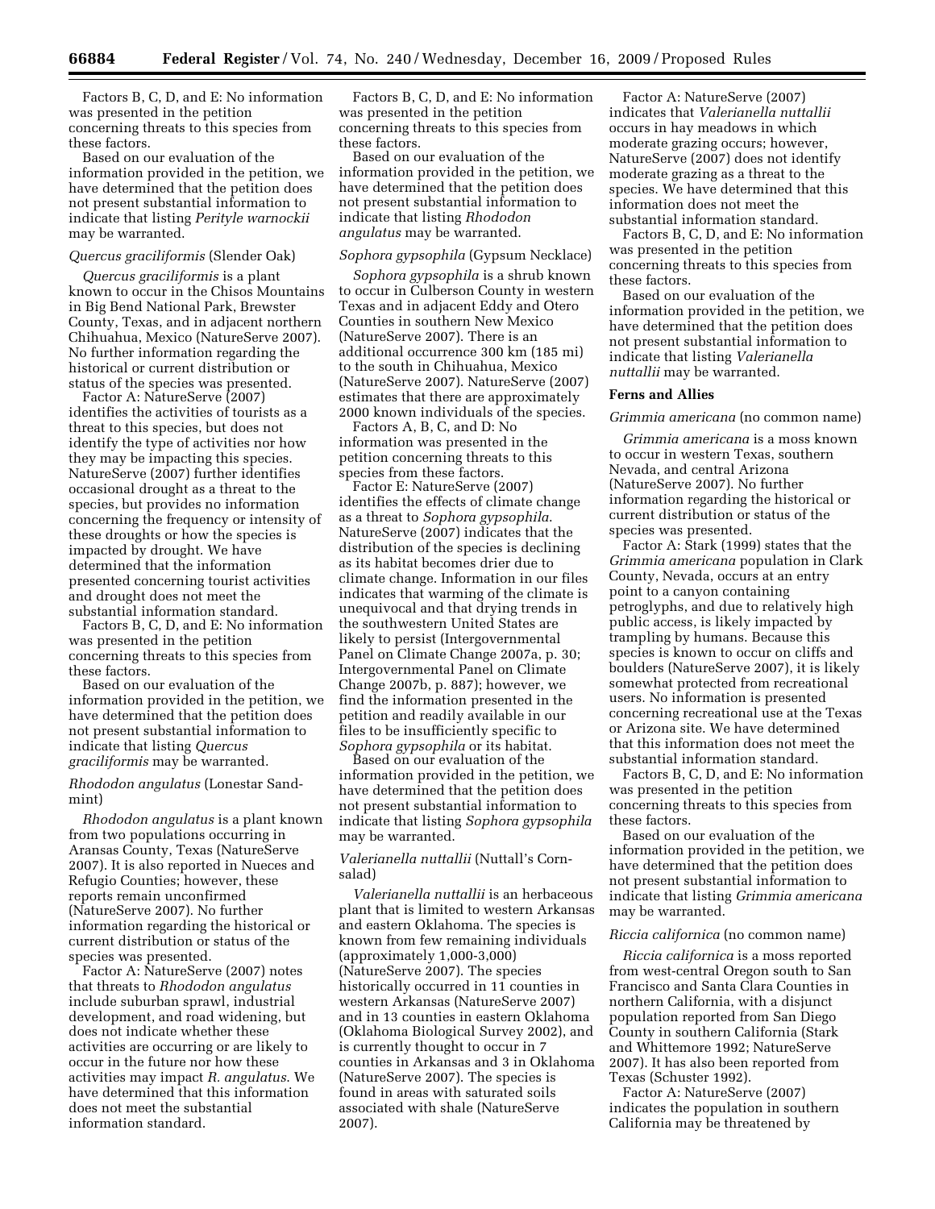Factors B, C, D, and E: No information was presented in the petition concerning threats to this species from these factors.

Based on our evaluation of the information provided in the petition, we have determined that the petition does not present substantial information to indicate that listing *Perityle warnockii* may be warranted.

*Quercus graciliformis* (Slender Oak)

*Quercus graciliformis* is a plant known to occur in the Chisos Mountains in Big Bend National Park, Brewster County, Texas, and in adjacent northern Chihuahua, Mexico (NatureServe 2007). No further information regarding the historical or current distribution or status of the species was presented.

Factor A: NatureServe (2007) identifies the activities of tourists as a threat to this species, but does not identify the type of activities nor how they may be impacting this species. NatureServe (2007) further identifies occasional drought as a threat to the species, but provides no information concerning the frequency or intensity of these droughts or how the species is impacted by drought. We have determined that the information presented concerning tourist activities and drought does not meet the substantial information standard.

Factors B, C, D, and E: No information was presented in the petition concerning threats to this species from these factors.

Based on our evaluation of the information provided in the petition, we have determined that the petition does not present substantial information to indicate that listing *Quercus graciliformis* may be warranted.

*Rhododon angulatus* (Lonestar Sand-mint)

*Rhododon angulatus* is a plant known from two populations occurring in Aransas County, Texas (NatureServe 2007). It is also reported in Nueces and Refugio Counties; however, these reports remain unconfirmed (NatureServe 2007). No further information regarding the historical or current distribution or status of the species was presented.

Factor A: NatureServe (2007) notes that threats to *Rhododon angulatus* include suburban sprawl, industrial development, and road widening, but does not indicate whether these activities are occurring or are likely to occur in the future nor how these activities may impact *R. angulatus*. We have determined that this information does not meet the substantial information standard.

Factors B, C, D, and E: No information was presented in the petition concerning threats to this species from these factors.

Based on our evaluation of the information provided in the petition, we have determined that the petition does not present substantial information to indicate that listing *Rhododon angulatus* may be warranted.

*Sophora gypsophila* (Gypsum Necklace)

*Sophora gypsophila* is a shrub known to occur in Culberson County in western Texas and in adjacent Eddy and Otero Counties in southern New Mexico (NatureServe 2007). There is an additional occurrence 300 km (185 mi) to the south in Chihuahua, Mexico (NatureServe 2007). NatureServe (2007) estimates that there are approximately 2000 known individuals of the species.

Factors A, B, C, and D: No information was presented in the petition concerning threats to this species from these factors.

Factor E: NatureServe (2007) identifies the effects of climate change as a threat to *Sophora gypsophila*. NatureServe (2007) indicates that the distribution of the species is declining as its habitat becomes drier due to climate change. Information in our files indicates that warming of the climate is unequivocal and that drying trends in the southwestern United States are likely to persist (Intergovernmental Panel on Climate Change 2007a, p. 30; Intergovernmental Panel on Climate Change 2007b, p. 887); however, we find the information presented in the petition and readily available in our files to be insufficiently specific to *Sophora gypsophila* or its habitat.

Based on our evaluation of the information provided in the petition, we have determined that the petition does not present substantial information to indicate that listing *Sophora gypsophila* may be warranted.

*Valerianella nuttallii* (Nuttall's Corn-salad)

*Valerianella nuttallii* is an herbaceous plant that is limited to western Arkansas and eastern Oklahoma. The species is known from few remaining individuals (approximately 1,000-3,000) (NatureServe 2007). The species historically occurred in 11 counties in western Arkansas (NatureServe 2007) and in 13 counties in eastern Oklahoma (Oklahoma Biological Survey 2002), and is currently thought to occur in 7 counties in Arkansas and 3 in Oklahoma (NatureServe 2007). The species is found in areas with saturated soils associated with shale (NatureServe 2007).

Factor A: NatureServe (2007) indicates that *Valerianella nuttallii* occurs in hay meadows in which moderate grazing occurs; however, NatureServe (2007) does not identify moderate grazing as a threat to the species. We have determined that this information does not meet the substantial information standard.

Factors B, C, D, and E: No information was presented in the petition concerning threats to this species from these factors.

Based on our evaluation of the information provided in the petition, we have determined that the petition does not present substantial information to indicate that listing *Valerianella nuttallii* may be warranted.

**Ferns and Allies**

*Grimmia americana* (no common name)

*Grimmia americana* is a moss known to occur in western Texas, southern Nevada, and central Arizona (NatureServe 2007). No further information regarding the historical or current distribution or status of the species was presented.

Factor A: Stark (1999) states that the *Grimmia americana* population in Clark County, Nevada, occurs at an entry point to a canyon containing petroglyphs, and due to relatively high public access, is likely impacted by trampling by humans. Because this species is known to occur on cliffs and boulders (NatureServe 2007), it is likely somewhat protected from recreational users. No information is presented concerning recreational use at the Texas or Arizona site. We have determined that this information does not meet the substantial information standard.

Factors B, C, D, and E: No information was presented in the petition concerning threats to this species from these factors.

Based on our evaluation of the information provided in the petition, we have determined that the petition does not present substantial information to indicate that listing *Grimmia americana* may be warranted.

*Riccia californica* (no common name)

*Riccia californica* is a moss reported from west-central Oregon south to San Francisco and Santa Clara Counties in northern California, with a disjunct population reported from San Diego County in southern California (Stark and Whittemore 1992; NatureServe 2007). It has also been reported from Texas (Schuster 1992).

Factor A: NatureServe (2007) indicates the population in southern California may be threatened by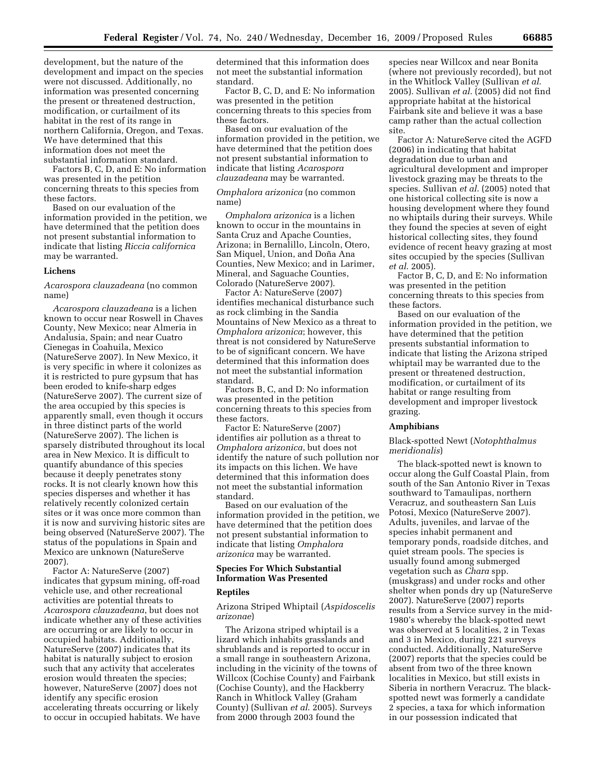development, but the nature of the development and impact on the species were not discussed. Additionally, no information was presented concerning the present or threatened destruction, modification, or curtailment of its habitat in the rest of its range in northern California, Oregon, and Texas. We have determined that this information does not meet the substantial information standard.

Factors B, C, D, and E: No information was presented in the petition concerning threats to this species from these factors.

Based on our evaluation of the information provided in the petition, we have determined that the petition does not present substantial information to indicate that listing *Riccia californica* may be warranted.

### Lichens

*Acarospora clauzadeana* (no common name)

*Acarospora clauzadeana* is a lichen known to occur near Roswell in Chaves County, New Mexico; near Almeria in Andalusia, Spain; and near Cuatro Cienegas in Coahuila, Mexico (NatureServe 2007). In New Mexico, it is very specific in where it colonizes as it is restricted to pure gypsum that has been eroded to knife-sharp edges (NatureServe 2007). The current size of the area occupied by this species is apparently small, even though it occurs in three distinct parts of the world (NatureServe 2007). The lichen is sparsely distributed throughout its local area in New Mexico. It is difficult to quantify abundance of this species because it deeply penetrates stony rocks. It is not clearly known how this species disperses and whether it has relatively recently colonized certain sites or it was once more common than it is now and surviving historic sites are being observed (NatureServe 2007). The status of the populations in Spain and Mexico are unknown (NatureServe 2007).

Factor A: NatureServe (2007) indicates that gypsum mining, off-road vehicle use, and other recreational activities are potential threats to *Acarospora clauzadeana*, but does not indicate whether any of these activities are occurring or are likely to occur in occupied habitats. Additionally, NatureServe (2007) indicates that its habitat is naturally subject to erosion such that any activity that accelerates erosion would threaten the species; however, NatureServe (2007) does not identify any specific erosion accelerating threats occurring or likely to occur in occupied habitats. We have determined that this information does not meet the substantial information standard.

Factor B, C, D, and E: No information was presented in the petition concerning threats to this species from these factors.

Based on our evaluation of the information provided in the petition, we have determined that the petition does not present substantial information to indicate that listing *Acarospora clauzadeana* may be warranted.

*Omphalora arizonica* (no common name)

*Omphalora arizonica* is a lichen known to occur in the mountains in Santa Cruz and Apache Counties, Arizona; in Bernalillo, Lincoln, Otero, San Miquel, Union, and Doña Ana Counties, New Mexico; and in Larimer, Mineral, and Saguache Counties, Colorado (NatureServe 2007).

Factor A: NatureServe (2007) identifies mechanical disturbance such as rock climbing in the Sandia Mountains of New Mexico as a threat to *Omphalora arizonica*; however, this threat is not considered by NatureServe to be of significant concern. We have determined that this information does not meet the substantial information standard.

Factors B, C, and D: No information was presented in the petition concerning threats to this species from these factors.

Factor E: NatureServe (2007) identifies air pollution as a threat to *Omphalora arizonica*, but does not identify the nature of such pollution nor its impacts on this lichen. We have determined that this information does not meet the substantial information standard.

Based on our evaluation of the information provided in the petition, we have determined that the petition does not present substantial information to indicate that listing *Omphalora arizonica* may be warranted.

## Species For Which Substantial Information Was Presented

### Reptiles

Arizona Striped Whiptail (*Aspidoscelis arizonae*)

The Arizona striped whiptail is a lizard which inhabits grasslands and shrublands and is reported to occur in a small range in southeastern Arizona, including in the vicinity of the towns of Willcox (Cochise County) and Fairbank (Cochise County), and the Hackberry Ranch in Whitlock Valley (Graham County) (Sullivan *et al.* 2005). Surveys from 2000 through 2003 found the species near Willcox and near Bonita (where not previously recorded), but not in the Whitlock Valley (Sullivan *et al.* 2005). Sullivan *et al.* (2005) did not find appropriate habitat at the historical Fairbank site and believe it was a base camp rather than the actual collection site.

Factor A: NatureServe cited the AGFD (2006) in indicating that habitat degradation due to urban and agricultural development and improper livestock grazing may be threats to the species. Sullivan *et al*. (2005) noted that one historical collecting site is now a housing development where they found no whiptails during their surveys. While they found the species at seven of eight historical collecting sites, they found evidence of recent heavy grazing at most sites occupied by the species (Sullivan *et al.* 2005).

Factor B, C, D, and E: No information was presented in the petition concerning threats to this species from these factors.

Based on our evaluation of the information provided in the petition, we have determined that the petition presents substantial information to indicate that listing the Arizona striped whiptail may be warranted due to the present or threatened destruction, modification, or curtailment of its habitat or range resulting from development and improper livestock grazing.

### Amphibians

Black-spotted Newt (*Notophthalmus meridionalis*)

The black-spotted newt is known to occur along the Gulf Coastal Plain, from south of the San Antonio River in Texas southward to Tamaulipas, northern Veracruz, and southeastern San Luis Potosi, Mexico (NatureServe 2007). Adults, juveniles, and larvae of the species inhabit permanent and temporary ponds, roadside ditches, and quiet stream pools. The species is usually found among submerged vegetation such as *Chara* spp. (muskgrass) and under rocks and other shelter when ponds dry up (NatureServe 2007). NatureServe (2007) reports results from a Service survey in the mid-1980's whereby the black-spotted newt was observed at 5 localities, 2 in Texas and 3 in Mexico, during 221 surveys conducted. Additionally, NatureServe (2007) reports that the species could be absent from two of the three known localities in Mexico, but still exists in Siberia in northern Veracruz. The black-spotted newt was formerly a candidate 2 species, a taxa for which information in our possession indicated that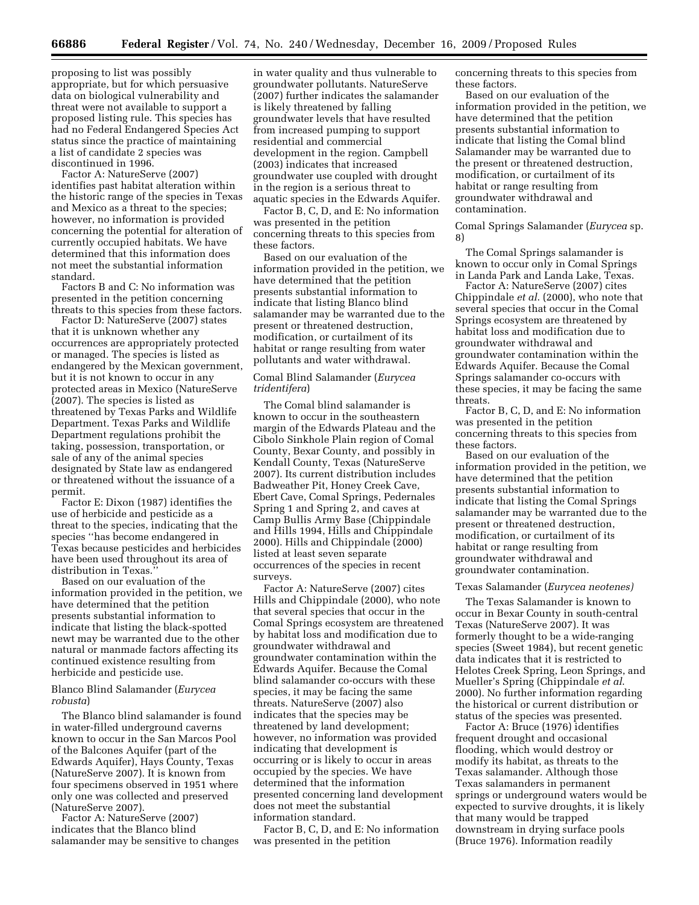proposing to list was possibly appropriate, but for which persuasive data on biological vulnerability and threat were not available to support a proposed listing rule. This species has had no Federal Endangered Species Act status since the practice of maintaining a list of candidate 2 species was discontinued in 1996.

Factor A: NatureServe (2007) identifies past habitat alteration within the historic range of the species in Texas and Mexico as a threat to the species; however, no information is provided concerning the potential for alteration of currently occupied habitats. We have determined that this information does not meet the substantial information standard.

Factors B and C: No information was presented in the petition concerning threats to this species from these factors.

Factor D: NatureServe (2007) states that it is unknown whether any occurrences are appropriately protected or managed. The species is listed as endangered by the Mexican government, but it is not known to occur in any protected areas in Mexico (NatureServe (2007). The species is listed as threatened by Texas Parks and Wildlife Department. Texas Parks and Wildlife Department regulations prohibit the taking, possession, transportation, or sale of any of the animal species designated by State law as endangered or threatened without the issuance of a permit.

Factor E: Dixon (1987) identifies the use of herbicide and pesticide as a threat to the species, indicating that the species ''has become endangered in Texas because pesticides and herbicides have been used throughout its area of distribution in Texas.''

Based on our evaluation of the information provided in the petition, we have determined that the petition presents substantial information to indicate that listing the black-spotted newt may be warranted due to the other natural or manmade factors affecting its continued existence resulting from herbicide and pesticide use.

### Blanco Blind Salamander (*Eurycea robusta*)

The Blanco blind salamander is found in water-filled underground caverns known to occur in the San Marcos Pool of the Balcones Aquifer (part of the Edwards Aquifer), Hays County, Texas (NatureServe 2007). It is known from four specimens observed in 1951 where only one was collected and preserved (NatureServe 2007).

Factor A: NatureServe (2007) indicates that the Blanco blind salamander may be sensitive to changes in water quality and thus vulnerable to groundwater pollutants. NatureServe (2007) further indicates the salamander is likely threatened by falling groundwater levels that have resulted from increased pumping to support residential and commercial development in the region. Campbell (2003) indicates that increased groundwater use coupled with drought in the region is a serious threat to aquatic species in the Edwards Aquifer.

Factor B, C, D, and E: No information was presented in the petition concerning threats to this species from these factors.

Based on our evaluation of the information provided in the petition, we have determined that the petition presents substantial information to indicate that listing Blanco blind salamander may be warranted due to the present or threatened destruction, modification, or curtailment of its habitat or range resulting from water pollutants and water withdrawal.

### Comal Blind Salamander (*Eurycea tridentifera*)

The Comal blind salamander is known to occur in the southeastern margin of the Edwards Plateau and the Cibolo Sinkhole Plain region of Comal County, Bexar County, and possibly in Kendall County, Texas (NatureServe 2007). Its current distribution includes Badweather Pit, Honey Creek Cave, Ebert Cave, Comal Springs, Pedernales Spring 1 and Spring 2, and caves at Camp Bullis Army Base (Chippindale and Hills 1994, Hills and Chippindale 2000). Hills and Chippindale (2000) listed at least seven separate occurrences of the species in recent surveys.

Factor A: NatureServe (2007) cites Hills and Chippindale (2000), who note that several species that occur in the Comal Springs ecosystem are threatened by habitat loss and modification due to groundwater withdrawal and groundwater contamination within the Edwards Aquifer. Because the Comal blind salamander co-occurs with these species, it may be facing the same threats. NatureServe (2007) also indicates that the species may be threatened by land development; however, no information was provided indicating that development is occurring or is likely to occur in areas occupied by the species. We have determined that the information presented concerning land development does not meet the substantial information standard.

Factor B, C, D, and E: No information was presented in the petition concerning threats to this species from these factors.

Based on our evaluation of the information provided in the petition, we have determined that the petition presents substantial information to indicate that listing the Comal blind Salamander may be warranted due to the present or threatened destruction, modification, or curtailment of its habitat or range resulting from groundwater withdrawal and contamination.

### Comal Springs Salamander (*Eurycea* sp. 8)

The Comal Springs salamander is known to occur only in Comal Springs in Landa Park and Landa Lake, Texas.

Factor A: NatureServe (2007) cites Chippindale *et al.* (2000), who note that several species that occur in the Comal Springs ecosystem are threatened by habitat loss and modification due to groundwater withdrawal and groundwater contamination within the Edwards Aquifer. Because the Comal Springs salamander co-occurs with these species, it may be facing the same threats.

Factor B, C, D, and E: No information was presented in the petition concerning threats to this species from these factors.

Based on our evaluation of the information provided in the petition, we have determined that the petition presents substantial information to indicate that listing the Comal Springs salamander may be warranted due to the present or threatened destruction, modification, or curtailment of its habitat or range resulting from groundwater withdrawal and groundwater contamination.

### Texas Salamander (*Eurycea neotenes*)

The Texas Salamander is known to occur in Bexar County in south-central Texas (NatureServe 2007). It was formerly thought to be a wide-ranging species (Sweet 1984), but recent genetic data indicates that it is restricted to Helotes Creek Spring, Leon Springs, and Mueller's Spring (Chippindale *et al.* 2000). No further information regarding the historical or current distribution or status of the species was presented.

Factor A: Bruce (1976) identifies frequent drought and occasional flooding, which would destroy or modify its habitat, as threats to the Texas salamander. Although those Texas salamanders in permanent springs or underground waters would be expected to survive droughts, it is likely that many would be trapped downstream in drying surface pools (Bruce 1976). Information readily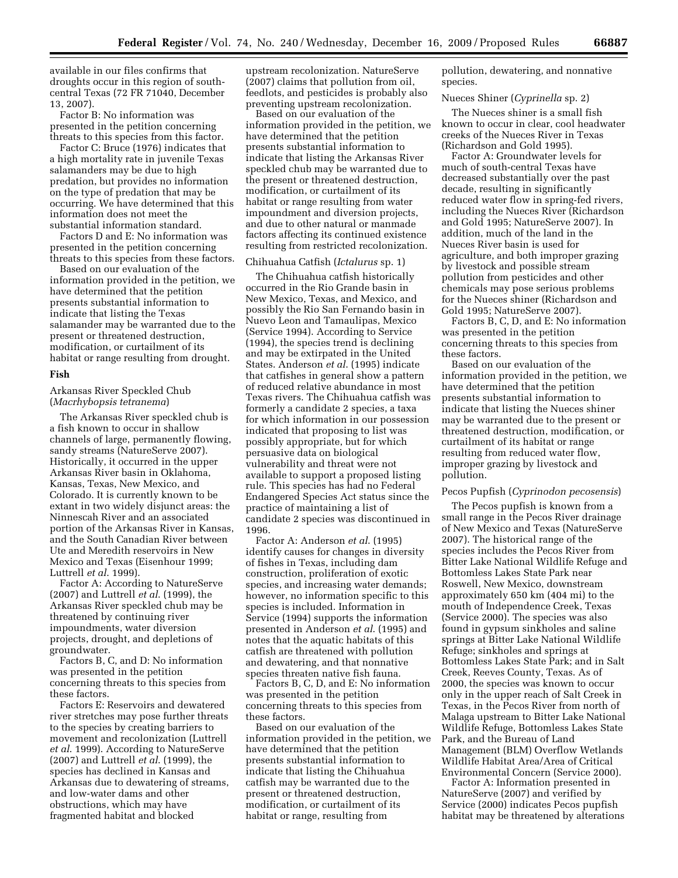available in our files confirms that droughts occur in this region of south-central Texas (72 FR 71040, December 13, 2007).

Factor B: No information was presented in the petition concerning threats to this species from this factor.

Factor C: Bruce (1976) indicates that a high mortality rate in juvenile Texas salamanders may be due to high predation, but provides no information on the type of predation that may be occurring. We have determined that this information does not meet the substantial information standard.

Factors D and E: No information was presented in the petition concerning threats to this species from these factors.

Based on our evaluation of the information provided in the petition, we have determined that the petition presents substantial information to indicate that listing the Texas salamander may be warranted due to the present or threatened destruction, modification, or curtailment of its habitat or range resulting from drought.

### Fish

#### Arkansas River Speckled Chub (*Macrhybopsis tetranema*)

The Arkansas River speckled chub is a fish known to occur in shallow channels of large, permanently flowing, sandy streams (NatureServe 2007). Historically, it occurred in the upper Arkansas River basin in Oklahoma, Kansas, Texas, New Mexico, and Colorado. It is currently known to be extant in two widely disjunct areas: the Ninnescah River and an associated portion of the Arkansas River in Kansas, and the South Canadian River between Ute and Meredith reservoirs in New Mexico and Texas (Eisenhour 1999; Luttrell *et al.* 1999).

Factor A: According to NatureServe (2007) and Luttrell *et al.* (1999), the Arkansas River speckled chub may be threatened by continuing river impoundments, water diversion projects, drought, and depletions of groundwater.

Factors B, C, and D: No information was presented in the petition concerning threats to this species from these factors.

Factors E: Reservoirs and dewatered river stretches may pose further threats to the species by creating barriers to movement and recolonization (Luttrell *et al.* 1999). According to NatureServe (2007) and Luttrell *et al.* (1999), the species has declined in Kansas and Arkansas due to dewatering of streams, and low-water dams and other obstructions, which may have fragmented habitat and blocked upstream recolonization. NatureServe (2007) claims that pollution from oil, feedlots, and pesticides is probably also preventing upstream recolonization.

Based on our evaluation of the information provided in the petition, we have determined that the petition presents substantial information to indicate that listing the Arkansas River speckled chub may be warranted due to the present or threatened destruction, modification, or curtailment of its habitat or range resulting from water impoundment and diversion projects, and due to other natural or manmade factors affecting its continued existence resulting from restricted recolonization.

#### Chihuahua Catfish (*Ictalurus* sp. 1)

The Chihuahua catfish historically occurred in the Rio Grande basin in New Mexico, Texas, and Mexico, and possibly the Rio San Fernando basin in Nuevo Leon and Tamaulipas, Mexico (Service 1994). According to Service (1994), the species trend is declining and may be extirpated in the United States. Anderson *et al.* (1995) indicate that catfishes in general show a pattern of reduced relative abundance in most Texas rivers. The Chihuahua catfish was formerly a candidate 2 species, a taxa for which information in our possession indicated that proposing to list was possibly appropriate, but for which persuasive data on biological vulnerability and threat were not available to support a proposed listing rule. This species has had no Federal Endangered Species Act status since the practice of maintaining a list of candidate 2 species was discontinued in 1996.

Factor A: Anderson *et al.* (1995) identify causes for changes in diversity of fishes in Texas, including dam construction, proliferation of exotic species, and increasing water demands; however, no information specific to this species is included. Information in Service (1994) supports the information presented in Anderson *et al.* (1995) and notes that the aquatic habitats of this catfish are threatened with pollution and dewatering, and that nonnative species threaten native fish fauna.

Factors B, C, D, and E: No information was presented in the petition concerning threats to this species from these factors.

Based on our evaluation of the information provided in the petition, we have determined that the petition presents substantial information to indicate that listing the Chihuahua catfish may be warranted due to the present or threatened destruction, modification, or curtailment of its habitat or range, resulting from pollution, dewatering, and nonnative species.

#### Nueces Shiner (*Cyprinella* sp. 2)

The Nueces shiner is a small fish known to occur in clear, cool headwater creeks of the Nueces River in Texas (Richardson and Gold 1995).

Factor A: Groundwater levels for much of south-central Texas have decreased substantially over the past decade, resulting in significantly reduced water flow in spring-fed rivers, including the Nueces River (Richardson and Gold 1995; NatureServe 2007). In addition, much of the land in the Nueces River basin is used for agriculture, and both improper grazing by livestock and possible stream pollution from pesticides and other chemicals may pose serious problems for the Nueces shiner (Richardson and Gold 1995; NatureServe 2007).

Factors B, C, D, and E: No information was presented in the petition concerning threats to this species from these factors.

Based on our evaluation of the information provided in the petition, we have determined that the petition presents substantial information to indicate that listing the Nueces shiner may be warranted due to the present or threatened destruction, modification, or curtailment of its habitat or range resulting from reduced water flow, improper grazing by livestock and pollution.

#### Pecos Pupfish (*Cyprinodon pecosensis*)

The Pecos pupfish is known from a small range in the Pecos River drainage of New Mexico and Texas (NatureServe 2007). The historical range of the species includes the Pecos River from Bitter Lake National Wildlife Refuge and Bottomless Lakes State Park near Roswell, New Mexico, downstream approximately 650 km (404 mi) to the mouth of Independence Creek, Texas (Service 2000). The species was also found in gypsum sinkholes and saline springs at Bitter Lake National Wildlife Refuge; sinkholes and springs at Bottomless Lakes State Park; and in Salt Creek, Reeves County, Texas. As of 2000, the species was known to occur only in the upper reach of Salt Creek in Texas, in the Pecos River from north of Malaga upstream to Bitter Lake National Wildlife Refuge, Bottomless Lakes State Park, and the Bureau of Land Management (BLM) Overflow Wetlands Wildlife Habitat Area/Area of Critical Environmental Concern (Service 2000).

Factor A: Information presented in NatureServe (2000) (2007) and verified by Service (2000) indicates Pecos pupfish habitat may be threatened by alterations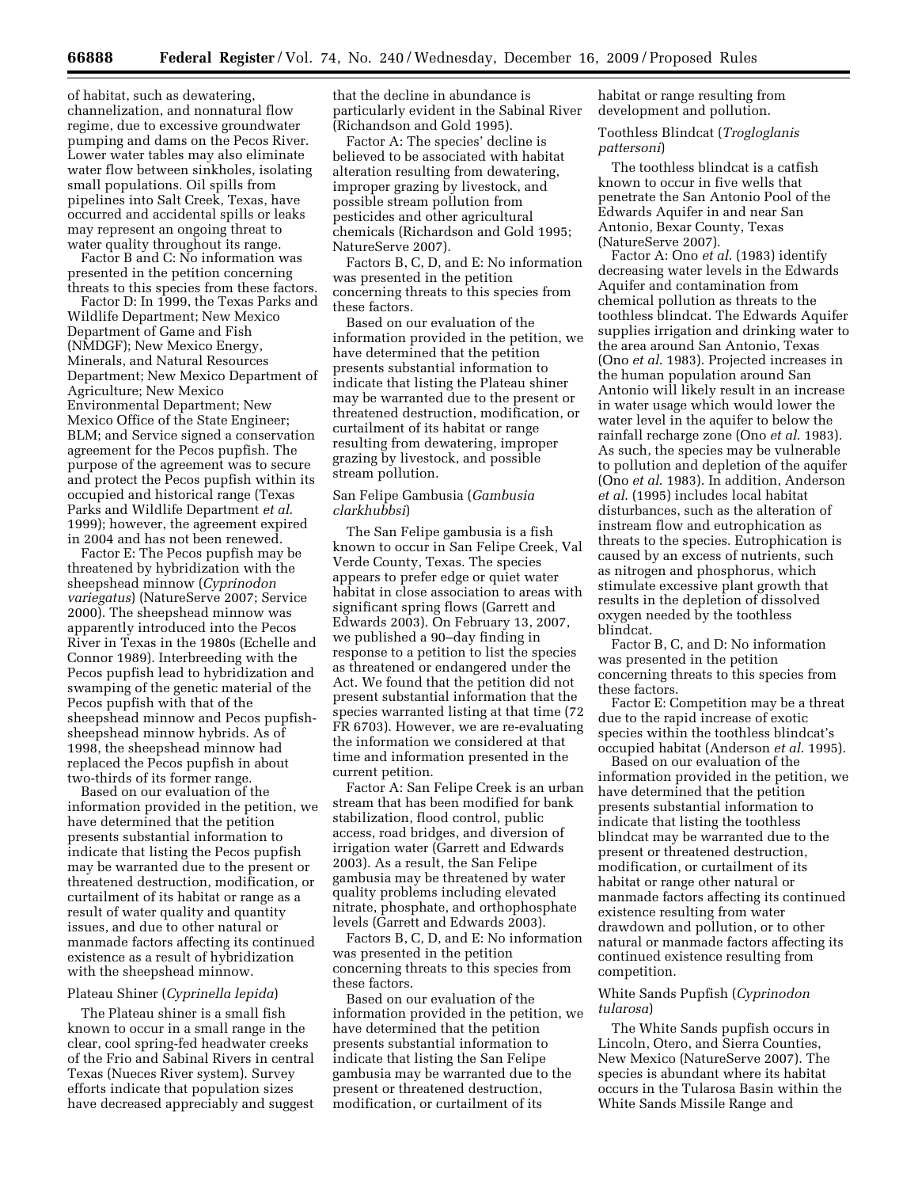of habitat, such as dewatering, channelization, and nonnatural flow regime, due to excessive groundwater pumping and dams on the Pecos River. Lower water tables may also eliminate water flow between sinkholes, isolating small populations. Oil spills from pipelines into Salt Creek, Texas, have occurred and accidental spills or leaks may represent an ongoing threat to water quality throughout its range.

Factor B and C: No information was presented in the petition concerning threats to this species from these factors.

Factor D: In 1999, the Texas Parks and Wildlife Department; New Mexico Department of Game and Fish (NMDGF); New Mexico Energy, Minerals, and Natural Resources Department; New Mexico Department of Agriculture; New Mexico Environmental Department; New Mexico Office of the State Engineer; BLM; and Service signed a conservation agreement for the Pecos pupfish. The purpose of the agreement was to secure and protect the Pecos pupfish within its occupied and historical range (Texas Parks and Wildlife Department *et al.* 1999); however, the agreement expired in 2004 and has not been renewed.

Factor E: The Pecos pupfish may be threatened by hybridization with the sheepshead minnow (*Cyprinodon variegatus*) (NatureServe 2007; Service 2000). The sheepshead minnow was apparently introduced into the Pecos River in Texas in the 1980s (Echelle and Connor 1989). Interbreeding with the Pecos pupfish lead to hybridization and swamping of the genetic material of the Pecos pupfish with that of the sheepshead minnow and Pecos pupfish-sheepshead minnow hybrids. As of 1998, the sheepshead minnow had replaced the Pecos pupfish in about two-thirds of its former range.

Based on our evaluation of the information provided in the petition, we have determined that the petition presents substantial information to indicate that listing the Pecos pupfish may be warranted due to the present or threatened destruction, modification, or curtailment of its habitat or range as a result of water quality and quantity issues, and due to other natural or manmade factors affecting its continued existence as a result of hybridization with the sheepshead minnow.

### Plateau Shiner (*Cyprinella lepida*)

The Plateau shiner is a small fish known to occur in a small range in the clear, cool spring-fed headwater creeks of the Frio and Sabinal Rivers in central Texas (Nueces River system). Survey efforts indicate that population sizes have decreased appreciably and suggest that the decline in abundance is particularly evident in the Sabinal River (Richandson and Gold 1995).

Factor A: The species' decline is believed to be associated with habitat alteration resulting from dewatering, improper grazing by livestock, and possible stream pollution from pesticides and other agricultural chemicals (Richardson and Gold 1995; NatureServe 2007).

Factors B, C, D, and E: No information was presented in the petition concerning threats to this species from these factors.

Based on our evaluation of the information provided in the petition, we have determined that the petition presents substantial information to indicate that listing the Plateau shiner may be warranted due to the present or threatened destruction, modification, or curtailment of its habitat or range resulting from dewatering, improper grazing by livestock, and possible stream pollution.

### San Felipe Gambusia (*Gambusia clarkhubbsi*)

The San Felipe gambusia is a fish known to occur in San Felipe Creek, Val Verde County, Texas. The species appears to prefer edge or quiet water habitat in close association to areas with significant spring flows (Garrett and Edwards 2003). On February 13, 2007, we published a 90–day finding in response to a petition to list the species as threatened or endangered under the Act. We found that the petition did not present substantial information that the species warranted listing at that time (72 FR 6703). However, we are re-evaluating the information we considered at that time and information presented in the current petition.

Factor A: San Felipe Creek is an urban stream that has been modified for bank stabilization, flood control, public access, road bridges, and diversion of irrigation water (Garrett and Edwards 2003). As a result, the San Felipe gambusia may be threatened by water quality problems including elevated nitrate, phosphate, and orthophosphate levels (Garrett and Edwards 2003).

Factors B, C, D, and E: No information was presented in the petition concerning threats to this species from these factors.

Based on our evaluation of the information provided in the petition, we have determined that the petition presents substantial information to indicate that listing the San Felipe gambusia may be warranted due to the present or threatened destruction, modification, or curtailment of its habitat or range resulting from development and pollution.

### Toothless Blindcat (*Trogloglanis pattersoni*)

The toothless blindcat is a catfish known to occur in five wells that penetrate the San Antonio Pool of the Edwards Aquifer in and near San Antonio, Bexar County, Texas (NatureServe 2007).

Factor A: Ono *et al.* (1983) identify decreasing water levels in the Edwards Aquifer and contamination from chemical pollution as threats to the toothless blindcat. The Edwards Aquifer supplies irrigation and drinking water to the area around San Antonio, Texas (Ono *et al.* 1983). Projected increases in the human population around San Antonio will likely result in an increase in water usage which would lower the water level in the aquifer to below the rainfall recharge zone (Ono *et al.* 1983). As such, the species may be vulnerable to pollution and depletion of the aquifer (Ono *et al.* 1983). In addition, Anderson *et al.* (1995) includes local habitat disturbances, such as the alteration of instream flow and eutrophication as threats to the species. Eutrophication is caused by an excess of nutrients, such as nitrogen and phosphorus, which stimulate excessive plant growth that results in the depletion of dissolved oxygen needed by the toothless blindcat.

Factor B, C, and D: No information was presented in the petition concerning threats to this species from these factors.

Factor E: Competition may be a threat due to the rapid increase of exotic species within the toothless blindcat's occupied habitat (Anderson *et al.* 1995).

Based on our evaluation of the information provided in the petition, we have determined that the petition presents substantial information to indicate that listing the toothless blindcat may be warranted due to the present or threatened destruction, modification, or curtailment of its habitat or range other natural or manmade factors affecting its continued existence resulting from water drawdown and pollution, or to other natural or manmade factors affecting its continued existence resulting from competition.

### White Sands Pupfish (*Cyprinodon tularosa*)

The White Sands pupfish occurs in Lincoln, Otero, and Sierra Counties, New Mexico (NatureServe 2007). The species is abundant where its habitat occurs in the Tularosa Basin within the White Sands Missile Range and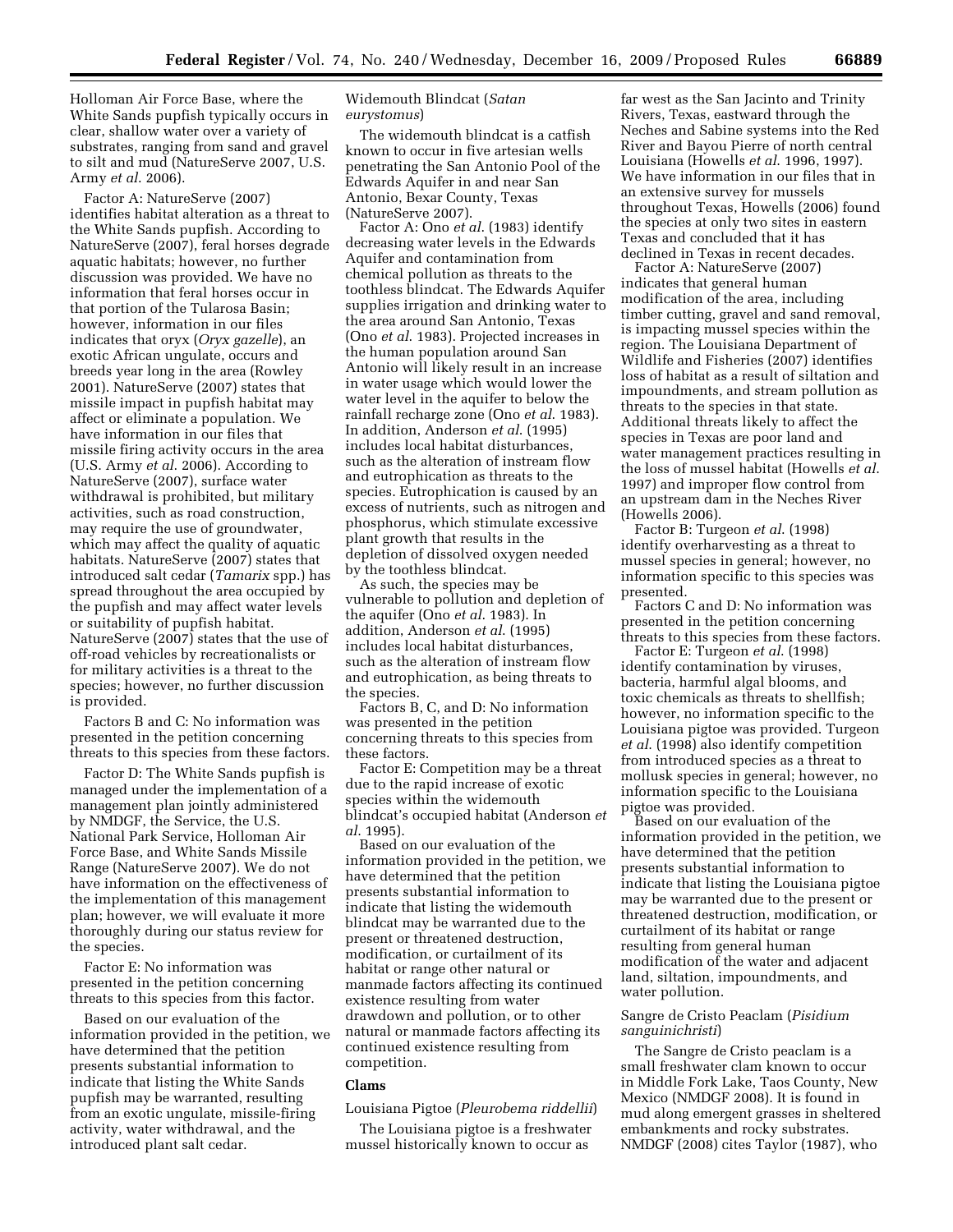Holloman Air Force Base, where the White Sands pupfish typically occurs in clear, shallow water over a variety of substrates, ranging from sand and gravel to silt and mud (NatureServe 2007, U.S. Army *et al.* 2006).

Factor A: NatureServe (2007) identifies habitat alteration as a threat to the White Sands pupfish. According to NatureServe (2007), feral horses degrade aquatic habitats; however, no further discussion was provided. We have no information that feral horses occur in that portion of the Tularosa Basin; however, information in our files indicates that oryx (*Oryx gazelle*), an exotic African ungulate, occurs and breeds year long in the area (Rowley 2001). NatureServe (2007) states that missile impact in pupfish habitat may affect or eliminate a population. We have information in our files that missile firing activity occurs in the area (U.S. Army *et al.* 2006). According to NatureServe (2007), surface water withdrawal is prohibited, but military activities, such as road construction, may require the use of groundwater, which may affect the quality of aquatic habitats. NatureServe (2007) states that introduced salt cedar (*Tamarix* spp.) has spread throughout the area occupied by the pupfish and may affect water levels or suitability of pupfish habitat. NatureServe (2007) states that the use of off-road vehicles by recreationalists or for military activities is a threat to the species; however, no further discussion is provided.

Factors B and C: No information was presented in the petition concerning threats to this species from these factors.

Factor D: The White Sands pupfish is managed under the implementation of a management plan jointly administered by NMDGF, the Service, the U.S. National Park Service, Holloman Air Force Base, and White Sands Missile Range (NatureServe 2007). We do not have information on the effectiveness of the implementation of this management plan; however, we will evaluate it more thoroughly during our status review for the species.

Factor E: No information was presented in the petition concerning threats to this species from this factor.

Based on our evaluation of the information provided in the petition, we have determined that the petition presents substantial information to indicate that listing the White Sands pupfish may be warranted, resulting from an exotic ungulate, missile-firing activity, water withdrawal, and the introduced plant salt cedar.

Widemouth Blindcat (*Satan eurystomus*)

The widemouth blindcat is a catfish known to occur in five artesian wells penetrating the San Antonio Pool of the Edwards Aquifer in and near San Antonio, Bexar County, Texas (NatureServe 2007).

Factor A: Ono *et al.* (1983) identify decreasing water levels in the Edwards Aquifer and contamination from chemical pollution as threats to the toothless blindcat. The Edwards Aquifer supplies irrigation and drinking water to the area around San Antonio, Texas (Ono *et al.* 1983). Projected increases in the human population around San Antonio will likely result in an increase in water usage which would lower the water level in the aquifer to below the rainfall recharge zone (Ono *et al.* 1983). In addition, Anderson *et al.* (1995) includes local habitat disturbances, such as the alteration of instream flow and eutrophication as threats to the species. Eutrophication is caused by an excess of nutrients, such as nitrogen and phosphorus, which stimulate excessive plant growth that results in the depletion of dissolved oxygen needed by the toothless blindcat.

As such, the species may be vulnerable to pollution and depletion of the aquifer (Ono *et al.* 1983). In addition, Anderson *et al.* (1995) includes local habitat disturbances, such as the alteration of instream flow and eutrophication, as being threats to the species.

Factors B, C, and D: No information was presented in the petition concerning threats to this species from these factors.

Factor E: Competition may be a threat due to the rapid increase of exotic species within the widemouth blindcat's occupied habitat (Anderson *et al.* 1995).

Based on our evaluation of the information provided in the petition, we have determined that the petition presents substantial information to indicate that listing the widemouth blindcat may be warranted due to the present or threatened destruction, modification, or curtailment of its habitat or range other natural or manmade factors affecting its continued existence resulting from water drawdown and pollution, or to other natural or manmade factors affecting its continued existence resulting from competition.

**Clams**

Louisiana Pigtoe (*Pleurobema riddellii*)

The Louisiana pigtoe is a freshwater mussel historically known to occur as far west as the San Jacinto and Trinity Rivers, Texas, eastward through the Neches and Sabine systems into the Red River and Bayou Pierre of north central Louisiana (Howells *et al.* 1996, 1997). We have information in our files that in an extensive survey for mussels throughout Texas, Howells (2006) found the species at only two sites in eastern Texas and concluded that it has declined in Texas in recent decades.

Factor A: NatureServe (2007) indicates that general human modification of the area, including timber cutting, gravel and sand removal, is impacting mussel species within the region. The Louisiana Department of Wildlife and Fisheries (2007) identifies loss of habitat as a result of siltation and impoundments, and stream pollution as threats to the species in that state. Additional threats likely to affect the species in Texas are poor land and water management practices resulting in the loss of mussel habitat (Howells *et al.* 1997) and improper flow control from an upstream dam in the Neches River (Howells 2006).

Factor B: Turgeon *et al.* (1998) identify overharvesting as a threat to mussel species in general; however, no information specific to this species was presented.

Factors C and D: No information was presented in the petition concerning threats to this species from these factors.

Factor E: Turgeon *et al.* (1998) identify contamination by viruses, bacteria, harmful algal blooms, and toxic chemicals as threats to shellfish; however, no information specific to the Louisiana pigtoe was provided. Turgeon *et al.* (1998) also identify competition from introduced species as a threat to mollusk species in general; however, no information specific to the Louisiana pigtoe was provided.

Based on our evaluation of the information provided in the petition, we have determined that the petition presents substantial information to indicate that listing the Louisiana pigtoe may be warranted due to the present or threatened destruction, modification, or curtailment of its habitat or range resulting from general human modification of the water and adjacent land, siltation, impoundments, and water pollution.

Sangre de Cristo Peaclam (*Pisidium sanguinichristi*)

The Sangre de Cristo peaclam is a small freshwater clam known to occur in Middle Fork Lake, Taos County, New Mexico (NMDGF 2008). It is found in mud along emergent grasses in sheltered embankments and rocky substrates. NMDGF (2008) cites Taylor (1987), who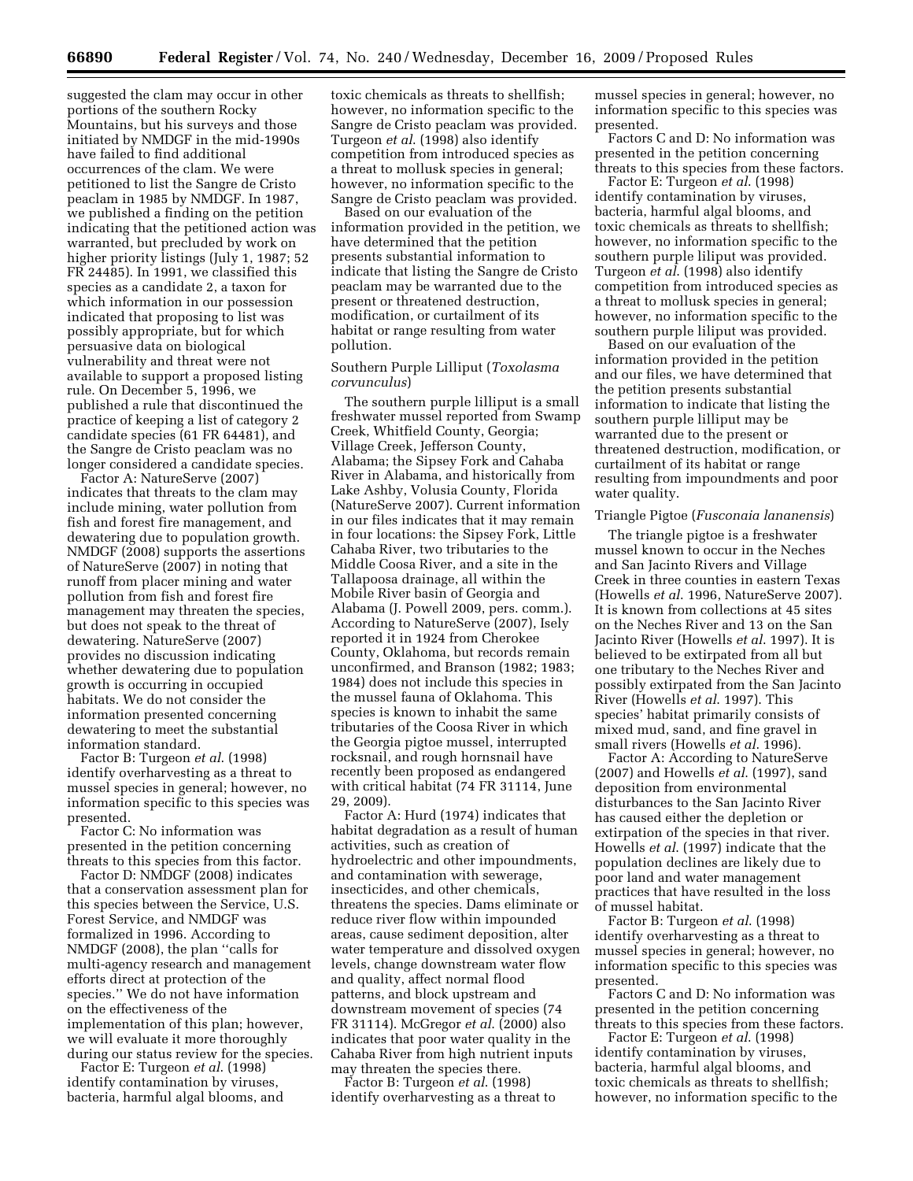suggested the clam may occur in other portions of the southern Rocky Mountains, but his surveys and those initiated by NMDGF in the mid-1990s have failed to find additional occurrences of the clam. We were petitioned to list the Sangre de Cristo peaclam in 1985 by NMDGF. In 1987, we published a finding on the petition indicating that the petitioned action was warranted, but precluded by work on higher priority listings (July 1, 1987; 52 FR 24485). In 1991, we classified this species as a candidate 2, a taxon for which information in our possession indicated that proposing to list was possibly appropriate, but for which persuasive data on biological vulnerability and threat were not available to support a proposed listing rule. On December 5, 1996, we published a rule that discontinued the practice of keeping a list of category 2 candidate species (61 FR 64481), and the Sangre de Cristo peaclam was no longer considered a candidate species.

Factor A: NatureServe (2007) indicates that threats to the clam may include mining, water pollution from fish and forest fire management, and dewatering due to population growth. NMDGF (2008) supports the assertions of NatureServe (2007) in noting that runoff from placer mining and water pollution from fish and forest fire management may threaten the species, but does not speak to the threat of dewatering. NatureServe (2007) provides no discussion indicating whether dewatering due to population growth is occurring in occupied habitats. We do not consider the information presented concerning dewatering to meet the substantial information standard.

Factor B: Turgeon *et al.* (1998) identify overharvesting as a threat to mussel species in general; however, no information specific to this species was presented.

Factor C: No information was presented in the petition concerning threats to this species from this factor.

Factor D: NMDGF (2008) indicates that a conservation assessment plan for this species between the Service, U.S. Forest Service, and NMDGF was formalized in 1996. According to NMDGF (2008), the plan "calls for multi-agency research and management efforts direct at protection of the species." We do not have information on the effectiveness of the implementation of this plan; however, we will evaluate it more thoroughly during our status review for the species.

Factor E: Turgeon *et al.* (1998) identify contamination by viruses, bacteria, harmful algal blooms, and toxic chemicals as threats to shellfish; however, no information specific to the Sangre de Cristo peaclam was provided. Turgeon *et al.* (1998) also identify competition from introduced species as a threat to mollusk species in general; however, no information specific to the Sangre de Cristo peaclam was provided.

Based on our evaluation of the information provided in the petition, we have determined that the petition presents substantial information to indicate that listing the Sangre de Cristo peaclam may be warranted due to the present or threatened destruction, modification, or curtailment of its habitat or range resulting from water pollution.

### Southern Purple Lilliput (*Toxolasma corvunculus*)

The southern purple lilliput is a small freshwater mussel reported from Swamp Creek, Whitfield County, Georgia; Village Creek, Jefferson County, Alabama; the Sipsey Fork and Cahaba River in Alabama, and historically from Lake Ashby, Volusia County, Florida (NatureServe 2007). Current information in our files indicates that it may remain in four locations: the Sipsey Fork, Little Cahaba River, two tributaries to the Middle Coosa River, and a site in the Tallapoosa drainage, all within the Mobile River basin of Georgia and Alabama (J. Powell 2009, pers. comm.). According to NatureServe (2007), Isely reported it in 1924 from Cherokee County, Oklahoma, but records remain unconfirmed, and Branson (1982; 1983; 1984) does not include this species in the mussel fauna of Oklahoma. This species is known to inhabit the same tributaries of the Coosa River in which the Georgia pigtoe mussel, interrupted rocksnail, and rough hornsnail have recently been proposed as endangered with critical habitat (74 FR 31114, June 29, 2009).

Factor A: Hurd (1974) indicates that habitat degradation as a result of human activities, such as creation of hydroelectric and other impoundments, and contamination with sewerage, insecticides, and other chemicals, threatens the species. Dams eliminate or reduce river flow within impounded areas, cause sediment deposition, alter water temperature and dissolved oxygen levels, change downstream water flow and quality, affect normal flood patterns, and block upstream and downstream movement of species (74 FR 31114). McGregor *et al.* (2000) also indicates that poor water quality in the Cahaba River from high nutrient inputs may threaten the species there.

Factor B: Turgeon *et al.* (1998) identify overharvesting as a threat to mussel species in general; however, no information specific to this species was presented.

Factors C and D: No information was presented in the petition concerning threats to this species from these factors.

Factor E: Turgeon *et al.* (1998) identify contamination by viruses, bacteria, harmful algal blooms, and toxic chemicals as threats to shellfish; however, no information specific to the southern purple liliput was provided. Turgeon *et al.* (1998) also identify competition from introduced species as a threat to mollusk species in general; however, no information specific to the southern purple liliput was provided.

Based on our evaluation of the information provided in the petition and our files, we have determined that the petition presents substantial information to indicate that listing the southern purple lilliput may be warranted due to the present or threatened destruction, modification, or curtailment of its habitat or range resulting from impoundments and poor water quality.

### Triangle Pigtoe (*Fusconaia lananensis*)

The triangle pigtoe is a freshwater mussel known to occur in the Neches and San Jacinto Rivers and Village Creek in three counties in eastern Texas (Howells *et al.* 1996, NatureServe 2007). It is known from collections at 45 sites on the Neches River and 13 on the San Jacinto River (Howells *et al.* 1997). It is believed to be extirpated from all but one tributary to the Neches River and possibly extirpated from the San Jacinto River (Howells *et al.* 1997). This species' habitat primarily consists of mixed mud, sand, and fine gravel in small rivers (Howells *et al.* 1996).

Factor A: According to NatureServe (2007) and Howells *et al.* (1997), sand deposition from environmental disturbances to the San Jacinto River has caused either the depletion or extirpation of the species in that river. Howells *et al.* (1997) indicate that the population declines are likely due to poor land and water management practices that have resulted in the loss of mussel habitat.

Factor B: Turgeon *et al.* (1998) identify overharvesting as a threat to mussel species in general; however, no information specific to this species was presented.

Factors C and D: No information was presented in the petition concerning threats to this species from these factors.

Factor E: Turgeon *et al.* (1998) identify contamination by viruses, bacteria, harmful algal blooms, and toxic chemicals as threats to shellfish; however, no information specific to the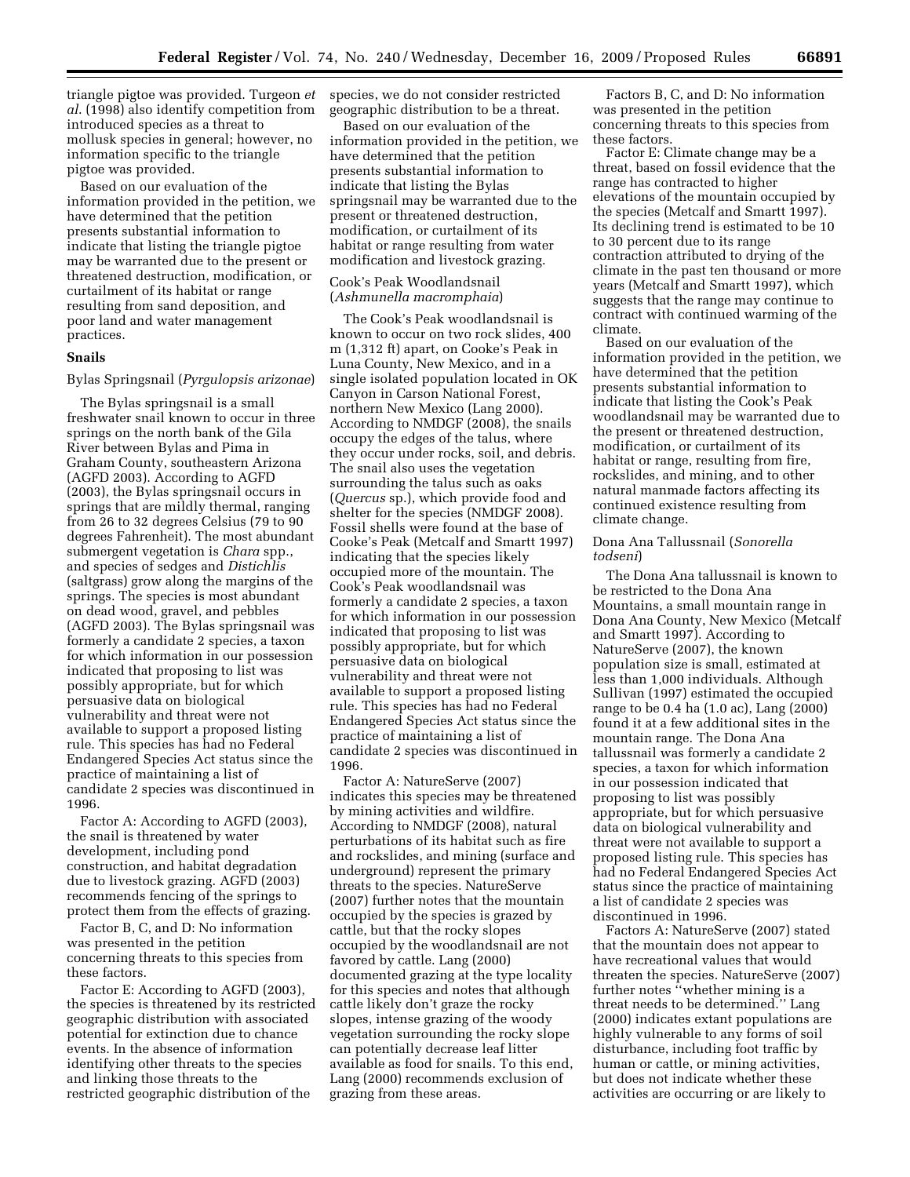triangle pigtoe was provided. Turgeon *et al.* (1998) also identify competition from introduced species as a threat to mollusk species in general; however, no information specific to the triangle pigtoe was provided.

Based on our evaluation of the information provided in the petition, we have determined that the petition presents substantial information to indicate that listing the triangle pigtoe may be warranted due to the present or threatened destruction, modification, or curtailment of its habitat or range resulting from sand deposition, and poor land and water management practices.

### Snails

#### Bylas Springsnail (*Pyrgulopsis arizonae*)

The Bylas springsnail is a small freshwater snail known to occur in three springs on the north bank of the Gila River between Bylas and Pima in Graham County, southeastern Arizona (AGFD 2003). According to AGFD (2003), the Bylas springsnail occurs in springs that are mildly thermal, ranging from 26 to 32 degrees Celsius (79 to 90 degrees Fahrenheit). The most abundant submergent vegetation is *Chara* spp., and species of sedges and *Distichlis* (saltgrass) grow along the margins of the springs. The species is most abundant on dead wood, gravel, and pebbles (AGFD 2003). The Bylas springsnail was formerly a candidate 2 species, a taxon for which information in our possession indicated that proposing to list was possibly appropriate, but for which persuasive data on biological vulnerability and threat were not available to support a proposed listing rule. This species has had no Federal Endangered Species Act status since the practice of maintaining a list of candidate 2 species was discontinued in 1996.

Factor A: According to AGFD (2003), the snail is threatened by water development, including pond construction, and habitat degradation due to livestock grazing. AGFD (2003) recommends fencing of the springs to protect them from the effects of grazing.

Factor B, C, and D: No information was presented in the petition concerning threats to this species from these factors.

Factor E: According to AGFD (2003), the species is threatened by its restricted geographic distribution with associated potential for extinction due to chance events. In the absence of information identifying other threats to the species and linking those threats to the restricted geographic distribution of the species, we do not consider restricted geographic distribution to be a threat.

Based on our evaluation of the information provided in the petition, we have determined that the petition presents substantial information to indicate that listing the Bylas springsnail may be warranted due to the present or threatened destruction, modification, or curtailment of its habitat or range resulting from water modification and livestock grazing.

#### Cook's Peak Woodlandsnail (*Ashmunella macromphaia*)

The Cook's Peak woodlandsnail is known to occur on two rock slides, 400 m (1,312 ft) apart, on Cooke's Peak in Luna County, New Mexico, and in a single isolated population located in OK Canyon in Carson National Forest, northern New Mexico (Lang 2000). According to NMDGF (2008), the snails occupy the edges of the talus, where they occur under rocks, soil, and debris. The snail also uses the vegetation surrounding the talus such as oaks (*Quercus* sp.), which provide food and shelter for the species (NMDGF 2008). Fossil shells were found at the base of Cooke's Peak (Metcalf and Smartt 1997) indicating that the species likely occupied more of the mountain. The Cook's Peak woodlandsnail was formerly a candidate 2 species, a taxon for which information in our possession indicated that proposing to list was possibly appropriate, but for which persuasive data on biological vulnerability and threat were not available to support a proposed listing rule. This species has had no Federal Endangered Species Act status since the practice of maintaining a list of candidate 2 species was discontinued in 1996.

Factor A: NatureServe (2007) indicates this species may be threatened by mining activities and wildfire. According to NMDGF (2008), natural perturbations of its habitat such as fire and rockslides, and mining (surface and underground) represent the primary threats to the species. NatureServe (2007) further notes that the mountain occupied by the species is grazed by cattle, but that the rocky slopes occupied by the woodlandsnail are not favored by cattle. Lang (2000) documented grazing at the type locality for this species and notes that although cattle likely don't graze the rocky slopes, intense grazing of the woody vegetation surrounding the rocky slope can potentially decrease leaf litter available as food for snails. To this end, Lang (2000) recommends exclusion of grazing from these areas.

Factors B, C, and D: No information was presented in the petition concerning threats to this species from these factors.

Factor E: Climate change may be a threat, based on fossil evidence that the range has contracted to higher elevations of the mountain occupied by the species (Metcalf and Smartt 1997). Its declining trend is estimated to be 10 to 30 percent due to its range contraction attributed to drying of the climate in the past ten thousand or more years (Metcalf and Smartt 1997), which suggests that the range may continue to contract with continued warming of the climate.

Based on our evaluation of the information provided in the petition, we have determined that the petition presents substantial information to indicate that listing the Cook's Peak woodlandsnail may be warranted due to the present or threatened destruction, modification, or curtailment of its habitat or range, resulting from fire, rockslides, and mining, and to other natural manmade factors affecting its continued existence resulting from climate change.

#### Dona Ana Tallussnail (*Sonorella todseni*)

The Dona Ana tallussnail is known to be restricted to the Dona Ana Mountains, a small mountain range in Dona Ana County, New Mexico (Metcalf and Smartt 1997). According to NatureServe (2007), the known population size is small, estimated at less than 1,000 individuals. Although Sullivan (1997) estimated the occupied range to be 0.4 ha (1.0 ac), Lang (2000) found it at a few additional sites in the mountain range. The Dona Ana tallussnail was formerly a candidate 2 species, a taxon for which information in our possession indicated that proposing to list was possibly appropriate, but for which persuasive data on biological vulnerability and threat were not available to support a proposed listing rule. This species has had no Federal Endangered Species Act status since the practice of maintaining a list of candidate 2 species was discontinued in 1996.

Factors A: NatureServe (2007) stated that the mountain does not appear to have recreational values that would threaten the species. NatureServe (2007) further notes ''whether mining is a threat needs to be determined.'' Lang (2000) indicates extant populations are highly vulnerable to any forms of soil disturbance, including foot traffic by human or cattle, or mining activities, but does not indicate whether these activities are occurring or are likely to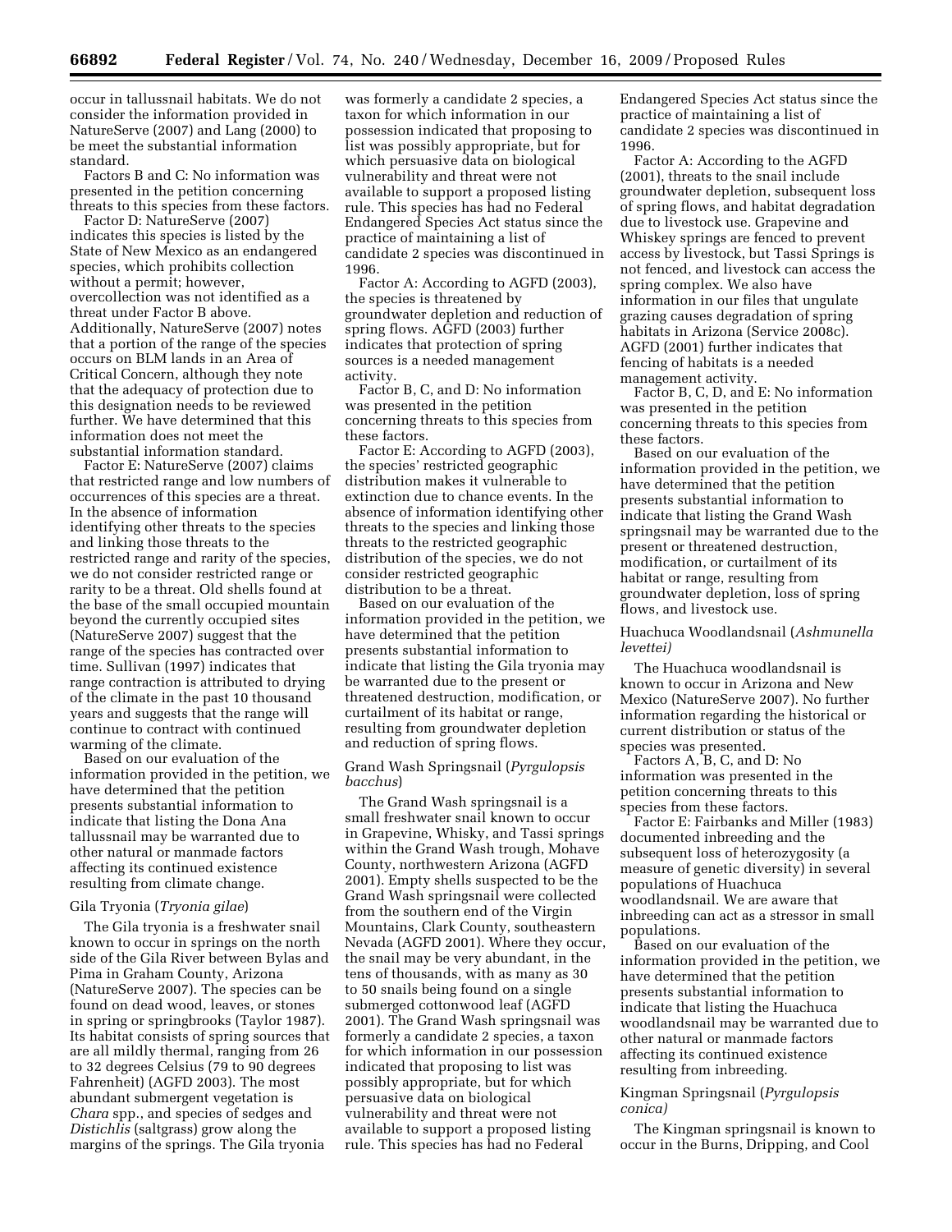occur in tallussnail habitats. We do not consider the information provided in NatureServe (2007) and Lang (2000) to be meet the substantial information standard.

Factors B and C: No information was presented in the petition concerning threats to this species from these factors.

Factor D: NatureServe (2007) indicates this species is listed by the State of New Mexico as an endangered species, which prohibits collection without a permit; however, overcollection was not identified as a threat under Factor B above. Additionally, NatureServe (2007) notes that a portion of the range of the species occurs on BLM lands in an Area of Critical Concern, although they note that the adequacy of protection due to this designation needs to be reviewed further. We have determined that this information does not meet the substantial information standard.

Factor E: NatureServe (2007) claims that restricted range and low numbers of occurrences of this species are a threat. In the absence of information identifying other threats to the species and linking those threats to the restricted range and rarity of the species, we do not consider restricted range or rarity to be a threat. Old shells found at the base of the small occupied mountain beyond the currently occupied sites (NatureServe 2007) suggest that the range of the species has contracted over time. Sullivan (1997) indicates that range contraction is attributed to drying of the climate in the past 10 thousand years and suggests that the range will continue to contract with continued warming of the climate.

Based on our evaluation of the information provided in the petition, we have determined that the petition presents substantial information to indicate that listing the Dona Ana tallussnail may be warranted due to other natural or manmade factors affecting its continued existence resulting from climate change.

### Gila Tryonia (*Tryonia gilae*)

The Gila tryonia is a freshwater snail known to occur in springs on the north side of the Gila River between Bylas and Pima in Graham County, Arizona (NatureServe 2007). The species can be found on dead wood, leaves, or stones in spring or springbrooks (Taylor 1987). Its habitat consists of spring sources that are all mildly thermal, ranging from 26 to 32 degrees Celsius (79 to 90 degrees Fahrenheit) (AGFD 2003). The most abundant submergent vegetation is *Chara* spp., and species of sedges and *Distichlis* (saltgrass) grow along the margins of the springs. The Gila tryonia was formerly a candidate 2 species, a taxon for which information in our possession indicated that proposing to list was possibly appropriate, but for which persuasive data on biological vulnerability and threat were not available to support a proposed listing rule. This species has had no Federal Endangered Species Act status since the practice of maintaining a list of candidate 2 species was discontinued in 1996.

Factor A: According to AGFD (2003), the species is threatened by groundwater depletion and reduction of spring flows. AGFD (2003) further indicates that protection of spring sources is a needed management activity.

Factor B, C, and D: No information was presented in the petition concerning threats to this species from these factors.

Factor E: According to AGFD (2003), the species' restricted geographic distribution makes it vulnerable to extinction due to chance events. In the absence of information identifying other threats to the species and linking those threats to the restricted geographic distribution of the species, we do not consider restricted geographic distribution to be a threat.

Based on our evaluation of the information provided in the petition, we have determined that the petition presents substantial information to indicate that listing the Gila tryonia may be warranted due to the present or threatened destruction, modification, or curtailment of its habitat or range, resulting from groundwater depletion and reduction of spring flows.

### Grand Wash Springsnail (*Pyrgulopsis bacchus*)

The Grand Wash springsnail is a small freshwater snail known to occur in Grapevine, Whisky, and Tassi springs within the Grand Wash trough, Mohave County, northwestern Arizona (AGFD 2001). Empty shells suspected to be the Grand Wash springsnail were collected from the southern end of the Virgin Mountains, Clark County, southeastern Nevada (AGFD 2001). Where they occur, the snail may be very abundant, in the tens of thousands, with as many as 30 to 50 snails being found on a single submerged cottonwood leaf (AGFD 2001). The Grand Wash springsnail was formerly a candidate 2 species, a taxon for which information in our possession indicated that proposing to list was possibly appropriate, but for which persuasive data on biological vulnerability and threat were not available to support a proposed listing rule. This species has had no Federal Endangered Species Act status since the practice of maintaining a list of candidate 2 species was discontinued in 1996.

Factor A: According to the AGFD (2001), threats to the snail include groundwater depletion, subsequent loss of spring flows, and habitat degradation due to livestock use. Grapevine and Whiskey springs are fenced to prevent access by livestock, but Tassi Springs is not fenced, and livestock can access the spring complex. We also have information in our files that ungulate grazing causes degradation of spring habitats in Arizona (Service 2008c). AGFD (2001) further indicates that fencing of habitats is a needed management activity.

Factor B, C, D, and E: No information was presented in the petition concerning threats to this species from these factors.

Based on our evaluation of the information provided in the petition, we have determined that the petition presents substantial information to indicate that listing the Grand Wash springsnail may be warranted due to the present or threatened destruction, modification, or curtailment of its habitat or range, resulting from groundwater depletion, loss of spring flows, and livestock use.

### Huachuca Woodlandsnail (*Ashmunella levettei*)

The Huachuca woodlandsnail is known to occur in Arizona and New Mexico (NatureServe 2007). No further information regarding the historical or current distribution or status of the species was presented.

Factors A, B, C, and D: No information was presented in the petition concerning threats to this species from these factors.

Factor E: Fairbanks and Miller (1983) documented inbreeding and the subsequent loss of heterozygosity (a measure of genetic diversity) in several populations of Huachuca woodlandsnail. We are aware that inbreeding can act as a stressor in small populations.

Based on our evaluation of the information provided in the petition, we have determined that the petition presents substantial information to indicate that listing the Huachuca woodlandsnail may be warranted due to other natural or manmade factors affecting its continued existence resulting from inbreeding.

### Kingman Springsnail (*Pyrgulopsis conica)*

The Kingman springsnail is known to occur in the Burns, Dripping, and Cool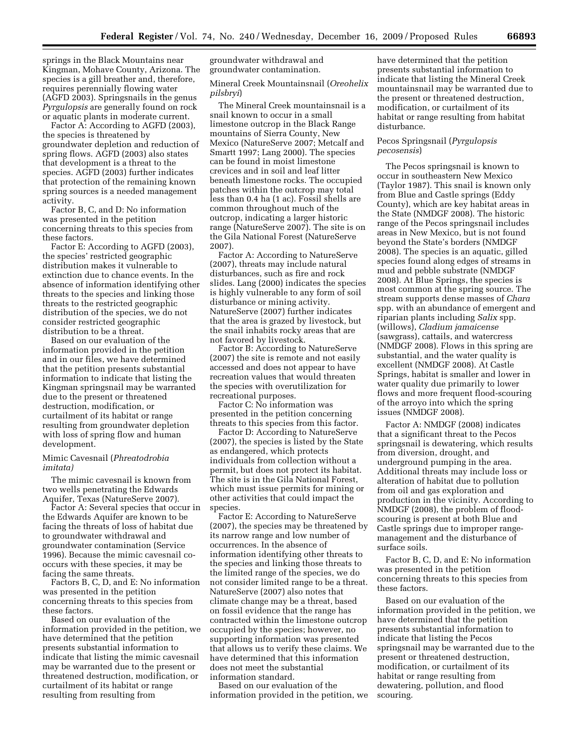springs in the Black Mountains near Kingman, Mohave County, Arizona. The species is a gill breather and, therefore, requires perennially flowing water (AGFD 2003). Springsnails in the genus *Pyrgulopsis* are generally found on rock or aquatic plants in moderate current.

Factor A: According to AGFD (2003), the species is threatened by groundwater depletion and reduction of spring flows. AGFD (2003) also states that development is a threat to the species. AGFD (2003) further indicates that protection of the remaining known spring sources is a needed management activity.

Factor B, C, and D: No information was presented in the petition concerning threats to this species from these factors.

Factor E: According to AGFD (2003), the species' restricted geographic distribution makes it vulnerable to extinction due to chance events. In the absence of information identifying other threats to the species and linking those threats to the restricted geographic distribution of the species, we do not consider restricted geographic distribution to be a threat.

Based on our evaluation of the information provided in the petition and in our files, we have determined that the petition presents substantial information to indicate that listing the Kingman springsnail may be warranted due to the present or threatened destruction, modification, or curtailment of its habitat or range resulting from groundwater depletion with loss of spring flow and human development.

### Mimic Cavesnail (*Phreatodrobia imitata)*

The mimic cavesnail is known from two wells penetrating the Edwards Aquifer, Texas (NatureServe 2007).

Factor A: Several species that occur in the Edwards Aquifer are known to be facing the threats of loss of habitat due to groundwater withdrawal and groundwater contamination (Service 1996). Because the mimic cavesnail co-occurs with these species, it may be facing the same threats.

Factors B, C, D, and E: No information was presented in the petition concerning threats to this species from these factors.

Based on our evaluation of the information provided in the petition, we have determined that the petition presents substantial information to indicate that listing the mimic cavesnail may be warranted due to the present or threatened destruction, modification, or curtailment of its habitat or range resulting from resulting from groundwater withdrawal and groundwater contamination.

### Mineral Creek Mountainsnail (*Oreohelix pilsbryi*)

The Mineral Creek mountainsnail is a snail known to occur in a small limestone outcrop in the Black Range mountains of Sierra County, New Mexico (NatureServe 2007; Metcalf and Smartt 1997; Lang 2000). The species can be found in moist limestone crevices and in soil and leaf litter beneath limestone rocks. The occupied patches within the outcrop may total less than 0.4 ha (1 ac). Fossil shells are common throughout much of the outcrop, indicating a larger historic range (NatureServe 2007). The site is on the Gila National Forest (NatureServe 2007).

Factor A: According to NatureServe (2007), threats may include natural disturbances, such as fire and rock slides. Lang (2000) indicates the species is highly vulnerable to any form of soil disturbance or mining activity. NatureServe (2007) further indicates that the area is grazed by livestock, but the snail inhabits rocky areas that are not favored by livestock.

Factor B: According to NatureServe (2007) the site is remote and not easily accessed and does not appear to have recreation values that would threaten the species with overutilization for recreational purposes.

Factor C: No information was presented in the petition concerning threats to this species from this factor.

Factor D: According to NatureServe (2007), the species is listed by the State as endangered, which protects individuals from collection without a permit, but does not protect its habitat. The site is in the Gila National Forest, which must issue permits for mining or other activities that could impact the species.

Factor E: According to NatureServe (2007), the species may be threatened by its narrow range and low number of occurrences. In the absence of information identifying other threats to the species and linking those threats to the limited range of the species, we do not consider limited range to be a threat. NatureServe (2007) also notes that climate change may be a threat, based on fossil evidence that the range has contracted within the limestone outcrop occupied by the species; however, no supporting information was presented that allows us to verify these claims. We have determined that this information does not meet the substantial information standard.

Based on our evaluation of the information provided in the petition, we have determined that the petition presents substantial information to indicate that listing the Mineral Creek mountainsnail may be warranted due to the present or threatened destruction, modification, or curtailment of its habitat or range resulting from habitat disturbance.

### Pecos Springsnail (*Pyrgulopsis pecosensis*)

The Pecos springsnail is known to occur in southeastern New Mexico (Taylor 1987). This snail is known only from Blue and Castle springs (Eddy County), which are key habitat areas in the State (NMDGF 2008). The historic range of the Pecos springsnail includes areas in New Mexico, but is not found beyond the State's borders (NMDGF 2008). The species is an aquatic, gilled species found along edges of streams in mud and pebble substrate (NMDGF 2008). At Blue Springs, the species is most common at the spring source. The stream supports dense masses of *Chara* spp. with an abundance of emergent and riparian plants including *Salix* spp. (willows), *Cladium jamaicense* (sawgrass), cattails, and watercress (NMDGF 2008). Flows in this spring are substantial, and the water quality is excellent (NMDGF 2008). At Castle Springs, habitat is smaller and lower in water quality due primarily to lower flows and more frequent flood-scouring of the arroyo into which the spring issues (NMDGF 2008).

Factor A: NMDGF (2008) indicates that a significant threat to the Pecos springsnail is dewatering, which results from diversion, drought, and underground pumping in the area. Additional threats may include loss or alteration of habitat due to pollution from oil and gas exploration and production in the vicinity. According to NMDGF (2008), the problem of flood-scouring is present at both Blue and Castle springs due to improper range-management and the disturbance of surface soils.

Factor B, C, D, and E: No information was presented in the petition concerning threats to this species from these factors.

Based on our evaluation of the information provided in the petition, we have determined that the petition presents substantial information to indicate that listing the Pecos springsnail may be warranted due to the present or threatened destruction, modification, or curtailment of its habitat or range resulting from dewatering, pollution, and flood scouring.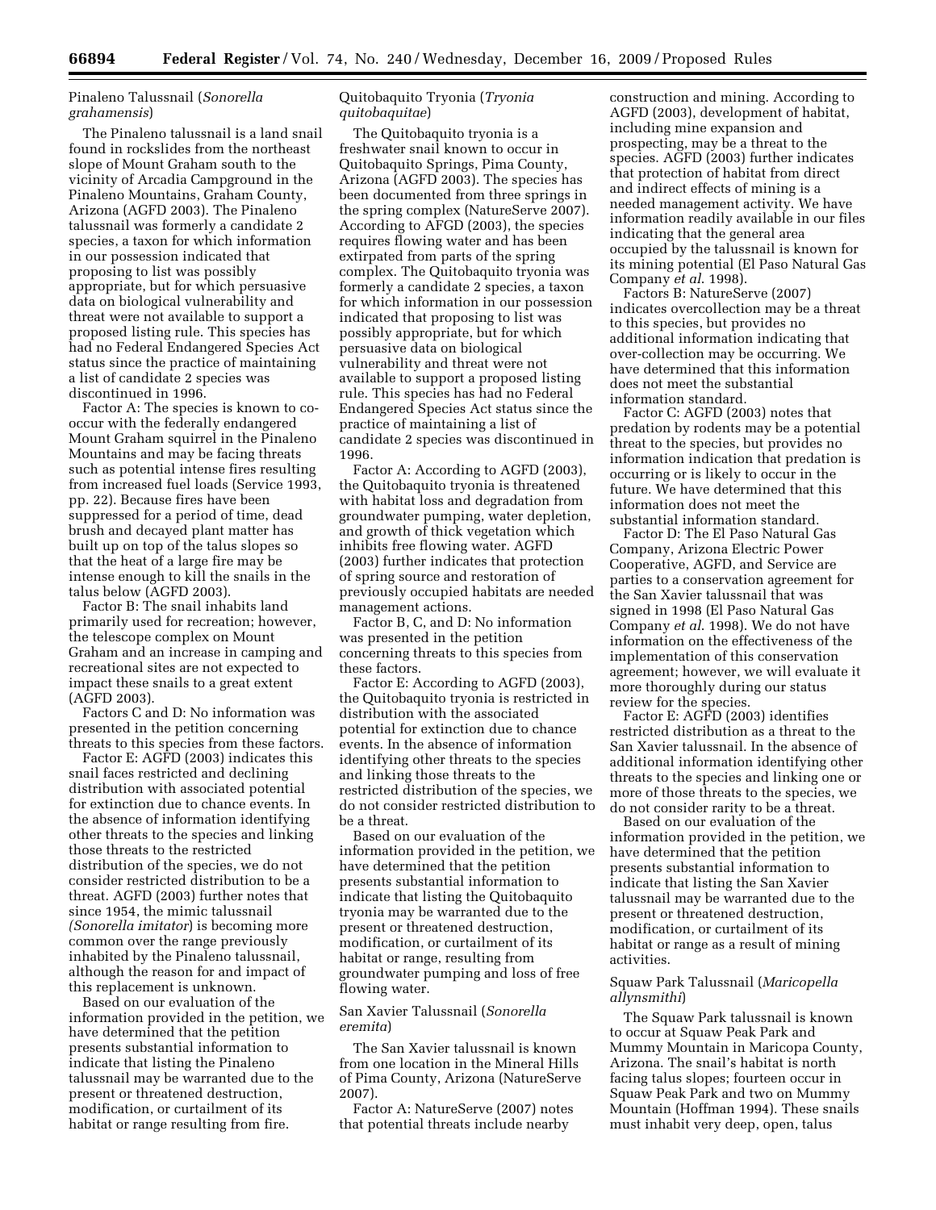### Pinaleno Talussnail (*Sonorella grahamensis*)

The Pinaleno talussnail is a land snail found in rockslides from the northeast slope of Mount Graham south to the vicinity of Arcadia Campground in the Pinaleno Mountains, Graham County, Arizona (AGFD 2003). The Pinaleno talussnail was formerly a candidate 2 species, a taxon for which information in our possession indicated that proposing to list was possibly appropriate, but for which persuasive data on biological vulnerability and threat were not available to support a proposed listing rule. This species has had no Federal Endangered Species Act status since the practice of maintaining a list of candidate 2 species was discontinued in 1996.

Factor A: The species is known to co-occur with the federally endangered Mount Graham squirrel in the Pinaleno Mountains and may be facing threats such as potential intense fires resulting from increased fuel loads (Service 1993, pp. 22). Because fires have been suppressed for a period of time, dead brush and decayed plant matter has built up on top of the talus slopes so that the heat of a large fire may be intense enough to kill the snails in the talus below (AGFD 2003).

Factor B: The snail inhabits land primarily used for recreation; however, the telescope complex on Mount Graham and an increase in camping and recreational sites are not expected to impact these snails to a great extent (AGFD 2003).

Factors C and D: No information was presented in the petition concerning threats to this species from these factors.

Factor E: AGFD (2003) indicates this snail faces restricted and declining distribution with associated potential for extinction due to chance events. In the absence of information identifying other threats to the species and linking those threats to the restricted distribution of the species, we do not consider restricted distribution to be a threat. AGFD (2003) further notes that since 1954, the mimic talussnail *(Sonorella imitator*) is becoming more common over the range previously inhabited by the Pinaleno talussnail, although the reason for and impact of this replacement is unknown.

Based on our evaluation of the information provided in the petition, we have determined that the petition presents substantial information to indicate that listing the Pinaleno talussnail may be warranted due to the present or threatened destruction, modification, or curtailment of its habitat or range resulting from fire.

### Quitobaquito Tryonia (*Tryonia quitobaquitae*)

The Quitobaquito tryonia is a freshwater snail known to occur in Quitobaquito Springs, Pima County, Arizona (AGFD 2003). The species has been documented from three springs in the spring complex (NatureServe 2007). According to AFGD (2003), the species requires flowing water and has been extirpated from parts of the spring complex. The Quitobaquito tryonia was formerly a candidate 2 species, a taxon for which information in our possession indicated that proposing to list was possibly appropriate, but for which persuasive data on biological vulnerability and threat were not available to support a proposed listing rule. This species has had no Federal Endangered Species Act status since the practice of maintaining a list of candidate 2 species was discontinued in 1996.

Factor A: According to AGFD (2003), the Quitobaquito tryonia is threatened with habitat loss and degradation from groundwater pumping, water depletion, and growth of thick vegetation which inhibits free flowing water. AGFD (2003) further indicates that protection of spring source and restoration of previously occupied habitats are needed management actions.

Factor B, C, and D: No information was presented in the petition concerning threats to this species from these factors.

Factor E: According to AGFD (2003), the Quitobaquito tryonia is restricted in distribution with the associated potential for extinction due to chance events. In the absence of information identifying other threats to the species and linking those threats to the restricted distribution of the species, we do not consider restricted distribution to be a threat.

Based on our evaluation of the information provided in the petition, we have determined that the petition presents substantial information to indicate that listing the Quitobaquito tryonia may be warranted due to the present or threatened destruction, modification, or curtailment of its habitat or range, resulting from groundwater pumping and loss of free flowing water.

### San Xavier Talussnail (*Sonorella eremita*)

The San Xavier talussnail is known from one location in the Mineral Hills of Pima County, Arizona (NatureServe 2007).

Factor A: NatureServe (2007) notes that potential threats include nearby construction and mining. According to AGFD (2003), development of habitat, including mine expansion and prospecting, may be a threat to the species. AGFD (2003) further indicates that protection of habitat from direct and indirect effects of mining is a needed management activity. We have information readily available in our files indicating that the general area occupied by the talussnail is known for its mining potential (El Paso Natural Gas Company *et al.* 1998).

Factors B: NatureServe (2007) indicates overcollection may be a threat to this species, but provides no additional information indicating that over-collection may be occurring. We have determined that this information does not meet the substantial information standard.

Factor C: AGFD (2003) notes that predation by rodents may be a potential threat to the species, but provides no information indication that predation is occurring or is likely to occur in the future. We have determined that this information does not meet the substantial information standard.

Factor D: The El Paso Natural Gas Company, Arizona Electric Power Cooperative, AGFD, and Service are parties to a conservation agreement for the San Xavier talussnail that was signed in 1998 (El Paso Natural Gas Company *et al.* 1998). We do not have information on the effectiveness of the implementation of this conservation agreement; however, we will evaluate it more thoroughly during our status review for the species.

Factor E: AGFD (2003) identifies restricted distribution as a threat to the San Xavier talussnail. In the absence of additional information identifying other threats to the species and linking one or more of those threats to the species, we do not consider rarity to be a threat.

Based on our evaluation of the information provided in the petition, we have determined that the petition presents substantial information to indicate that listing the San Xavier talussnail may be warranted due to the present or threatened destruction, modification, or curtailment of its habitat or range as a result of mining activities.

### Squaw Park Talussnail (*Maricopella allynsmithi*)

The Squaw Park talussnail is known to occur at Squaw Peak Park and Mummy Mountain in Maricopa County, Arizona. The snail's habitat is north facing talus slopes; fourteen occur in Squaw Peak Park and two on Mummy Mountain (Hoffman 1994). These snails must inhabit very deep, open, talus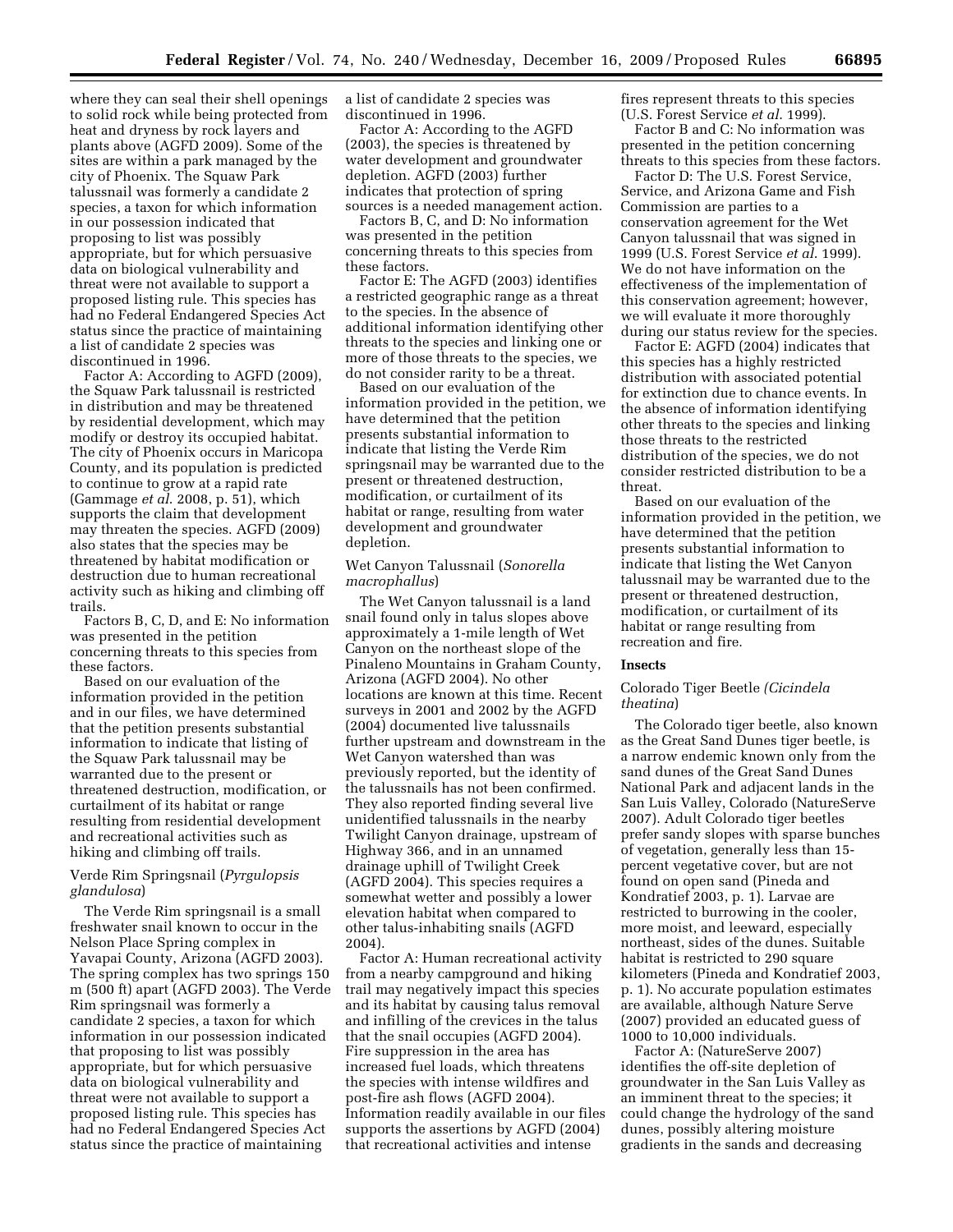where they can seal their shell openings to solid rock while being protected from heat and dryness by rock layers and plants above (AGFD 2009). Some of the sites are within a park managed by the city of Phoenix. The Squaw Park talussnail was formerly a candidate 2 species, a taxon for which information in our possession indicated that proposing to list was possibly appropriate, but for which persuasive data on biological vulnerability and threat were not available to support a proposed listing rule. This species has had no Federal Endangered Species Act status since the practice of maintaining a list of candidate 2 species was discontinued in 1996.

Factor A: According to AGFD (2009), the Squaw Park talussnail is restricted in distribution and may be threatened by residential development, which may modify or destroy its occupied habitat. The city of Phoenix occurs in Maricopa County, and its population is predicted to continue to grow at a rapid rate (Gammage *et al.* 2008, p. 51), which supports the claim that development may threaten the species. AGFD (2009) also states that the species may be threatened by habitat modification or destruction due to human recreational activity such as hiking and climbing off trails.

Factors B, C, D, and E: No information was presented in the petition concerning threats to this species from these factors.

Based on our evaluation of the information provided in the petition and in our files, we have determined that the petition presents substantial information to indicate that listing of the Squaw Park talussnail may be warranted due to the present or threatened destruction, modification, or curtailment of its habitat or range resulting from residential development and recreational activities such as hiking and climbing off trails.

### Verde Rim Springsnail (*Pyrgulopsis glandulosa*)

The Verde Rim springsnail is a small freshwater snail known to occur in the Nelson Place Spring complex in Yavapai County, Arizona (AGFD 2003). The spring complex has two springs 150 m (500 ft) apart (AGFD 2003). The Verde Rim springsnail was formerly a candidate 2 species, a taxon for which information in our possession indicated that proposing to list was possibly appropriate, but for which persuasive data on biological vulnerability and threat were not available to support a proposed listing rule. This species has had no Federal Endangered Species Act status since the practice of maintaining a list of candidate 2 species was discontinued in 1996.

Factor A: According to the AGFD (2003), the species is threatened by water development and groundwater depletion. AGFD (2003) further indicates that protection of spring sources is a needed management action.

Factors B, C, and D: No information was presented in the petition concerning threats to this species from these factors.

Factor E: The AGFD (2003) identifies a restricted geographic range as a threat to the species. In the absence of additional information identifying other threats to the species and linking one or more of those threats to the species, we do not consider rarity to be a threat.

Based on our evaluation of the information provided in the petition, we have determined that the petition presents substantial information to indicate that listing the Verde Rim springsnail may be warranted due to the present or threatened destruction, modification, or curtailment of its habitat or range, resulting from water development and groundwater depletion.

### Wet Canyon Talussnail (*Sonorella macrophallus*)

The Wet Canyon talussnail is a land snail found only in talus slopes above approximately a 1-mile length of Wet Canyon on the northeast slope of the Pinaleno Mountains in Graham County, Arizona (AGFD 2004). No other locations are known at this time. Recent surveys in 2001 and 2002 by the AGFD (2004) documented live talussnails further upstream and downstream in the Wet Canyon watershed than was previously reported, but the identity of the talussnails has not been confirmed. They also reported finding several live unidentified talussnails in the nearby Twilight Canyon drainage, upstream of Highway 366, and in an unnamed drainage uphill of Twilight Creek (AGFD 2004). This species requires a somewhat wetter and possibly a lower elevation habitat when compared to other talus-inhabiting snails (AGFD 2004).

Factor A: Human recreational activity from a nearby campground and hiking trail may negatively impact this species and its habitat by causing talus removal and infilling of the crevices in the talus that the snail occupies (AGFD 2004). Fire suppression in the area has increased fuel loads, which threatens the species with intense wildfires and post-fire ash flows (AGFD 2004). Information readily available in our files supports the assertions by AGFD (2004) that recreational activities and intense fires represent threats to this species (U.S. Forest Service *et al.* 1999).

Factor B and C: No information was presented in the petition concerning threats to this species from these factors.

Factor D: The U.S. Forest Service, Service, and Arizona Game and Fish Commission are parties to a conservation agreement for the Wet Canyon talussnail that was signed in 1999 (U.S. Forest Service *et al.* 1999). We do not have information on the effectiveness of the implementation of this conservation agreement; however, we will evaluate it more thoroughly during our status review for the species.

Factor E: AGFD (2004) indicates that this species has a highly restricted distribution with associated potential for extinction due to chance events. In the absence of information identifying other threats to the species and linking those threats to the restricted distribution of the species, we do not consider restricted distribution to be a threat.

Based on our evaluation of the information provided in the petition, we have determined that the petition presents substantial information to indicate that listing the Wet Canyon talussnail may be warranted due to the present or threatened destruction, modification, or curtailment of its habitat or range resulting from recreation and fire.

## Insects

### Colorado Tiger Beetle *(Cicindela theatina*)

The Colorado tiger beetle, also known as the Great Sand Dunes tiger beetle, is a narrow endemic known only from the sand dunes of the Great Sand Dunes National Park and adjacent lands in the San Luis Valley, Colorado (NatureServe 2007). Adult Colorado tiger beetles prefer sandy slopes with sparse bunches of vegetation, generally less than 15-percent vegetative cover, but are not found on open sand (Pineda and Kondratief 2003, p. 1). Larvae are restricted to burrowing in the cooler, more moist, and leeward, especially northeast, sides of the dunes. Suitable habitat is restricted to 290 square kilometers (Pineda and Kondratief 2003, p. 1). No accurate population estimates are available, although Nature Serve (2007) provided an educated guess of 1000 to 10,000 individuals.

Factor A: (NatureServe 2007) identifies the off-site depletion of groundwater in the San Luis Valley as an imminent threat to the species; it could change the hydrology of the sand dunes, possibly altering moisture gradients in the sands and decreasing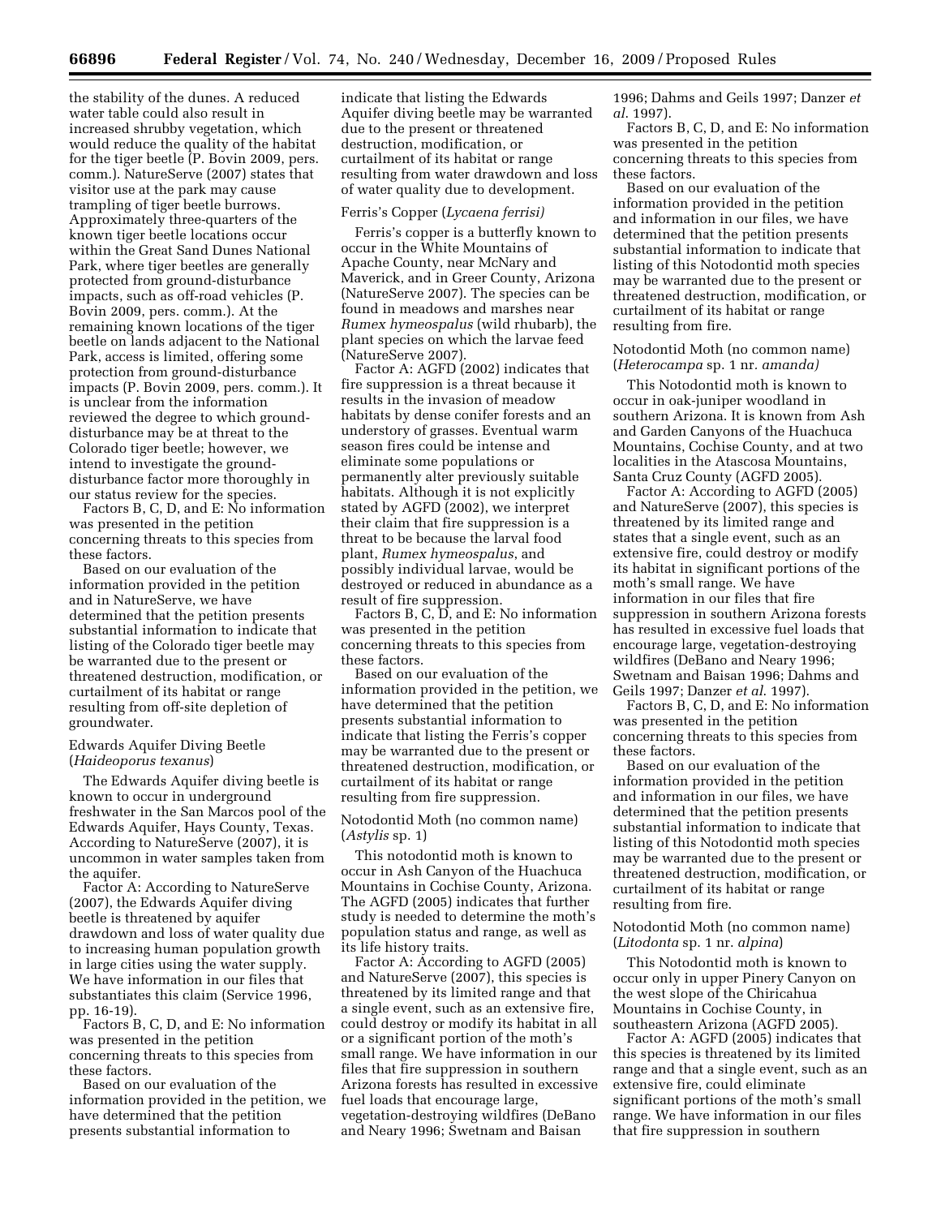the stability of the dunes. A reduced water table could also result in increased shrubby vegetation, which would reduce the quality of the habitat for the tiger beetle (P. Bovin 2009, pers. comm.). NatureServe (2007) states that visitor use at the park may cause trampling of tiger beetle burrows. Approximately three-quarters of the known tiger beetle locations occur within the Great Sand Dunes National Park, where tiger beetles are generally protected from ground-disturbance impacts, such as off-road vehicles (P. Bovin 2009, pers. comm.). At the remaining known locations of the tiger beetle on lands adjacent to the National Park, access is limited, offering some protection from ground-disturbance impacts (P. Bovin 2009, pers. comm.). It is unclear from the information reviewed the degree to which ground-disturbance may be at threat to the Colorado tiger beetle; however, we intend to investigate the ground-disturbance factor more thoroughly in our status review for the species.

Factors B, C, D, and E: No information was presented in the petition concerning threats to this species from these factors.

Based on our evaluation of the information provided in the petition and in NatureServe, we have determined that the petition presents substantial information to indicate that listing of the Colorado tiger beetle may be warranted due to the present or threatened destruction, modification, or curtailment of its habitat or range resulting from off-site depletion of groundwater.

### Edwards Aquifer Diving Beetle (*Haideoporus texanus*)

The Edwards Aquifer diving beetle is known to occur in underground freshwater in the San Marcos pool of the Edwards Aquifer, Hays County, Texas. According to NatureServe (2007), it is uncommon in water samples taken from the aquifer.

Factor A: According to NatureServe (2007), the Edwards Aquifer diving beetle is threatened by aquifer drawdown and loss of water quality due to increasing human population growth in large cities using the water supply. We have information in our files that substantiates this claim (Service 1996, pp. 16-19).

Factors B, C, D, and E: No information was presented in the petition concerning threats to this species from these factors.

Based on our evaluation of the information provided in the petition, we have determined that the petition presents substantial information to indicate that listing the Edwards Aquifer diving beetle may be warranted due to the present or threatened destruction, modification, or curtailment of its habitat or range resulting from water drawdown and loss of water quality due to development.

### Ferris's Copper (*Lycaena ferrisi)*

Ferris's copper is a butterfly known to occur in the White Mountains of Apache County, near McNary and Maverick, and in Greer County, Arizona (NatureServe 2007). The species can be found in meadows and marshes near *Rumex hymeospalus* (wild rhubarb), the plant species on which the larvae feed (NatureServe 2007).

Factor A: AGFD (2002) indicates that fire suppression is a threat because it results in the invasion of meadow habitats by dense conifer forests and an understory of grasses. Eventual warm season fires could be intense and eliminate some populations or permanently alter previously suitable habitats. Although it is not explicitly stated by AGFD (2002), we interpret their claim that fire suppression is a threat to be because the larval food plant, *Rumex hymeospalus*, and possibly individual larvae, would be destroyed or reduced in abundance as a result of fire suppression.

Factors B, C, D, and E: No information was presented in the petition concerning threats to this species from these factors.

Based on our evaluation of the information provided in the petition, we have determined that the petition presents substantial information to indicate that listing the Ferris's copper may be warranted due to the present or threatened destruction, modification, or curtailment of its habitat or range resulting from fire suppression.

### Notodontid Moth (no common name) (*Astylis* sp. 1)

This notodontid moth is known to occur in Ash Canyon of the Huachuca Mountains in Cochise County, Arizona. The AGFD (2005) indicates that further study is needed to determine the moth's population status and range, as well as its life history traits.

Factor A: According to AGFD (2005) and NatureServe (2007), this species is threatened by its limited range and that a single event, such as an extensive fire, could destroy or modify its habitat in all or a significant portion of the moth's small range. We have information in our files that fire suppression in southern Arizona forests has resulted in excessive fuel loads that encourage large, vegetation-destroying wildfires (DeBano and Neary 1996; Swetnam and Baisan 1996; Dahms and Geils 1997; Danzer *et al.* 1997).

Factors B, C, D, and E: No information was presented in the petition concerning threats to this species from these factors.

Based on our evaluation of the information provided in the petition and information in our files, we have determined that the petition presents substantial information to indicate that listing of this Notodontid moth species may be warranted due to the present or threatened destruction, modification, or curtailment of its habitat or range resulting from fire.

### Notodontid Moth (no common name) (*Heterocampa* sp. 1 nr. *amanda)*

This Notodontid moth is known to occur in oak-juniper woodland in southern Arizona. It is known from Ash and Garden Canyons of the Huachuca Mountains, Cochise County, and at two localities in the Atascosa Mountains, Santa Cruz County (AGFD 2005).

Factor A: According to AGFD (2005) and NatureServe (2007), this species is threatened by its limited range and states that a single event, such as an extensive fire, could destroy or modify its habitat in significant portions of the moth's small range. We have information in our files that fire suppression in southern Arizona forests has resulted in excessive fuel loads that encourage large, vegetation-destroying wildfires (DeBano and Neary 1996; Swetnam and Baisan 1996; Dahms and Geils 1997; Danzer *et al.* 1997).

Factors B, C, D, and E: No information was presented in the petition concerning threats to this species from these factors.

Based on our evaluation of the information provided in the petition and information in our files, we have determined that the petition presents substantial information to indicate that listing of this Notodontid moth species may be warranted due to the present or threatened destruction, modification, or curtailment of its habitat or range resulting from fire.

### Notodontid Moth (no common name) (*Litodonta* sp. 1 nr. *alpina*)

This Notodontid moth is known to occur only in upper Pinery Canyon on the west slope of the Chiricahua Mountains in Cochise County, in southeastern Arizona (AGFD 2005).

Factor A: AGFD (2005) indicates that this species is threatened by its limited range and that a single event, such as an extensive fire, could eliminate significant portions of the moth's small range. We have information in our files that fire suppression in southern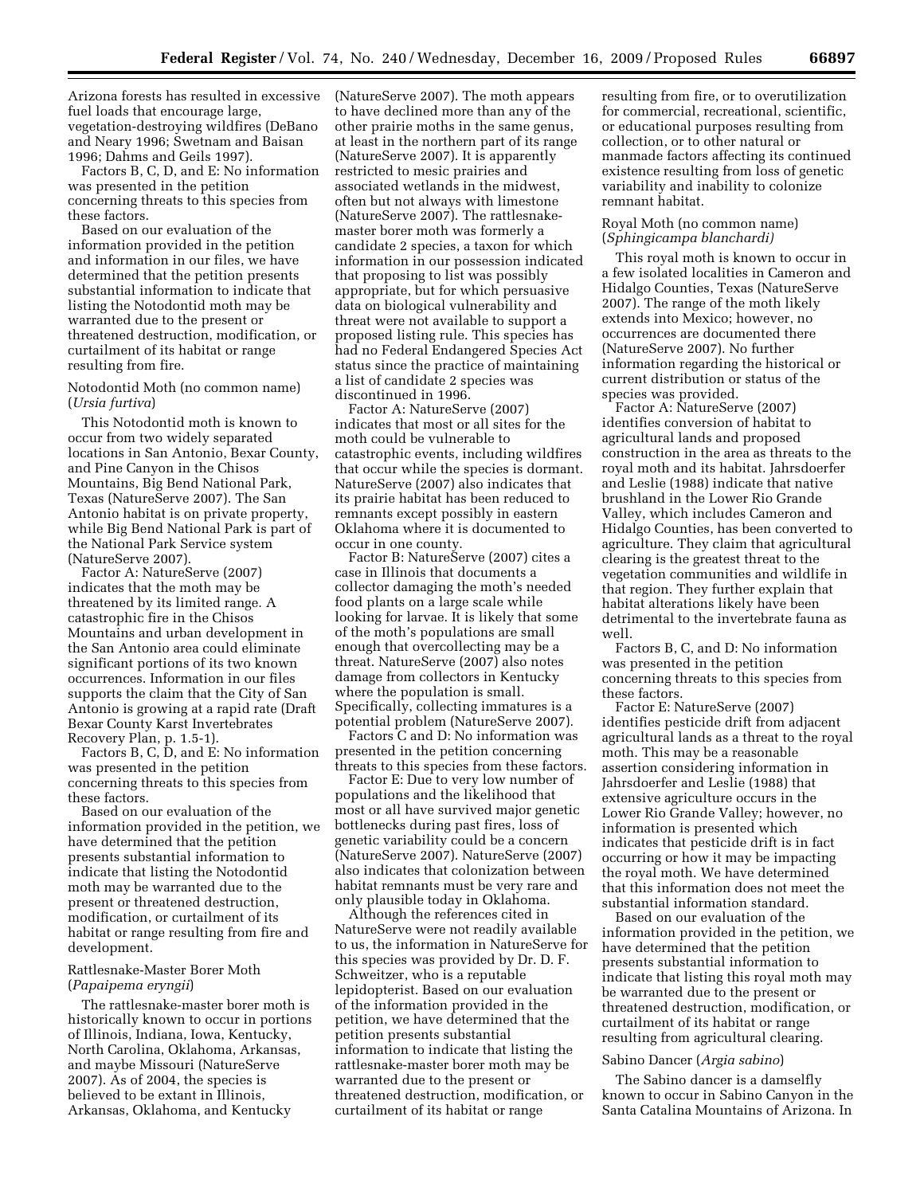Arizona forests has resulted in excessive fuel loads that encourage large, vegetation-destroying wildfires (DeBano and Neary 1996; Swetnam and Baisan 1996; Dahms and Geils 1997).

Factors B, C, D, and E: No information was presented in the petition concerning threats to this species from these factors.

Based on our evaluation of the information provided in the petition and information in our files, we have determined that the petition presents substantial information to indicate that listing the Notodontid moth may be warranted due to the present or threatened destruction, modification, or curtailment of its habitat or range resulting from fire.

### Notodontid Moth (no common name) (*Ursia furtiva*)

This Notodontid moth is known to occur from two widely separated locations in San Antonio, Bexar County, and Pine Canyon in the Chisos Mountains, Big Bend National Park, Texas (NatureServe 2007). The San Antonio habitat is on private property, while Big Bend National Park is part of the National Park Service system (NatureServe 2007).

Factor A: NatureServe (2007) indicates that the moth may be threatened by its limited range. A catastrophic fire in the Chisos Mountains and urban development in the San Antonio area could eliminate significant portions of its two known occurrences. Information in our files supports the claim that the City of San Antonio is growing at a rapid rate (Draft Bexar County Karst Invertebrates Recovery Plan, p. 1.5-1).

Factors B, C, D, and E: No information was presented in the petition concerning threats to this species from these factors.

Based on our evaluation of the information provided in the petition, we have determined that the petition presents substantial information to indicate that listing the Notodontid moth may be warranted due to the present or threatened destruction, modification, or curtailment of its habitat or range resulting from fire and development.

### Rattlesnake-Master Borer Moth (*Papaipema eryngii*)

The rattlesnake-master borer moth is historically known to occur in portions of Illinois, Indiana, Iowa, Kentucky, North Carolina, Oklahoma, Arkansas, and maybe Missouri (NatureServe 2007). As of 2004, the species is believed to be extant in Illinois, Arkansas, Oklahoma, and Kentucky (NatureServe 2007). The moth appears to have declined more than any of the other prairie moths in the same genus, at least in the northern part of its range (NatureServe 2007). It is apparently restricted to mesic prairies and associated wetlands in the midwest, often but not always with limestone (NatureServe 2007). The rattlesnake-master borer moth was formerly a candidate 2 species, a taxon for which information in our possession indicated that proposing to list was possibly appropriate, but for which persuasive data on biological vulnerability and threat were not available to support a proposed listing rule. This species has had no Federal Endangered Species Act status since the practice of maintaining a list of candidate 2 species was discontinued in 1996.

Factor A: NatureServe (2007) indicates that most or all sites for the moth could be vulnerable to catastrophic events, including wildfires that occur while the species is dormant. NatureServe (2007) also indicates that its prairie habitat has been reduced to remnants except possibly in eastern Oklahoma where it is documented to occur in one county.

Factor B: NatureServe (2007) cites a case in Illinois that documents a collector damaging the moth's needed food plants on a large scale while looking for larvae. It is likely that some of the moth's populations are small enough that overcollecting may be a threat. NatureServe (2007) also notes damage from collectors in Kentucky where the population is small. Specifically, collecting immatures is a potential problem (NatureServe 2007).

Factors C and D: No information was presented in the petition concerning threats to this species from these factors.

Factor E: Due to very low number of populations and the likelihood that most or all have survived major genetic bottlenecks during past fires, loss of genetic variability could be a concern (NatureServe 2007). NatureServe (2007) also indicates that colonization between habitat remnants must be very rare and only plausible today in Oklahoma.

Although the references cited in NatureServe were not readily available to us, the information in NatureServe for this species was provided by Dr. D. F. Schweitzer, who is a reputable lepidopterist. Based on our evaluation of the information provided in the petition, we have determined that the petition presents substantial information to indicate that listing the rattlesnake-master borer moth may be warranted due to the present or threatened destruction, modification, or curtailment of its habitat or range resulting from fire, or to overutilization for commercial, recreational, scientific, or educational purposes resulting from collection, or to other natural or manmade factors affecting its continued existence resulting from loss of genetic variability and inability to colonize remnant habitat.

### Royal Moth (no common name) (*Sphingicampa blanchardi*)

This royal moth is known to occur in a few isolated localities in Cameron and Hidalgo Counties, Texas (NatureServe 2007). The range of the moth likely extends into Mexico; however, no occurrences are documented there (NatureServe 2007). No further information regarding the historical or current distribution or status of the species was provided.

Factor A: NatureServe (2007) identifies conversion of habitat to agricultural lands and proposed construction in the area as threats to the royal moth and its habitat. Jahrsdoerfer and Leslie (1988) indicate that native brushland in the Lower Rio Grande Valley, which includes Cameron and Hidalgo Counties, has been converted to agriculture. They claim that agricultural clearing is the greatest threat to the vegetation communities and wildlife in that region. They further explain that habitat alterations likely have been detrimental to the invertebrate fauna as well.

Factors B, C, and D: No information was presented in the petition concerning threats to this species from these factors.

Factor E: NatureServe (2007) identifies pesticide drift from adjacent agricultural lands as a threat to the royal moth. This may be a reasonable assertion considering information in Jahrsdoerfer and Leslie (1988) that extensive agriculture occurs in the Lower Rio Grande Valley; however, no information is presented which indicates that pesticide drift is in fact occurring or how it may be impacting the royal moth. We have determined that this information does not meet the substantial information standard.

Based on our evaluation of the information provided in the petition, we have determined that the petition presents substantial information to indicate that listing this royal moth may be warranted due to the present or threatened destruction, modification, or curtailment of its habitat or range resulting from agricultural clearing.

### Sabino Dancer (*Argia sabino*)

The Sabino dancer is a damselfly known to occur in Sabino Canyon in the Santa Catalina Mountains of Arizona. In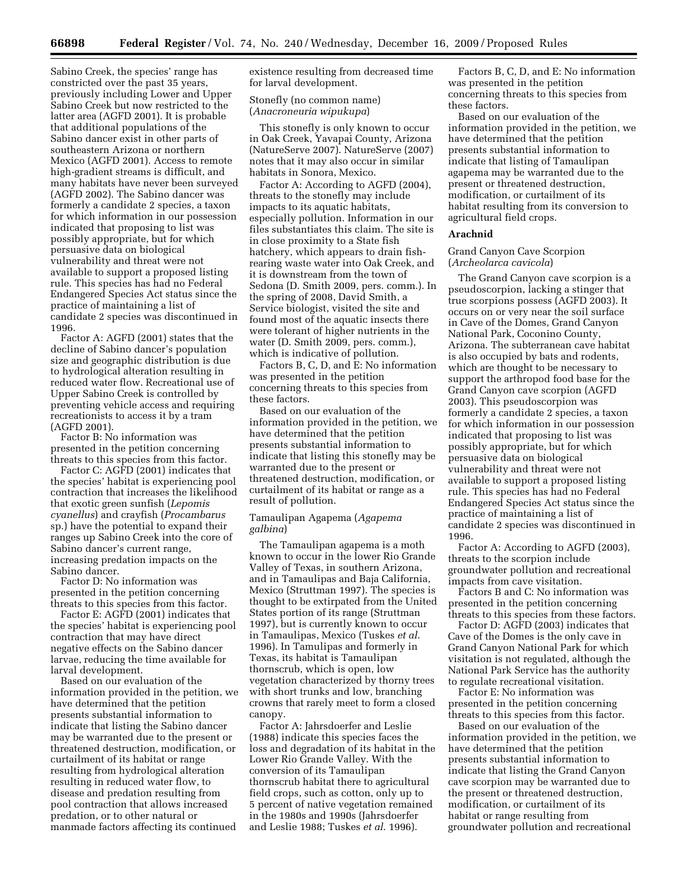Sabino Creek, the species' range has constricted over the past 35 years, previously including Lower and Upper Sabino Creek but now restricted to the latter area (AGFD 2001). It is probable that additional populations of the Sabino dancer exist in other parts of southeastern Arizona or northern Mexico (AGFD 2001). Access to remote high-gradient streams is difficult, and many habitats have never been surveyed (AGFD 2002). The Sabino dancer was formerly a candidate 2 species, a taxon for which information in our possession indicated that proposing to list was possibly appropriate, but for which persuasive data on biological vulnerability and threat were not available to support a proposed listing rule. This species has had no Federal Endangered Species Act status since the practice of maintaining a list of candidate 2 species was discontinued in 1996.

Factor A: AGFD (2001) states that the decline of Sabino dancer's population size and geographic distribution is due to hydrological alteration resulting in reduced water flow. Recreational use of Upper Sabino Creek is controlled by preventing vehicle access and requiring recreationists to access it by a tram (AGFD 2001).

Factor B: No information was presented in the petition concerning threats to this species from this factor.

Factor C: AGFD (2001) indicates that the species' habitat is experiencing pool contraction that increases the likelihood that exotic green sunfish (*Lepomis cyanellus*) and crayfish (*Procambarus* sp.) have the potential to expand their ranges up Sabino Creek into the core of Sabino dancer's current range, increasing predation impacts on the Sabino dancer.

Factor D: No information was presented in the petition concerning threats to this species from this factor.

Factor E: AGFD (2001) indicates that the species' habitat is experiencing pool contraction that may have direct negative effects on the Sabino dancer larvae, reducing the time available for larval development.

Based on our evaluation of the information provided in the petition, we have determined that the petition presents substantial information to indicate that listing the Sabino dancer may be warranted due to the present or threatened destruction, modification, or curtailment of its habitat or range resulting from hydrological alteration resulting in reduced water flow, to disease and predation resulting from pool contraction that allows increased predation, or to other natural or manmade factors affecting its continued existence resulting from decreased time for larval development.

Stonefly (no common name) (*Anacroneuria wipukupa*)

This stonefly is only known to occur in Oak Creek, Yavapai County, Arizona (NatureServe 2007). NatureServe (2007) notes that it may also occur in similar habitats in Sonora, Mexico.

Factor A: According to AGFD (2004), threats to the stonefly may include impacts to its aquatic habitats, especially pollution. Information in our files substantiates this claim. The site is in close proximity to a State fish hatchery, which appears to drain fish-rearing waste water into Oak Creek, and it is downstream from the town of Sedona (D. Smith 2009, pers. comm.). In the spring of 2008, David Smith, a Service biologist, visited the site and found most of the aquatic insects there were tolerant of higher nutrients in the water (D. Smith 2009, pers. comm.), which is indicative of pollution.

Factors B, C, D, and E: No information was presented in the petition concerning threats to this species from these factors.

Based on our evaluation of the information provided in the petition, we have determined that the petition presents substantial information to indicate that listing this stonefly may be warranted due to the present or threatened destruction, modification, or curtailment of its habitat or range as a result of pollution.

Tamaulipan Agapema (*Agapema galbina*)

The Tamaulipan agapema is a moth known to occur in the lower Rio Grande Valley of Texas, in southern Arizona, and in Tamaulipas and Baja California, Mexico (Struttman 1997). The species is thought to be extirpated from the United States portion of its range (Struttman 1997), but is currently known to occur in Tamaulipas, Mexico (Tuskes *et al.* 1996). In Tamulipas and formerly in Texas, its habitat is Tamaulipan thornscrub, which is open, low vegetation characterized by thorny trees with short trunks and low, branching crowns that rarely meet to form a closed canopy.

Factor A: Jahrsdoerfer and Leslie (1988) indicate this species faces the loss and degradation of its habitat in the Lower Rio Grande Valley. With the conversion of its Tamaulipan thornscrub habitat there to agricultural field crops, such as cotton, only up to 5 percent of native vegetation remained in the 1980s and 1990s (Jahrsdoerfer and Leslie 1988; Tuskes *et al.* 1996).

Factors B, C, D, and E: No information was presented in the petition concerning threats to this species from these factors.

Based on our evaluation of the information provided in the petition, we have determined that the petition presents substantial information to indicate that listing of Tamaulipan agapema may be warranted due to the present or threatened destruction, modification, or curtailment of its habitat resulting from its conversion to agricultural field crops.

**Arachnid**

Grand Canyon Cave Scorpion (*Archeolarca cavicola*)

The Grand Canyon cave scorpion is a pseudoscorpion, lacking a stinger that true scorpions possess (AGFD 2003). It occurs on or very near the soil surface in Cave of the Domes, Grand Canyon National Park, Coconino County, Arizona. The subterranean cave habitat is also occupied by bats and rodents, which are thought to be necessary to support the arthropod food base for the Grand Canyon cave scorpion (AGFD 2003). This pseudoscorpion was formerly a candidate 2 species, a taxon for which information in our possession indicated that proposing to list was possibly appropriate, but for which persuasive data on biological vulnerability and threat were not available to support a proposed listing rule. This species has had no Federal Endangered Species Act status since the practice of maintaining a list of candidate 2 species was discontinued in 1996.

Factor A: According to AGFD (2003), threats to the scorpion include groundwater pollution and recreational impacts from cave visitation.

Factors B and C: No information was presented in the petition concerning threats to this species from these factors.

Factor D: AGFD (2003) indicates that Cave of the Domes is the only cave in Grand Canyon National Park for which visitation is not regulated, although the National Park Service has the authority to regulate recreational visitation.

Factor E: No information was presented in the petition concerning threats to this species from this factor.

Based on our evaluation of the information provided in the petition, we have determined that the petition presents substantial information to indicate that listing the Grand Canyon cave scorpion may be warranted due to the present or threatened destruction, modification, or curtailment of its habitat or range resulting from groundwater pollution and recreational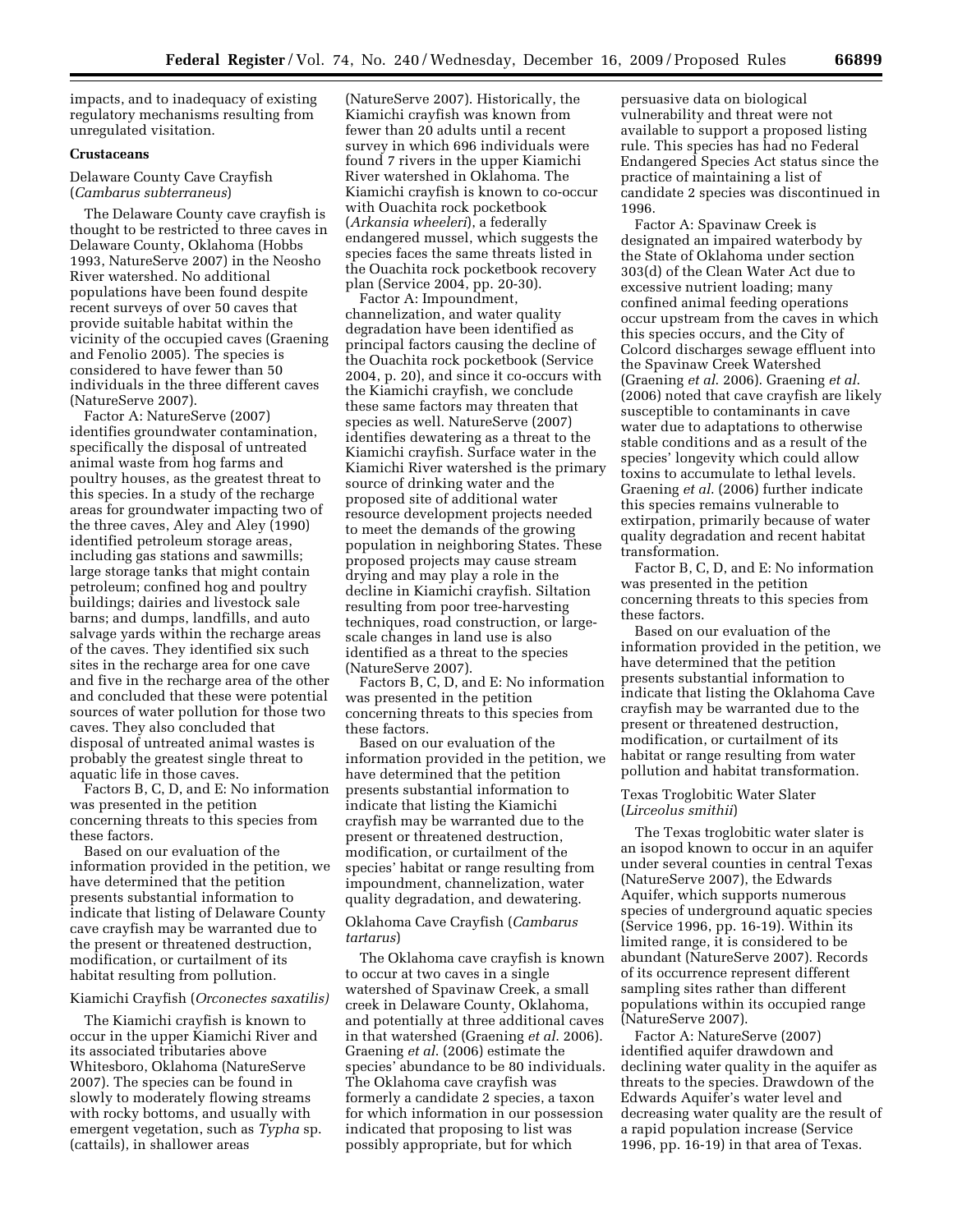impacts, and to inadequacy of existing regulatory mechanisms resulting from unregulated visitation.

### Crustaceans

#### Delaware County Cave Crayfish (*Cambarus subterraneus*)

The Delaware County cave crayfish is thought to be restricted to three caves in Delaware County, Oklahoma (Hobbs 1993, NatureServe 2007) in the Neosho River watershed. No additional populations have been found despite recent surveys of over 50 caves that provide suitable habitat within the vicinity of the occupied caves (Graening and Fenolio 2005). The species is considered to have fewer than 50 individuals in the three different caves (NatureServe 2007).

Factor A: NatureServe (2007) identifies groundwater contamination, specifically the disposal of untreated animal waste from hog farms and poultry houses, as the greatest threat to this species. In a study of the recharge areas for groundwater impacting two of the three caves, Aley and Aley (1990) identified petroleum storage areas, including gas stations and sawmills; large storage tanks that might contain petroleum; confined hog and poultry buildings; dairies and livestock sale barns; and dumps, landfills, and auto salvage yards within the recharge areas of the caves. They identified six such sites in the recharge area for one cave and five in the recharge area of the other and concluded that these were potential sources of water pollution for those two caves. They also concluded that disposal of untreated animal wastes is probably the greatest single threat to aquatic life in those caves.

Factors B, C, D, and E: No information was presented in the petition concerning threats to this species from these factors.

Based on our evaluation of the information provided in the petition, we have determined that the petition presents substantial information to indicate that listing of Delaware County cave crayfish may be warranted due to the present or threatened destruction, modification, or curtailment of its habitat resulting from pollution.

#### Kiamichi Crayfish (*Orconectes saxatilis)*

The Kiamichi crayfish is known to occur in the upper Kiamichi River and its associated tributaries above Whitesboro, Oklahoma (NatureServe 2007). The species can be found in slowly to moderately flowing streams with rocky bottoms, and usually with emergent vegetation, such as *Typha* sp. (cattails), in shallower areas (NatureServe 2007). Historically, the Kiamichi crayfish was known from fewer than 20 adults until a recent survey in which 696 individuals were found 7 rivers in the upper Kiamichi River watershed in Oklahoma. The Kiamichi crayfish is known to co-occur with Ouachita rock pocketbook (*Arkansia wheeleri*), a federally endangered mussel, which suggests the species faces the same threats listed in the Ouachita rock pocketbook recovery plan (Service 2004, pp. 20-30).

Factor A: Impoundment, channelization, and water quality degradation have been identified as principal factors causing the decline of the Ouachita rock pocketbook (Service 2004, p. 20), and since it co-occurs with the Kiamichi crayfish, we conclude these same factors may threaten that species as well. NatureServe (2007) identifies dewatering as a threat to the Kiamichi crayfish. Surface water in the Kiamichi River watershed is the primary source of drinking water and the proposed site of additional water resource development projects needed to meet the demands of the growing population in neighboring States. These proposed projects may cause stream drying and may play a role in the decline in Kiamichi crayfish. Siltation resulting from poor tree-harvesting techniques, road construction, or large-scale changes in land use is also identified as a threat to the species (NatureServe 2007).

Factors B, C, D, and E: No information was presented in the petition concerning threats to this species from these factors.

Based on our evaluation of the information provided in the petition, we have determined that the petition presents substantial information to indicate that listing the Kiamichi crayfish may be warranted due to the present or threatened destruction, modification, or curtailment of the species' habitat or range resulting from impoundment, channelization, water quality degradation, and dewatering.

#### Oklahoma Cave Crayfish (*Cambarus tartarus*)

The Oklahoma cave crayfish is known to occur at two caves in a single watershed of Spavinaw Creek, a small creek in Delaware County, Oklahoma, and potentially at three additional caves in that watershed (Graening *et al*. 2006). Graening *et al*. (2006) estimate the species' abundance to be 80 individuals. The Oklahoma cave crayfish was formerly a candidate 2 species, a taxon for which information in our possession indicated that proposing to list was possibly appropriate, but for which persuasive data on biological vulnerability and threat were not available to support a proposed listing rule. This species has had no Federal Endangered Species Act status since the practice of maintaining a list of candidate 2 species was discontinued in 1996.

Factor A: Spavinaw Creek is designated an impaired waterbody by the State of Oklahoma under section 303(d) of the Clean Water Act due to excessive nutrient loading; many confined animal feeding operations occur upstream from the caves in which this species occurs, and the City of Colcord discharges sewage effluent into the Spavinaw Creek Watershed (Graening *et al*. 2006). Graening *et al*. (2006) noted that cave crayfish are likely susceptible to contaminants in cave water due to adaptations to otherwise stable conditions and as a result of the species' longevity which could allow toxins to accumulate to lethal levels. Graening *et al*. (2006) further indicate this species remains vulnerable to extirpation, primarily because of water quality degradation and recent habitat transformation.

Factor B, C, D, and E: No information was presented in the petition concerning threats to this species from these factors.

Based on our evaluation of the information provided in the petition, we have determined that the petition presents substantial information to indicate that listing the Oklahoma Cave crayfish may be warranted due to the present or threatened destruction, modification, or curtailment of its habitat or range resulting from water pollution and habitat transformation.

#### Texas Troglobitic Water Slater (*Lirceolus smithii*)

The Texas troglobitic water slater is an isopod known to occur in an aquifer under several counties in central Texas (NatureServe 2007), the Edwards Aquifer, which supports numerous species of underground aquatic species (Service 1996, pp. 16-19). Within its limited range, it is considered to be abundant (NatureServe 2007). Records of its occurrence represent different sampling sites rather than different populations within its occupied range (NatureServe 2007).

Factor A: NatureServe (2007) identified aquifer drawdown and declining water quality in the aquifer as threats to the species. Drawdown of the Edwards Aquifer's water level and decreasing water quality are the result of a rapid population increase (Service 1996, pp. 16-19) in that area of Texas.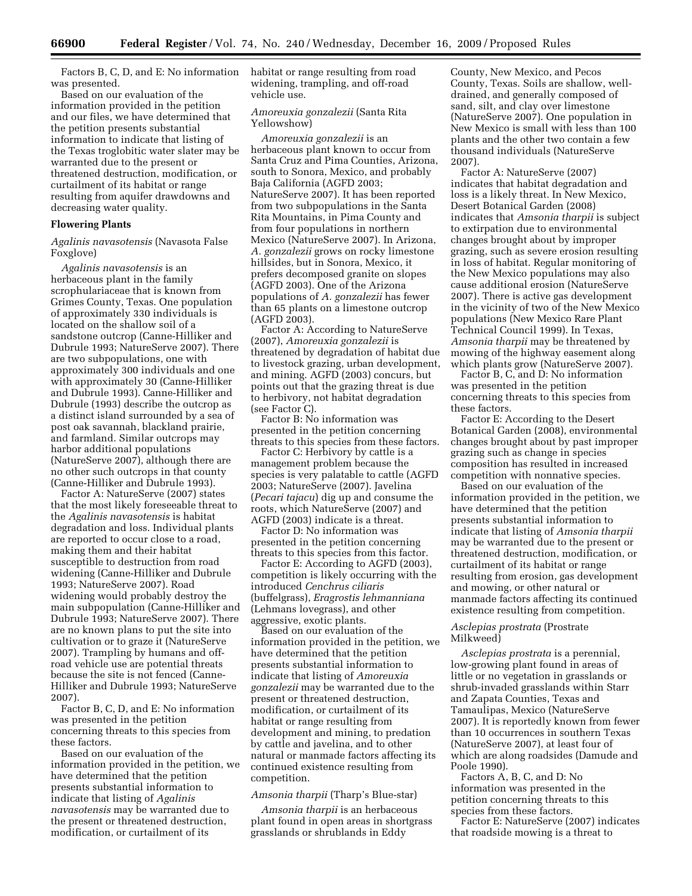Factors B, C, D, and E: No information was presented.

Based on our evaluation of the information provided in the petition and our files, we have determined that the petition presents substantial information to indicate that listing of the Texas troglobitic water slater may be warranted due to the present or threatened destruction, modification, or curtailment of its habitat or range resulting from aquifer drawdowns and decreasing water quality.

## Flowering Plants

*Agalinis navasotensis* (Navasota False Foxglove)

*Agalinis navasotensis* is an herbaceous plant in the family scrophulariaceae that is known from Grimes County, Texas. One population of approximately 330 individuals is located on the shallow soil of a sandstone outcrop (Canne-Hilliker and Dubrule 1993; NatureServe 2007). There are two subpopulations, one with approximately 300 individuals and one with approximately 30 (Canne-Hilliker and Dubrule 1993). Canne-Hilliker and Dubrule (1993) describe the outcrop as a distinct island surrounded by a sea of post oak savannah, blackland prairie, and farmland. Similar outcrops may harbor additional populations (NatureServe 2007), although there are no other such outcrops in that county (Canne-Hilliker and Dubrule 1993).

Factor A: NatureServe (2007) states that the most likely foreseeable threat to the *Agalinis navasotensis* is habitat degradation and loss. Individual plants are reported to occur close to a road, making them and their habitat susceptible to destruction from road widening (Canne-Hilliker and Dubrule 1993; NatureServe 2007). Road widening would probably destroy the main subpopulation (Canne-Hilliker and Dubrule 1993; NatureServe 2007). There are no known plans to put the site into cultivation or to graze it (NatureServe 2007). Trampling by humans and off-road vehicle use are potential threats because the site is not fenced (Canne-Hilliker and Dubrule 1993; NatureServe 2007).

Factor B, C, D, and E: No information was presented in the petition concerning threats to this species from these factors.

Based on our evaluation of the information provided in the petition, we have determined that the petition presents substantial information to indicate that listing of *Agalinis navasotensis* may be warranted due to the present or threatened destruction, modification, or curtailment of its habitat or range resulting from road widening, trampling, and off-road vehicle use.

*Amoreuxia gonzalezii* (Santa Rita Yellowshow)

*Amoreuxia gonzalezii* is an herbaceous plant known to occur from Santa Cruz and Pima Counties, Arizona, south to Sonora, Mexico, and probably Baja California (AGFD 2003; NatureServe 2007). It has been reported from two subpopulations in the Santa Rita Mountains, in Pima County and from four populations in northern Mexico (NatureServe 2007). In Arizona, *A. gonzalezii* grows on rocky limestone hillsides, but in Sonora, Mexico, it prefers decomposed granite on slopes (AGFD 2003). One of the Arizona populations of *A. gonzalezii* has fewer than 65 plants on a limestone outcrop (AGFD 2003).

Factor A: According to NatureServe (2007), *Amoreuxia gonzalezii* is threatened by degradation of habitat due to livestock grazing, urban development, and mining. AGFD (2003) concurs, but points out that the grazing threat is due to herbivory, not habitat degradation (see Factor C).

Factor B: No information was presented in the petition concerning threats to this species from these factors.

Factor C: Herbivory by cattle is a management problem because the species is very palatable to cattle (AGFD 2003; NatureServe (2007). Javelina (*Pecari tajacu*) dig up and consume the roots, which NatureServe (2007) and AGFD (2003) indicate is a threat.

Factor D: No information was presented in the petition concerning threats to this species from this factor.

Factor E: According to AGFD (2003), competition is likely occurring with the introduced *Cenchrus ciliaris* (buffelgrass), *Eragrostis lehmanniana* (Lehmans lovegrass), and other aggressive, exotic plants.

Based on our evaluation of the information provided in the petition, we have determined that the petition presents substantial information to indicate that listing of *Amoreuxia gonzalezii* may be warranted due to the present or threatened destruction, modification, or curtailment of its habitat or range resulting from development and mining, to predation by cattle and javelina, and to other natural or manmade factors affecting its continued existence resulting from competition.

*Amsonia tharpii* (Tharp's Blue-star)

*Amsonia tharpii* is an herbaceous plant found in open areas in shortgrass grasslands or shrublands in Eddy County, New Mexico, and Pecos County, Texas. Soils are shallow, well-drained, and generally composed of sand, silt, and clay over limestone (NatureServe 2007). One population in New Mexico is small with less than 100 plants and the other two contain a few thousand individuals (NatureServe 2007).

Factor A: NatureServe (2007) indicates that habitat degradation and loss is a likely threat. In New Mexico, Desert Botanical Garden (2008) indicates that *Amsonia tharpii* is subject to extirpation due to environmental changes brought about by improper grazing, such as severe erosion resulting in loss of habitat. Regular monitoring of the New Mexico populations may also cause additional erosion (NatureServe 2007). There is active gas development in the vicinity of two of the New Mexico populations (New Mexico Rare Plant Technical Council 1999). In Texas, *Amsonia tharpii* may be threatened by mowing of the highway easement along which plants grow (NatureServe 2007).

Factor B, C, and D: No information was presented in the petition concerning threats to this species from these factors.

Factor E: According to the Desert Botanical Garden (2008), environmental changes brought about by past improper grazing such as change in species composition has resulted in increased competition with nonnative species.

Based on our evaluation of the information provided in the petition, we have determined that the petition presents substantial information to indicate that listing of *Amsonia tharpii* may be warranted due to the present or threatened destruction, modification, or curtailment of its habitat or range resulting from erosion, gas development and mowing, or other natural or manmade factors affecting its continued existence resulting from competition.

*Asclepias prostrata* (Prostrate Milkweed)

*Asclepias prostrata* is a perennial, low-growing plant found in areas of little or no vegetation in grasslands or shrub-invaded grasslands within Starr and Zapata Counties, Texas and Tamaulipas, Mexico (NatureServe 2007). It is reportedly known from fewer than 10 occurrences in southern Texas (NatureServe 2007), at least four of which are along roadsides (Damude and Poole 1990).

Factors A, B, C, and D: No information was presented in the petition concerning threats to this species from these factors.

Factor E: NatureServe (2007) indicates that roadside mowing is a threat to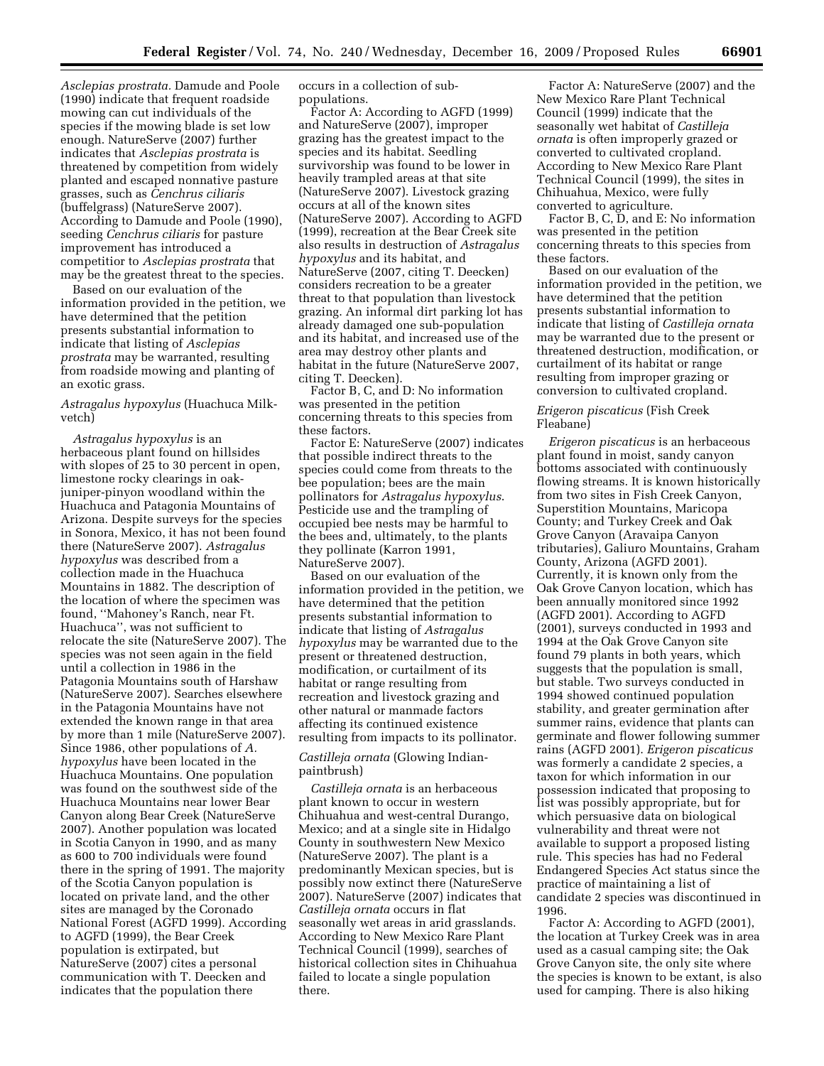*Asclepias prostrata.* Damude and Poole (1990) indicate that frequent roadside mowing can cut individuals of the species if the mowing blade is set low enough. NatureServe (2007) further indicates that *Asclepias prostrata* is threatened by competition from widely planted and escaped nonnative pasture grasses, such as *Cenchrus ciliaris* (buffelgrass) (NatureServe 2007). According to Damude and Poole (1990), seeding *Cenchrus ciliaris* for pasture improvement has introduced a competitior to *Asclepias prostrata* that may be the greatest threat to the species.

Based on our evaluation of the information provided in the petition, we have determined that the petition presents substantial information to indicate that listing of *Asclepias prostrata* may be warranted, resulting from roadside mowing and planting of an exotic grass.

### *Astragalus hypoxylus* (Huachuca Milk-vetch)

*Astragalus hypoxylus* is an herbaceous plant found on hillsides with slopes of 25 to 30 percent in open, limestone rocky clearings in oak-juniper-pinyon woodland within the Huachuca and Patagonia Mountains of Arizona. Despite surveys for the species in Sonora, Mexico, it has not been found there (NatureServe 2007). *Astragalus hypoxylus* was described from a collection made in the Huachuca Mountains in 1882. The description of the location of where the specimen was found, ''Mahoney's Ranch, near Ft. Huachuca'', was not sufficient to relocate the site (NatureServe 2007). The species was not seen again in the field until a collection in 1986 in the Patagonia Mountains south of Harshaw (NatureServe 2007). Searches elsewhere in the Patagonia Mountains have not extended the known range in that area by more than 1 mile (NatureServe 2007). Since 1986, other populations of *A. hypoxylus* have been located in the Huachuca Mountains. One population was found on the southwest side of the Huachuca Mountains near lower Bear Canyon along Bear Creek (NatureServe 2007). Another population was located in Scotia Canyon in 1990, and as many as 600 to 700 individuals were found there in the spring of 1991. The majority of the Scotia Canyon population is located on private land, and the other sites are managed by the Coronado National Forest (AGFD 1999). According to AGFD (1999), the Bear Creek population is extirpated, but NatureServe (2007) cites a personal communication with T. Deecken and indicates that the population there occurs in a collection of sub-populations.

Factor A: According to AGFD (1999) and NatureServe (2007), improper grazing has the greatest impact to the species and its habitat. Seedling survivorship was found to be lower in heavily trampled areas at that site (NatureServe 2007). Livestock grazing occurs at all of the known sites (NatureServe 2007). According to AGFD (1999), recreation at the Bear Creek site also results in destruction of *Astragalus hypoxylus* and its habitat, and NatureServe (2007, citing T. Deecken) considers recreation to be a greater threat to that population than livestock grazing. An informal dirt parking lot has already damaged one sub-population and its habitat, and increased use of the area may destroy other plants and habitat in the future (NatureServe 2007, citing T. Deecken).

Factor B, C, and D: No information was presented in the petition concerning threats to this species from these factors.

Factor E: NatureServe (2007) indicates that possible indirect threats to the species could come from threats to the bee population; bees are the main pollinators for *Astragalus hypoxylus*. Pesticide use and the trampling of occupied bee nests may be harmful to the bees and, ultimately, to the plants they pollinate (Karron 1991, NatureServe 2007).

Based on our evaluation of the information provided in the petition, we have determined that the petition presents substantial information to indicate that listing of *Astragalus hypoxylus* may be warranted due to the present or threatened destruction, modification, or curtailment of its habitat or range resulting from recreation and livestock grazing and other natural or manmade factors affecting its continued existence resulting from impacts to its pollinator.

### *Castilleja ornata* (Glowing Indian-paintbrush)

*Castilleja ornata* is an herbaceous plant known to occur in western Chihuahua and west-central Durango, Mexico; and at a single site in Hidalgo County in southwestern New Mexico (NatureServe 2007). The plant is a predominantly Mexican species, but is possibly now extinct there (NatureServe 2007). NatureServe (2007) indicates that *Castilleja ornata* occurs in flat seasonally wet areas in arid grasslands. According to New Mexico Rare Plant Technical Council (1999), searches of historical collection sites in Chihuahua failed to locate a single population there.

Factor A: NatureServe (2007) and the New Mexico Rare Plant Technical Council (1999) indicate that the seasonally wet habitat of *Castilleja ornata* is often improperly grazed or converted to cultivated cropland. According to New Mexico Rare Plant Technical Council (1999), the sites in Chihuahua, Mexico, were fully converted to agriculture.

Factor B, C, D, and E: No information was presented in the petition concerning threats to this species from these factors.

Based on our evaluation of the information provided in the petition, we have determined that the petition presents substantial information to indicate that listing of *Castilleja ornata* may be warranted due to the present or threatened destruction, modification, or curtailment of its habitat or range resulting from improper grazing or conversion to cultivated cropland.

### *Erigeron piscaticus* (Fish Creek Fleabane)

*Erigeron piscaticus* is an herbaceous plant found in moist, sandy canyon bottoms associated with continuously flowing streams. It is known historically from two sites in Fish Creek Canyon, Superstition Mountains, Maricopa County; and Turkey Creek and Oak Grove Canyon (Aravaipa Canyon tributaries), Galiuro Mountains, Graham County, Arizona (AGFD 2001). Currently, it is known only from the Oak Grove Canyon location, which has been annually monitored since 1992 (AGFD 2001). According to AGFD (2001), surveys conducted in 1993 and 1994 at the Oak Grove Canyon site found 79 plants in both years, which suggests that the population is small, but stable. Two surveys conducted in 1994 showed continued population stability, and greater germination after summer rains, evidence that plants can germinate and flower following summer rains (AGFD 2001). *Erigeron piscaticus* was formerly a candidate 2 species, a taxon for which information in our possession indicated that proposing to list was possibly appropriate, but for which persuasive data on biological vulnerability and threat were not available to support a proposed listing rule. This species has had no Federal Endangered Species Act status since the practice of maintaining a list of candidate 2 species was discontinued in 1996.

Factor A: According to AGFD (2001), the location at Turkey Creek was in area used as a casual camping site; the Oak Grove Canyon site, the only site where the species is known to be extant, is also used for camping. There is also hiking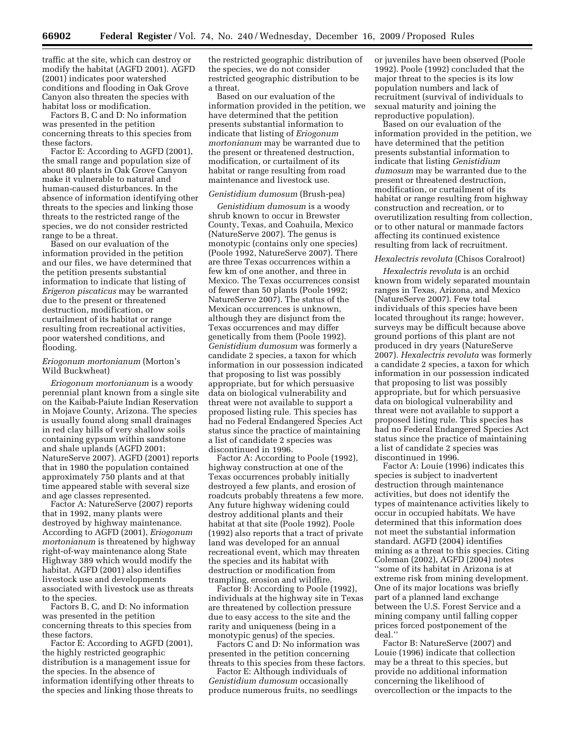traffic at the site, which can destroy or modify the habitat (AGFD 2001). AGFD (2001) indicates poor watershed conditions and flooding in Oak Grove Canyon also threaten the species with habitat loss or modification.

Factors B, C and D: No information was presented in the petition concerning threats to this species from these factors.

Factor E: According to AGFD (2001), the small range and population size of about 80 plants in Oak Grove Canyon make it vulnerable to natural and human-caused disturbances. In the absence of information identifying other threats to the species and linking those threats to the restricted range of the species, we do not consider restricted range to be a threat.

Based on our evaluation of the information provided in the petition and our files, we have determined that the petition presents substantial information to indicate that listing of *Erigeron piscaticus* may be warranted due to the present or threatened destruction, modification, or curtailment of its habitat or range resulting from recreational activities, poor watershed conditions, and flooding.

### *Eriogonum mortonianum* (Morton's Wild Buckwheat)

*Eriogonum mortonianum* is a woody perennial plant known from a single site on the Kaibab-Paiute Indian Reservation in Mojave County, Arizona. The species is usually found along small drainages in red clay hills of very shallow soils containing gypsum within sandstone and shale uplands (AGFD 2001; NatureServe 2007). AGFD (2001) reports that in 1980 the population contained approximately 750 plants and at that time appeared stable with several size and age classes represented.

Factor A: NatureServe (2007) reports that in 1992, many plants were destroyed by highway maintenance. According to AGFD (2001), *Eriogonum mortonianum* is threatened by highway right-of-way maintenance along State Highway 389 which would modify the habitat. AGFD (2001) also identifies livestock use and developments associated with livestock use as threats to the species.

Factors B, C, and D: No information was presented in the petition concerning threats to this species from these factors.

Factor E: According to AGFD (2001), the highly restricted geographic distribution is a management issue for the species. In the absence of information identifying other threats to the species and linking those threats to the restricted geographic distribution of the species, we do not consider restricted geographic distribution to be a threat.

Based on our evaluation of the information provided in the petition, we have determined that the petition presents substantial information to indicate that listing of *Eriogonum mortonianum* may be warranted due to the present or threatened destruction, modification, or curtailment of its habitat or range resulting from road maintenance and livestock use.

### *Genistidium dumosum* (Brush-pea)

*Genistidium dumosum* is a woody shrub known to occur in Brewster County, Texas, and Coahuila, Mexico (NatureServe 2007). The genus is monotypic (contains only one species) (Poole 1992, NatureServe 2007). There are three Texas occurrences within a few km of one another, and three in Mexico. The Texas occurrences consist of fewer than 50 plants (Poole 1992; NatureServe 2007). The status of the Mexican occurrences is unknown, although they are disjunct from the Texas occurrences and may differ genetically from them (Poole 1992). *Genistidium dumosum* was formerly a candidate 2 species, a taxon for which information in our possession indicated that proposing to list was possibly appropriate, but for which persuasive data on biological vulnerability and threat were not available to support a proposed listing rule. This species has had no Federal Endangered Species Act status since the practice of maintaining a list of candidate 2 species was discontinued in 1996.

Factor A: According to Poole (1992), highway construction at one of the Texas occurrences probably initially destroyed a few plants, and erosion of roadcuts probably threatens a few more. Any future highway widening could destroy additional plants and their habitat at that site (Poole 1992). Poole (1992) also reports that a tract of private land was developed for an annual recreational event, which may threaten the species and its habitat with destruction or modification from trampling, erosion and wildfire.

Factor B: According to Poole (1992), individuals at the highway site in Texas are threatened by collection pressure due to easy access to the site and the rarity and uniqueness (being in a monotypic genus) of the species.

Factors C and D: No information was presented in the petition concerning threats to this species from these factors.

Factor E: Although individuals of *Genistidium dumosum* occasionally produce numerous fruits, no seedlings or juveniles have been observed (Poole 1992). Poole (1992) concluded that the major threat to the species is its low population numbers and lack of recruitment (survival of individuals to sexual maturity and joining the reproductive population).

Based on our evaluation of the information provided in the petition, we have determined that the petition presents substantial information to indicate that listing *Genistidium dumosum* may be warranted due to the present or threatened destruction, modification, or curtailment of its habitat or range resulting from highway construction and recreation, or to overutilization resulting from collection, or to other natural or manmade factors affecting its continued existence resulting from lack of recruitment.

### *Hexalectris revoluta* (Chisos Coralroot)

*Hexalectris revoluta* is an orchid known from widely separated mountain ranges in Texas, Arizona, and Mexico (NatureServe 2007). Few total individuals of this species have been located throughout its range; however, surveys may be difficult because above ground portions of this plant are not produced in dry years (NatureServe 2007). *Hexalectris revoluta* was formerly a candidate 2 species, a taxon for which information in our possession indicated that proposing to list was possibly appropriate, but for which persuasive data on biological vulnerability and threat were not available to support a proposed listing rule. This species has had no Federal Endangered Species Act status since the practice of maintaining a list of candidate 2 species was discontinued in 1996.

Factor A: Louie (1996) indicates this species is subject to inadvertent destruction through maintenance activities, but does not identify the types of maintenance activities likely to occur in occupied habitats. We have determined that this information does not meet the substantial information standard. AGFD (2004) identifies mining as a threat to this species. Citing Coleman (2002), AGFD (2004) notes "some of its habitat in Arizona is at extreme risk from mining development. One of its major locations was briefly part of a planned land exchange between the U.S. Forest Service and a mining company until falling copper prices forced postponement of the deal."

Factor B: NatureServe (2007) and Louie (1996) indicate that collection may be a threat to this species, but provide no additional information concerning the likelihood of overcollection or the impacts to the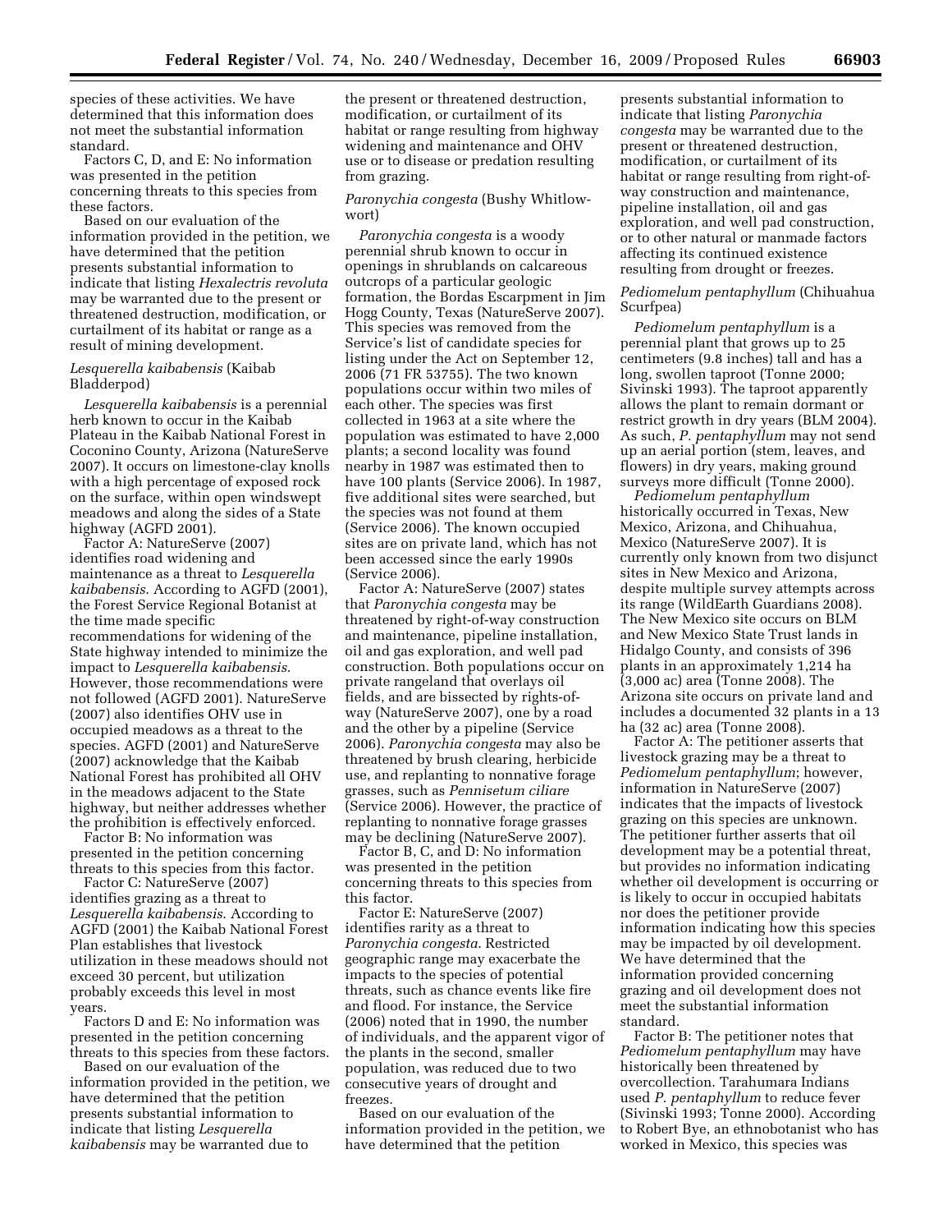species of these activities. We have determined that this information does not meet the substantial information standard.

Factors C, D, and E: No information was presented in the petition concerning threats to this species from these factors.

Based on our evaluation of the information provided in the petition, we have determined that the petition presents substantial information to indicate that listing *Hexalectris revoluta* may be warranted due to the present or threatened destruction, modification, or curtailment of its habitat or range as a result of mining development.

*Lesquerella kaibabensis* (Kaibab Bladderpod)

*Lesquerella kaibabensis* is a perennial herb known to occur in the Kaibab Plateau in the Kaibab National Forest in Coconino County, Arizona (NatureServe 2007). It occurs on limestone-clay knolls with a high percentage of exposed rock on the surface, within open windswept meadows and along the sides of a State highway (AGFD 2001).

Factor A: NatureServe (2007) identifies road widening and maintenance as a threat to *Lesquerella kaibabensis*. According to AGFD (2001), the Forest Service Regional Botanist at the time made specific recommendations for widening of the State highway intended to minimize the impact to *Lesquerella kaibabensis*. However, those recommendations were not followed (AGFD 2001). NatureServe (2007) also identifies OHV use in occupied meadows as a threat to the species. AGFD (2001) and NatureServe (2007) acknowledge that the Kaibab National Forest has prohibited all OHV in the meadows adjacent to the State highway, but neither addresses whether the prohibition is effectively enforced.

Factor B: No information was presented in the petition concerning threats to this species from this factor.

Factor C: NatureServe (2007) identifies grazing as a threat to *Lesquerella kaibabensis*. According to AGFD (2001) the Kaibab National Forest Plan establishes that livestock utilization in these meadows should not exceed 30 percent, but utilization probably exceeds this level in most years.

Factors D and E: No information was presented in the petition concerning threats to this species from these factors.

Based on our evaluation of the information provided in the petition, we have determined that the petition presents substantial information to indicate that listing *Lesquerella kaibabensis* may be warranted due to the present or threatened destruction, modification, or curtailment of its habitat or range resulting from highway widening and maintenance and OHV use or to disease or predation resulting from grazing.

*Paronychia congesta* (Bushy Whitlow-wort)

*Paronychia congesta* is a woody perennial shrub known to occur in openings in shrublands on calcareous outcrops of a particular geologic formation, the Bordas Escarpment in Jim Hogg County, Texas (NatureServe 2007). This species was removed from the Service's list of candidate species for listing under the Act on September 12, 2006 (71 FR 53755). The two known populations occur within two miles of each other. The species was first collected in 1963 at a site where the population was estimated to have 2,000 plants; a second locality was found nearby in 1987 was estimated then to have 100 plants (Service 2006). In 1987, five additional sites were searched, but the species was not found at them (Service 2006). The known occupied sites are on private land, which has not been accessed since the early 1990s (Service 2006).

Factor A: NatureServe (2007) states that *Paronychia congesta* may be threatened by right-of-way construction and maintenance, pipeline installation, oil and gas exploration, and well pad construction. Both populations occur on private rangeland that overlays oil fields, and are bissected by rights-of-way (NatureServe 2007), one by a road and the other by a pipeline (Service 2006). *Paronychia congesta* may also be threatened by brush clearing, herbicide use, and replanting to nonnative forage grasses, such as *Pennisetum ciliare* (Service 2006). However, the practice of replanting to nonnative forage grasses may be declining (NatureServe 2007).

Factor B, C, and D: No information was presented in the petition concerning threats to this species from this factor.

Factor E: NatureServe (2007) identifies rarity as a threat to *Paronychia congesta*. Restricted geographic range may exacerbate the impacts to the species of potential threats, such as chance events like fire and flood. For instance, the Service (2006) noted that in 1990, the number of individuals, and the apparent vigor of the plants in the second, smaller population, was reduced due to two consecutive years of drought and freezes.

Based on our evaluation of the information provided in the petition, we have determined that the petition presents substantial information to indicate that listing *Paronychia congesta* may be warranted due to the present or threatened destruction, modification, or curtailment of its habitat or range resulting from right-of-way construction and maintenance, pipeline installation, oil and gas exploration, and well pad construction, or to other natural or manmade factors affecting its continued existence resulting from drought or freezes.

*Pediomelum pentaphyllum* (Chihuahua Scurfpea)

*Pediomelum pentaphyllum* is a perennial plant that grows up to 25 centimeters (9.8 inches) tall and has a long, swollen taproot (Tonne 2000; Sivinski 1993). The taproot apparently allows the plant to remain dormant or restrict growth in dry years (BLM 2004). As such, *P. pentaphyllum* may not send up an aerial portion (stem, leaves, and flowers) in dry years, making ground surveys more difficult (Tonne 2000).

*Pediomelum pentaphyllum* historically occurred in Texas, New Mexico, Arizona, and Chihuahua, Mexico (NatureServe 2007). It is currently only known from two disjunct sites in New Mexico and Arizona, despite multiple survey attempts across its range (WildEarth Guardians 2008). The New Mexico site occurs on BLM and New Mexico State Trust lands in Hidalgo County, and consists of 396 plants in an approximately 1,214 ha (3,000 ac) area (Tonne 2008). The Arizona site occurs on private land and includes a documented 32 plants in a 13 ha (32 ac) area (Tonne 2008).

Factor A: The petitioner asserts that livestock grazing may be a threat to *Pediomelum pentaphyllum*; however, information in NatureServe (2007) indicates that the impacts of livestock grazing on this species are unknown. The petitioner further asserts that oil development may be a potential threat, but provides no information indicating whether oil development is occurring or is likely to occur in occupied habitats nor does the petitioner provide information indicating how this species may be impacted by oil development. We have determined that the information provided concerning grazing and oil development does not meet the substantial information standard.

Factor B: The petitioner notes that *Pediomelum pentaphyllum* may have historically been threatened by overcollection. Tarahumara Indians used *P. pentaphyllum* to reduce fever (Sivinski 1993; Tonne 2000). According to Robert Bye, an ethnobotanist who has worked in Mexico, this species was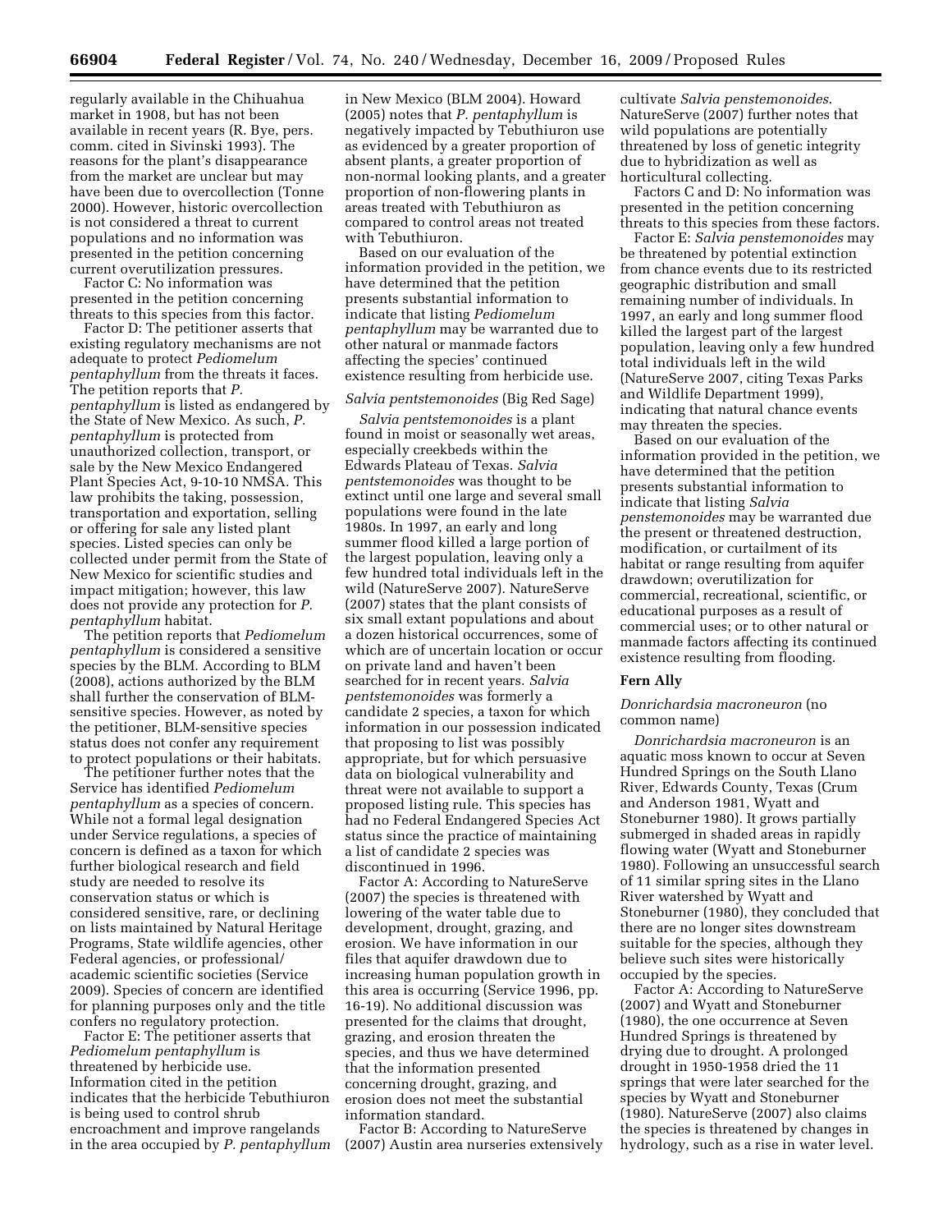regularly available in the Chihuahua market in 1908, but has not been available in recent years (R. Bye, pers. comm. cited in Sivinski 1993). The reasons for the plant's disappearance from the market are unclear but may have been due to overcollection (Tonne 2000). However, historic overcollection is not considered a threat to current populations and no information was presented in the petition concerning current overutilization pressures.

Factor C: No information was presented in the petition concerning threats to this species from this factor.

Factor D: The petitioner asserts that existing regulatory mechanisms are not adequate to protect *Pediomelum pentaphyllum* from the threats it faces. The petition reports that *P. pentaphyllum* is listed as endangered by the State of New Mexico. As such, *P. pentaphyllum* is protected from unauthorized collection, transport, or sale by the New Mexico Endangered Plant Species Act, 9-10-10 NMSA. This law prohibits the taking, possession, transportation and exportation, selling or offering for sale any listed plant species. Listed species can only be collected under permit from the State of New Mexico for scientific studies and impact mitigation; however, this law does not provide any protection for *P. pentaphyllum* habitat.

The petition reports that *Pediomelum pentaphyllum* is considered a sensitive species by the BLM. According to BLM (2008), actions authorized by the BLM shall further the conservation of BLM-sensitive species. However, as noted by the petitioner, BLM-sensitive species status does not confer any requirement to protect populations or their habitats.

The petitioner further notes that the Service has identified *Pediomelum pentaphyllum* as a species of concern. While not a formal legal designation under Service regulations, a species of concern is defined as a taxon for which further biological research and field study are needed to resolve its conservation status or which is considered sensitive, rare, or declining on lists maintained by Natural Heritage Programs, State wildlife agencies, other Federal agencies, or professional/academic scientific societies (Service 2009). Species of concern are identified for planning purposes only and the title confers no regulatory protection.

Factor E: The petitioner asserts that *Pediomelum pentaphyllum* is threatened by herbicide use. Information cited in the petition indicates that the herbicide Tebuthiuron is being used to control shrub encroachment and improve rangelands in the area occupied by *P. pentaphyllum* in New Mexico (BLM 2004). Howard (2005) notes that *P. pentaphyllum* is negatively impacted by Tebuthiuron use as evidenced by a greater proportion of absent plants, a greater proportion of non-normal looking plants, and a greater proportion of non-flowering plants in areas treated with Tebuthiuron as compared to control areas not treated with Tebuthiuron.

Based on our evaluation of the information provided in the petition, we have determined that the petition presents substantial information to indicate that listing *Pediomelum pentaphyllum* may be warranted due to other natural or manmade factors affecting the species' continued existence resulting from herbicide use.

*Salvia pentstemonoides* (Big Red Sage)

*Salvia pentstemonoides* is a plant found in moist or seasonally wet areas, especially creekbeds within the Edwards Plateau of Texas. *Salvia pentstemonoides* was thought to be extinct until one large and several small populations were found in the late 1980s. In 1997, an early and long summer flood killed a large portion of the largest population, leaving only a few hundred total individuals left in the wild (NatureServe 2007). NatureServe (2007) states that the plant consists of six small extant populations and about a dozen historical occurrences, some of which are of uncertain location or occur on private land and haven't been searched for in recent years. *Salvia pentstemonoides* was formerly a candidate 2 species, a taxon for which information in our possession indicated that proposing to list was possibly appropriate, but for which persuasive data on biological vulnerability and threat were not available to support a proposed listing rule. This species has had no Federal Endangered Species Act status since the practice of maintaining a list of candidate 2 species was discontinued in 1996.

Factor A: According to NatureServe (2007) the species is threatened with lowering of the water table due to development, drought, grazing, and erosion. We have information in our files that aquifer drawdown due to increasing human population growth in this area is occurring (Service 1996, pp. 16-19). No additional discussion was presented for the claims that drought, grazing, and erosion threaten the species, and thus we have determined that the information presented concerning drought, grazing, and erosion does not meet the substantial information standard.

Factor B: According to NatureServe (2007) Austin area nurseries extensively cultivate *Salvia penstemonoides*. NatureServe (2007) further notes that wild populations are potentially threatened by loss of genetic integrity due to hybridization as well as horticultural collecting.

Factors C and D: No information was presented in the petition concerning threats to this species from these factors.

Factor E: *Salvia penstemonoides* may be threatened by potential extinction from chance events due to its restricted geographic distribution and small remaining number of individuals. In 1997, an early and long summer flood killed the largest part of the largest population, leaving only a few hundred total individuals left in the wild (NatureServe 2007, citing Texas Parks and Wildlife Department 1999), indicating that natural chance events may threaten the species.

Based on our evaluation of the information provided in the petition, we have determined that the petition presents substantial information to indicate that listing *Salvia penstemonoides* may be warranted due the present or threatened destruction, modification, or curtailment of its habitat or range resulting from aquifer drawdown; overutilization for commercial, recreational, scientific, or educational purposes as a result of commercial uses; or to other natural or manmade factors affecting its continued existence resulting from flooding.

**Fern Ally**

*Donrichardsia macroneuron* (no common name)

*Donrichardsia macroneuron* is an aquatic moss known to occur at Seven Hundred Springs on the South Llano River, Edwards County, Texas (Crum and Anderson 1981, Wyatt and Stoneburner 1980). It grows partially submerged in shaded areas in rapidly flowing water (Wyatt and Stoneburner 1980). Following an unsuccessful search of 11 similar spring sites in the Llano River watershed by Wyatt and Stoneburner (1980), they concluded that there are no longer sites downstream suitable for the species, although they believe such sites were historically occupied by the species.

Factor A: According to NatureServe (2007) and Wyatt and Stoneburner (1980), the one occurrence at Seven Hundred Springs is threatened by drying due to drought. A prolonged drought in 1950-1958 dried the 11 springs that were later searched for the species by Wyatt and Stoneburner (1980). NatureServe (2007) also claims the species is threatened by changes in hydrology, such as a rise in water level.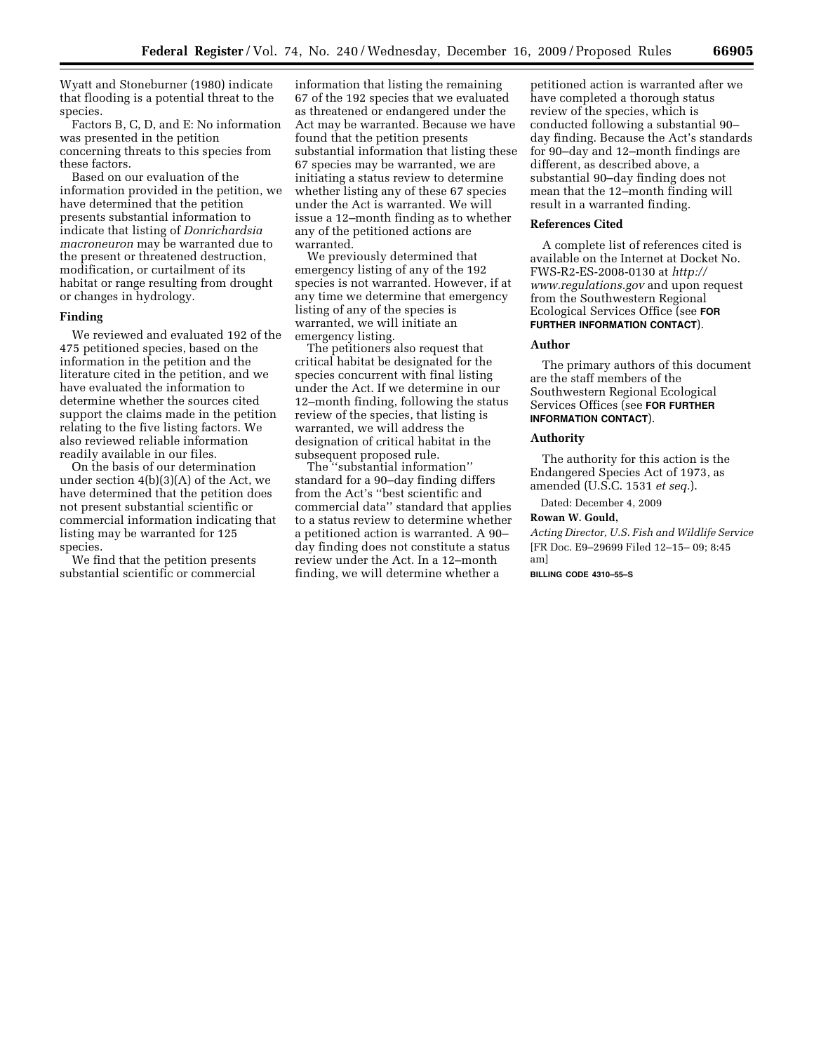Wyatt and Stoneburner (1980) indicate that flooding is a potential threat to the species.

Factors B, C, D, and E: No information was presented in the petition concerning threats to this species from these factors.

Based on our evaluation of the information provided in the petition, we have determined that the petition presents substantial information to indicate that listing of *Donrichardsia macroneuron* may be warranted due to the present or threatened destruction, modification, or curtailment of its habitat or range resulting from drought or changes in hydrology.

**Finding**

We reviewed and evaluated 192 of the 475 petitioned species, based on the information in the petition and the literature cited in the petition, and we have evaluated the information to determine whether the sources cited support the claims made in the petition relating to the five listing factors. We also reviewed reliable information readily available in our files.

On the basis of our determination under section 4(b)(3)(A) of the Act, we have determined that the petition does not present substantial scientific or commercial information indicating that listing may be warranted for 125 species.

We find that the petition presents substantial scientific or commercial information that listing the remaining 67 of the 192 species that we evaluated as threatened or endangered under the Act may be warranted. Because we have found that the petition presents substantial information that listing these 67 species may be warranted, we are initiating a status review to determine whether listing any of these 67 species under the Act is warranted. We will issue a 12–month finding as to whether any of the petitioned actions are warranted.

We previously determined that emergency listing of any of the 192 species is not warranted. However, if at any time we determine that emergency listing of any of the species is warranted, we will initiate an emergency listing.

The petitioners also request that critical habitat be designated for the species concurrent with final listing under the Act. If we determine in our 12–month finding, following the status review of the species, that listing is warranted, we will address the designation of critical habitat in the subsequent proposed rule.

The ''substantial information'' standard for a 90–day finding differs from the Act's ''best scientific and commercial data'' standard that applies to a status review to determine whether a petitioned action is warranted. A 90–day finding does not constitute a status review under the Act. In a 12–month finding, we will determine whether a petitioned action is warranted after we have completed a thorough status review of the species, which is conducted following a substantial 90–day finding. Because the Act's standards for 90–day and 12–month findings are different, as described above, a substantial 90–day finding does not mean that the 12–month finding will result in a warranted finding.

**References Cited**

A complete list of references cited is available on the Internet at Docket No. FWS-R2-ES-2008-0130 at *http://www.regulations.gov* and upon request from the Southwestern Regional Ecological Services Office (see **FOR FURTHER INFORMATION CONTACT**).

**Author**

The primary authors of this document are the staff members of the Southwestern Regional Ecological Services Offices (see **FOR FURTHER INFORMATION CONTACT**).

**Authority**

The authority for this action is the Endangered Species Act of 1973, as amended (U.S.C. 1531 *et seq.*).

Dated: December 4, 2009

**Rowan W. Gould,**

*Acting Director, U.S. Fish and Wildlife Service*

[FR Doc. E9–29699 Filed 12–15– 09; 8:45 am]

**BILLING CODE 4310–55–S**